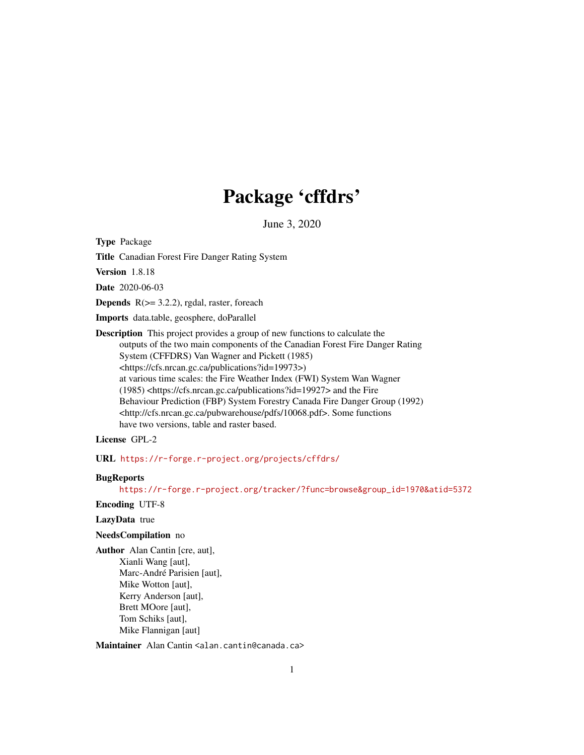# Package 'cffdrs'

June 3, 2020

**Type** Package

**Title** Canadian Forest Fire Danger Rating System

**Version** 1.8.18

**Date** 2020-06-03

**Depends** R(>= 3.2.2), rgdal, raster, foreach

**Imports** data.table, geosphere, doParallel

**Description** This project provides a group of new functions to calculate the outputs of the two main components of the Canadian Forest Fire Danger Rating System (CFFDRS) Van Wagner and Pickett (1985) <https://cfs.nrcan.gc.ca/publications?id=19973>) at various time scales: the Fire Weather Index (FWI) System Wan Wagner (1985) <https://cfs.nrcan.gc.ca/publications?id=19927> and the Fire Behaviour Prediction (FBP) System Forestry Canada Fire Danger Group (1992) <http://cfs.nrcan.gc.ca/pubwarehouse/pdfs/10068.pdf>. Some functions have two versions, table and raster based.

**License** GPL-2

**URL** https://r-forge.r-project.org/projects/cffdrs/

**BugReports** https://r-forge.r-project.org/tracker/?func=browse&group_id=1970&atid=5372

**Encoding** UTF-8

**LazyData** true

**NeedsCompilation** no

**Author** Alan Cantin [cre, aut],
Xianli Wang [aut],
Marc-André Parisien [aut],
Mike Wotton [aut],
Kerry Anderson [aut],
Brett MOore [aut],
Tom Schiks [aut],
Mike Flannigan [aut]

**Maintainer** Alan Cantin <alan.cantin@canada.ca>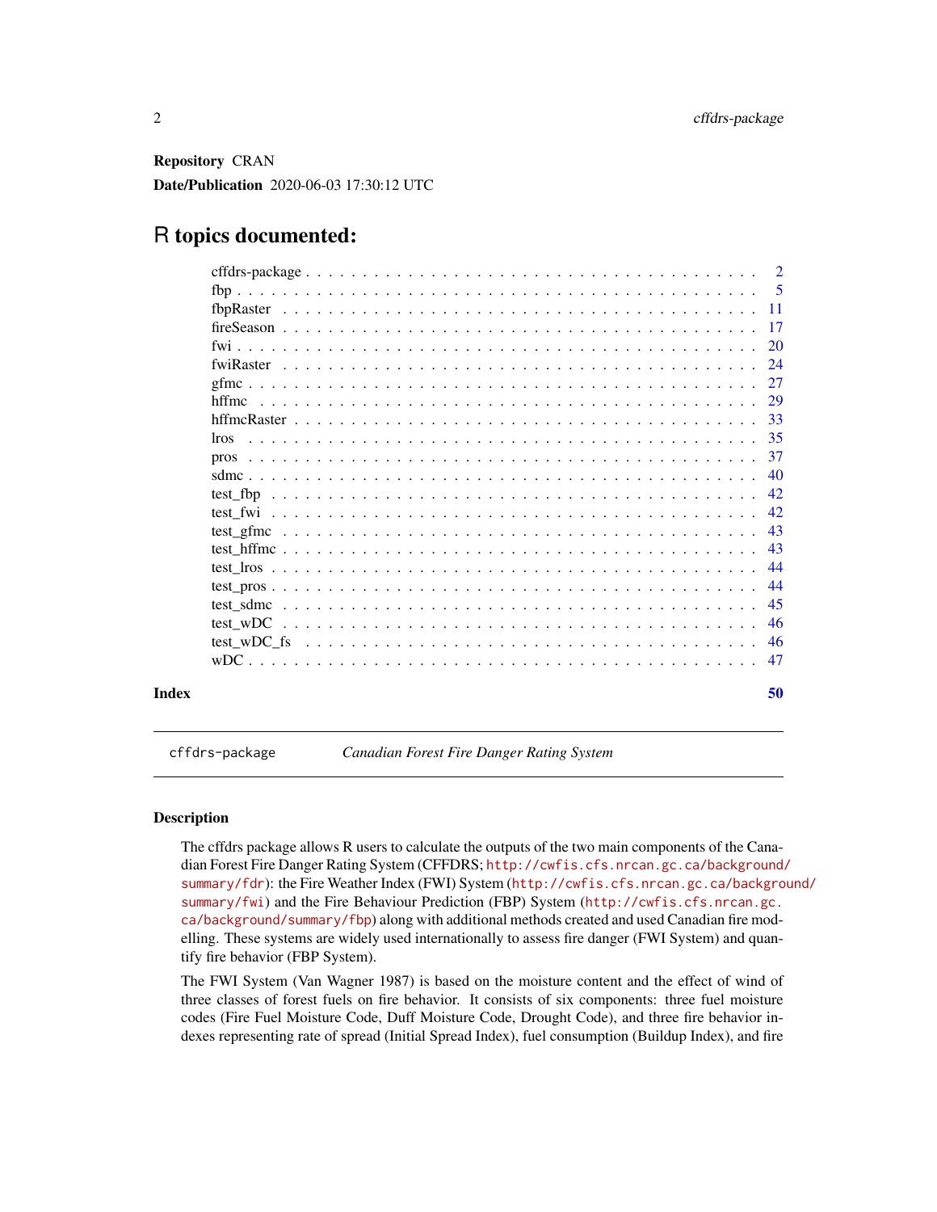**Repository** CRAN

**Date/Publication** 2020-06-03 17:30:12 UTC

# R topics documented:

| | |
|---|---|
| cffdrs-package | 2 |
| fbp | 5 |
| fbpRaster | 11 |
| fireSeason | 17 |
| fwi | 20 |
| fwiRaster | 24 |
| gfmc | 27 |
| hffmc | 29 |
| hffmcRaster | 33 |
| lros | 35 |
| pros | 37 |
| sdmc | 40 |
| test_fbp | 42 |
| test_fwi | 42 |
| test_gfmc | 43 |
| test_hffmc | 43 |
| test_lros | 44 |
| test_pros | 44 |
| test_sdmc | 45 |
| test_wDC | 46 |
| test_wDC_fs | 46 |
| wDC | 47 |
| **Index** | **50** |

---

cffdrs-package *Canadian Forest Fire Danger Rating System*

---

## Description

The cffdrs package allows R users to calculate the outputs of the two main components of the Canadian Forest Fire Danger Rating System (CFFDRS; http://cwfis.cfs.nrcan.gc.ca/background/summary/fdr): the Fire Weather Index (FWI) System (http://cwfis.cfs.nrcan.gc.ca/background/summary/fwi) and the Fire Behaviour Prediction (FBP) System (http://cwfis.cfs.nrcan.gc.ca/background/summary/fbp) along with additional methods created and used Canadian fire modelling. These systems are widely used internationally to assess fire danger (FWI System) and quantify fire behavior (FBP System).

The FWI System (Van Wagner 1987) is based on the moisture content and the effect of wind of three classes of forest fuels on fire behavior. It consists of six components: three fuel moisture codes (Fire Fuel Moisture Code, Duff Moisture Code, Drought Code), and three fire behavior indexes representing rate of spread (Initial Spread Index), fuel consumption (Buildup Index), and fire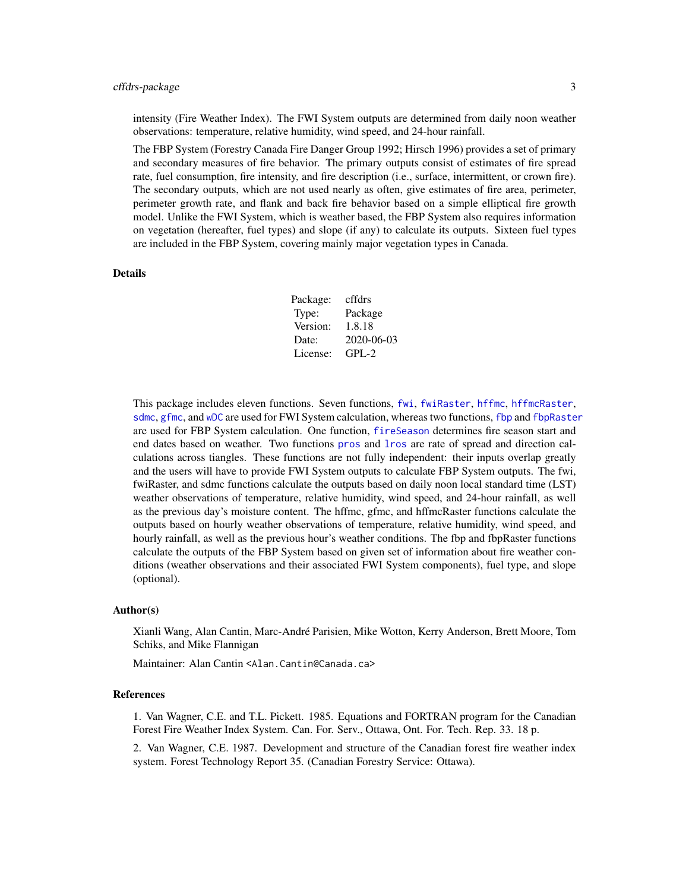intensity (Fire Weather Index). The FWI System outputs are determined from daily noon weather observations: temperature, relative humidity, wind speed, and 24-hour rainfall.

The FBP System (Forestry Canada Fire Danger Group 1992; Hirsch 1996) provides a set of primary and secondary measures of fire behavior. The primary outputs consist of estimates of fire spread rate, fuel consumption, fire intensity, and fire description (i.e., surface, intermittent, or crown fire). The secondary outputs, which are not used nearly as often, give estimates of fire area, perimeter, perimeter growth rate, and flank and back fire behavior based on a simple elliptical fire growth model. Unlike the FWI System, which is weather based, the FBP System also requires information on vegetation (hereafter, fuel types) and slope (if any) to calculate its outputs. Sixteen fuel types are included in the FBP System, covering mainly major vegetation types in Canada.

## Details

| | |
|---|---|
| Package: | cffdrs |
| Type: | Package |
| Version: | 1.8.18 |
| Date: | 2020-06-03 |
| License: | GPL-2 |

This package includes eleven functions. Seven functions, `fwi`, `fwiRaster`, `hffmc`, `hffmcRaster`, `sdmc`, `gfmc`, and `wDC` are used for FWI System calculation, whereas two functions, `fbp` and `fbpRaster` are used for FBP System calculation. One function, `fireSeason` determines fire season start and end dates based on weather. Two functions `pros` and `lros` are rate of spread and direction calculations across tiangles. These functions are not fully independent: their inputs overlap greatly and the users will have to provide FWI System outputs to calculate FBP System outputs. The fwi, fwiRaster, and sdmc functions calculate the outputs based on daily noon local standard time (LST) weather observations of temperature, relative humidity, wind speed, and 24-hour rainfall, as well as the previous day's moisture content. The hffmc, gfmc, and hffmcRaster functions calculate the outputs based on hourly weather observations of temperature, relative humidity, wind speed, and hourly rainfall, as well as the previous hour's weather conditions. The fbp and fbpRaster functions calculate the outputs of the FBP System based on given set of information about fire weather conditions (weather observations and their associated FWI System components), fuel type, and slope (optional).

## Author(s)

Xianli Wang, Alan Cantin, Marc-André Parisien, Mike Wotton, Kerry Anderson, Brett Moore, Tom Schiks, and Mike Flannigan

Maintainer: Alan Cantin <Alan.Cantin@Canada.ca>

## References

1. Van Wagner, C.E. and T.L. Pickett. 1985. Equations and FORTRAN program for the Canadian Forest Fire Weather Index System. Can. For. Serv., Ottawa, Ont. For. Tech. Rep. 33. 18 p.

2. Van Wagner, C.E. 1987. Development and structure of the Canadian forest fire weather index system. Forest Technology Report 35. (Canadian Forestry Service: Ottawa).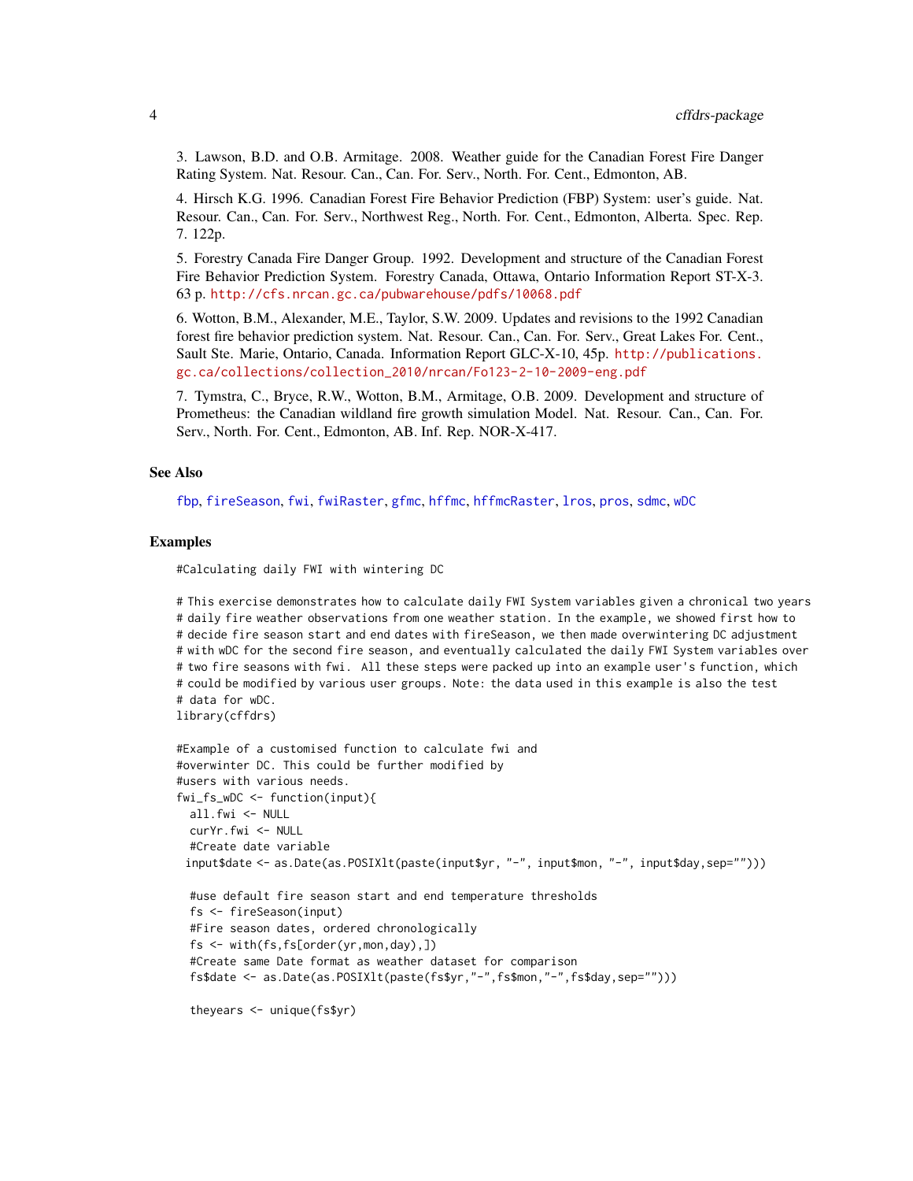3. Lawson, B.D. and O.B. Armitage. 2008. Weather guide for the Canadian Forest Fire Danger Rating System. Nat. Resour. Can., Can. For. Serv., North. For. Cent., Edmonton, AB.

4. Hirsch K.G. 1996. Canadian Forest Fire Behavior Prediction (FBP) System: user's guide. Nat. Resour. Can., Can. For. Serv., Northwest Reg., North. For. Cent., Edmonton, Alberta. Spec. Rep. 7. 122p.

5. Forestry Canada Fire Danger Group. 1992. Development and structure of the Canadian Forest Fire Behavior Prediction System. Forestry Canada, Ottawa, Ontario Information Report ST-X-3. 63 p. http://cfs.nrcan.gc.ca/pubwarehouse/pdfs/10068.pdf

6. Wotton, B.M., Alexander, M.E., Taylor, S.W. 2009. Updates and revisions to the 1992 Canadian forest fire behavior prediction system. Nat. Resour. Can., Can. For. Serv., Great Lakes For. Cent., Sault Ste. Marie, Ontario, Canada. Information Report GLC-X-10, 45p. http://publications.gc.ca/collections/collection_2010/nrcan/Fo123-2-10-2009-eng.pdf

7. Tymstra, C., Bryce, R.W., Wotton, B.M., Armitage, O.B. 2009. Development and structure of Prometheus: the Canadian wildland fire growth simulation Model. Nat. Resour. Can., Can. For. Serv., North. For. Cent., Edmonton, AB. Inf. Rep. NOR-X-417.

## See Also

fbp, fireSeason, fwi, fwiRaster, gfmc, hffmc, hffmcRaster, lros, pros, sdmc, wDC

## Examples

```
#Calculating daily FWI with wintering DC

# This exercise demonstrates how to calculate daily FWI System variables given a chronical two years
# daily fire weather observations from one weather station. In the example, we showed first how to
# decide fire season start and end dates with fireSeason, we then made overwintering DC adjustment
# with wDC for the second fire season, and eventually calculated the daily FWI System variables over
# two fire seasons with fwi.  All these steps were packed up into an example user's function, which
# could be modified by various user groups. Note: the data used in this example is also the test
# data for wDC.
library(cffdrs)

#Example of a customised function to calculate fwi and
#overwinter DC. This could be further modified by
#users with various needs.
fwi_fs_wDC <- function(input){
  all.fwi <- NULL
  curYr.fwi <- NULL
  #Create date variable
 input$date <- as.Date(as.POSIXlt(paste(input$yr, "-", input$mon, "-", input$day,sep="")))

  #use default fire season start and end temperature thresholds
  fs <- fireSeason(input)
  #Fire season dates, ordered chronologically
  fs <- with(fs,fs[order(yr,mon,day),])
  #Create same Date format as weather dataset for comparison
  fs$date <- as.Date(as.POSIXlt(paste(fs$yr,"-",fs$mon,"-",fs$day,sep="")))

  theyears <- unique(fs$yr)
```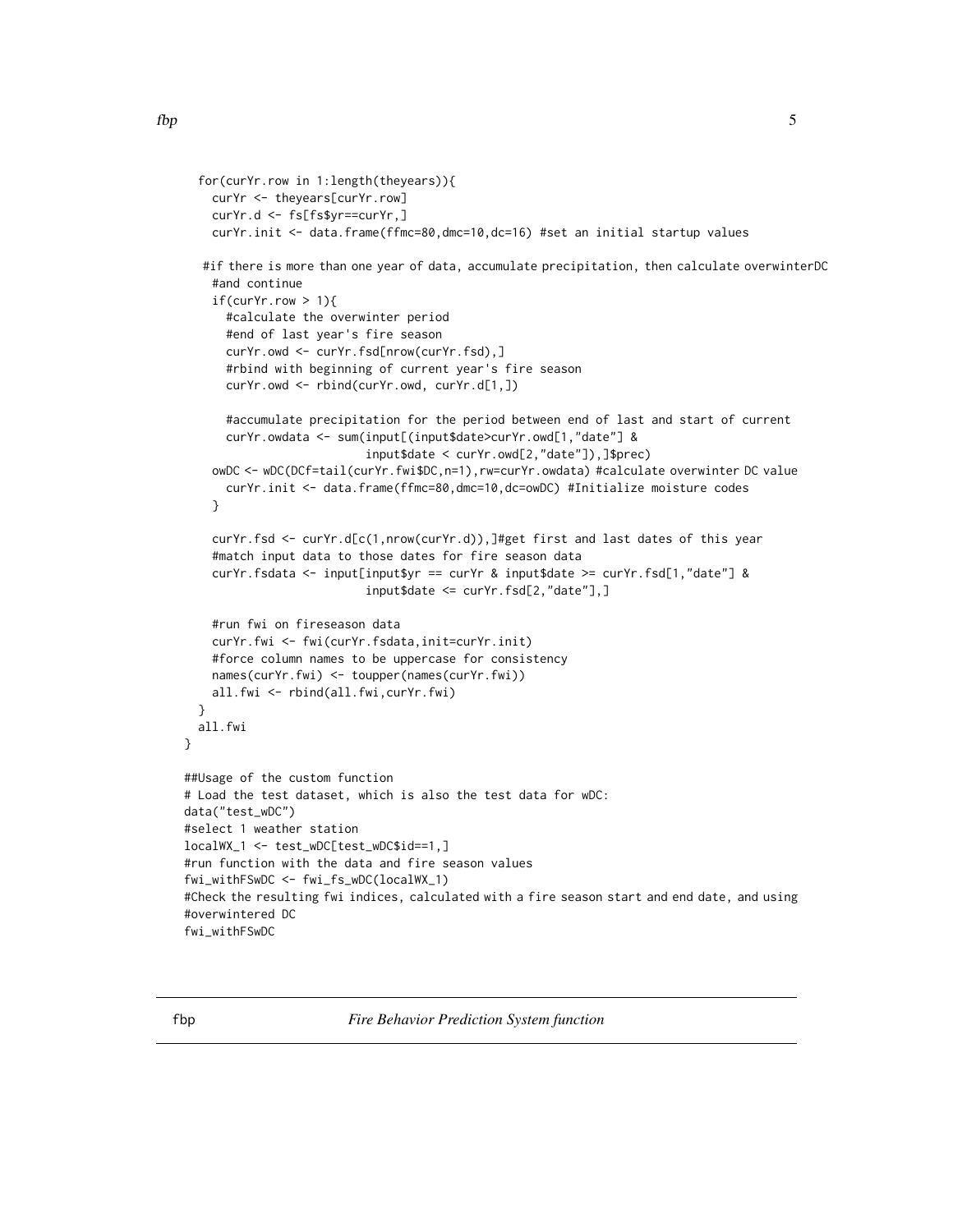```
  for(curYr.row in 1:length(theyears)){
    curYr <- theyears[curYr.row]
    curYr.d <- fs[fs$yr==curYr,]
    curYr.init <- data.frame(ffmc=80,dmc=10,dc=16) #set an initial startup values

   #if there is more than one year of data, accumulate precipitation, then calculate overwinterDC
    #and continue
    if(curYr.row > 1){
      #calculate the overwinter period
      #end of last year's fire season
      curYr.owd <- curYr.fsd[nrow(curYr.fsd),]
      #rbind with beginning of current year's fire season
      curYr.owd <- rbind(curYr.owd, curYr.d[1,])

      #accumulate precipitation for the period between end of last and start of current
      curYr.owdata <- sum(input[(input$date>curYr.owd[1,"date"] &
                          input$date < curYr.owd[2,"date"]),]$prec)
    owDC <- wDC(DCf=tail(curYr.fwi$DC,n=1),rw=curYr.owdata) #calculate overwinter DC value
      curYr.init <- data.frame(ffmc=80,dmc=10,dc=owDC) #Initialize moisture codes
    }

    curYr.fsd <- curYr.d[c(1,nrow(curYr.d)),]#get first and last dates of this year
    #match input data to those dates for fire season data
    curYr.fsdata <- input[input$yr == curYr & input$date >= curYr.fsd[1,"date"] &
                          input$date <= curYr.fsd[2,"date"],]

    #run fwi on fireseason data
    curYr.fwi <- fwi(curYr.fsdata,init=curYr.init)
    #force column names to be uppercase for consistency
    names(curYr.fwi) <- toupper(names(curYr.fwi))
    all.fwi <- rbind(all.fwi,curYr.fwi)
  }
  all.fwi
}

##Usage of the custom function
# Load the test dataset, which is also the test data for wDC:
data("test_wDC")
#select 1 weather station
localWX_1 <- test_wDC[test_wDC$id==1,]
#run function with the data and fire season values
fwi_withFSwDC <- fwi_fs_wDC(localWX_1)
#Check the resulting fwi indices, calculated with a fire season start and end date, and using
#overwintered DC
fwi_withFSwDC
```

## fbp *Fire Behavior Prediction System function*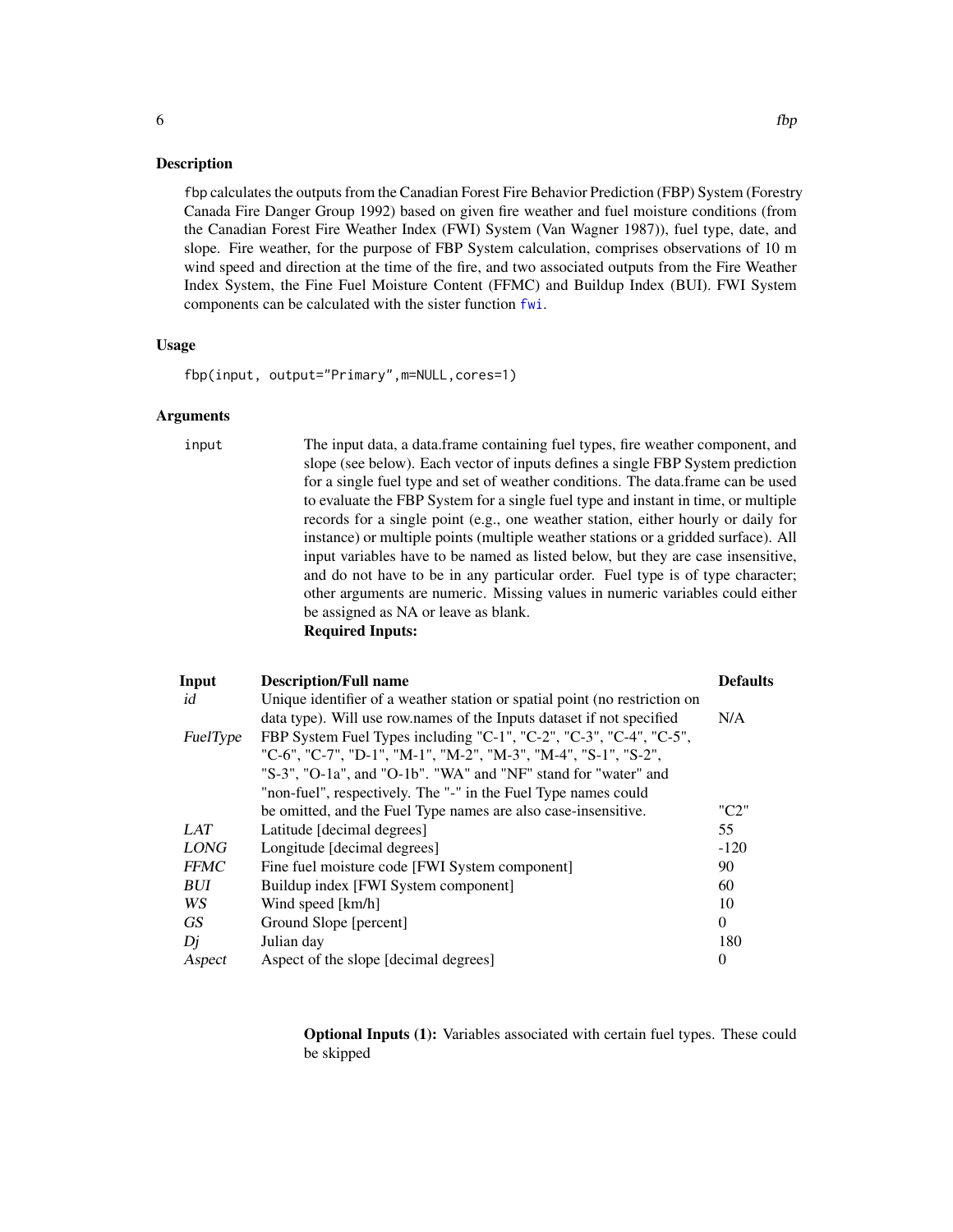### Description

fbp calculates the outputs from the Canadian Forest Fire Behavior Prediction (FBP) System (Forestry Canada Fire Danger Group 1992) based on given fire weather and fuel moisture conditions (from the Canadian Forest Fire Weather Index (FWI) System (Van Wagner 1987)), fuel type, date, and slope. Fire weather, for the purpose of FBP System calculation, comprises observations of 10 m wind speed and direction at the time of the fire, and two associated outputs from the Fire Weather Index System, the Fine Fuel Moisture Content (FFMC) and Buildup Index (BUI). FWI System components can be calculated with the sister function fwi.

### Usage

```
fbp(input, output="Primary",m=NULL,cores=1)
```

### Arguments

input — The input data, a data.frame containing fuel types, fire weather component, and slope (see below). Each vector of inputs defines a single FBP System prediction for a single fuel type and set of weather conditions. The data.frame can be used to evaluate the FBP System for a single fuel type and instant in time, or multiple records for a single point (e.g., one weather station, either hourly or daily for instance) or multiple points (multiple weather stations or a gridded surface). All input variables have to be named as listed below, but they are case insensitive, and do not have to be in any particular order. Fuel type is of type character; other arguments are numeric. Missing values in numeric variables could either be assigned as NA or leave as blank.

**Required Inputs:**

| Input | Description/Full name | Defaults |
|---|---|---|
| *id* | Unique identifier of a weather station or spatial point (no restriction on data type). Will use row.names of the Inputs dataset if not specified | N/A |
| *FuelType* | FBP System Fuel Types including "C-1", "C-2", "C-3", "C-4", "C-5", "C-6", "C-7", "D-1", "M-1", "M-2", "M-3", "M-4", "S-1", "S-2", "S-3", "O-1a", and "O-1b". "WA" and "NF" stand for "water" and "non-fuel", respectively. The "-" in the Fuel Type names could be omitted, and the Fuel Type names are also case-insensitive. | "C2" |
| *LAT* | Latitude [decimal degrees] | 55 |
| *LONG* | Longitude [decimal degrees] | -120 |
| *FFMC* | Fine fuel moisture code [FWI System component] | 90 |
| *BUI* | Buildup index [FWI System component] | 60 |
| *WS* | Wind speed [km/h] | 10 |
| *GS* | Ground Slope [percent] | 0 |
| *Dj* | Julian day | 180 |
| *Aspect* | Aspect of the slope [decimal degrees] | 0 |

**Optional Inputs (1):** Variables associated with certain fuel types. These could be skipped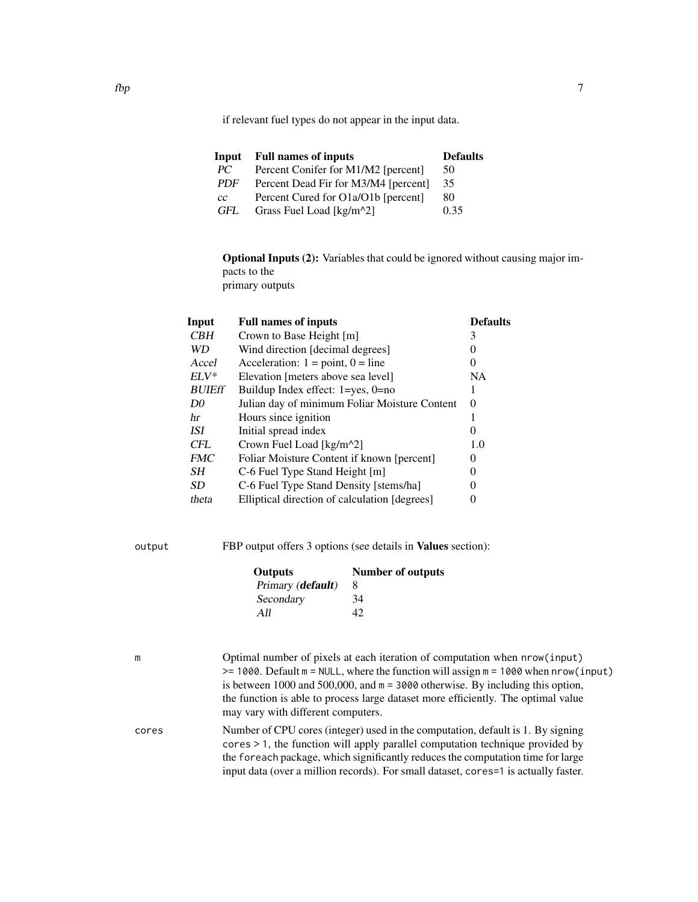if relevant fuel types do not appear in the input data.

| Input | Full names of inputs | Defaults |
|---|---|---|
| *PC* | Percent Conifer for M1/M2 [percent] | 50 |
| *PDF* | Percent Dead Fir for M3/M4 [percent] | 35 |
| *cc* | Percent Cured for O1a/O1b [percent] | 80 |
| *GFL* | Grass Fuel Load [kg/m^2] | 0.35 |

**Optional Inputs (2):** Variables that could be ignored without causing major impacts to the primary outputs

| Input | Full names of inputs | Defaults |
|---|---|---|
| *CBH* | Crown to Base Height [m] | 3 |
| *WD* | Wind direction [decimal degrees] | 0 |
| *Accel* | Acceleration: 1 = point, 0 = line | 0 |
| *ELV** | Elevation [meters above sea level] | NA |
| *BUIEff* | Buildup Index effect: 1=yes, 0=no | 1 |
| *D0* | Julian day of minimum Foliar Moisture Content | 0 |
| *hr* | Hours since ignition | 1 |
| *ISI* | Initial spread index | 0 |
| *CFL* | Crown Fuel Load [kg/m^2] | 1.0 |
| *FMC* | Foliar Moisture Content if known [percent] | 0 |
| *SH* | C-6 Fuel Type Stand Height [m] | 0 |
| *SD* | C-6 Fuel Type Stand Density [stems/ha] | 0 |
| *theta* | Elliptical direction of calculation [degrees] | 0 |

`output` FBP output offers 3 options (see details in **Values** section):

| Outputs | Number of outputs |
|---|---|
| *Primary (**default**)* | 8 |
| *Secondary* | 34 |
| *All* | 42 |

`m` Optimal number of pixels at each iteration of computation when `nrow(input) >= 1000`. Default `m = NULL`, where the function will assign `m = 1000` when `nrow(input)` is between 1000 and 500,000, and `m = 3000` otherwise. By including this option, the function is able to process large dataset more efficiently. The optimal value may vary with different computers.

`cores` Number of CPU cores (integer) used in the computation, default is 1. By signing `cores > 1`, the function will apply parallel computation technique provided by the `foreach` package, which significantly reduces the computation time for large input data (over a million records). For small dataset, `cores=1` is actually faster.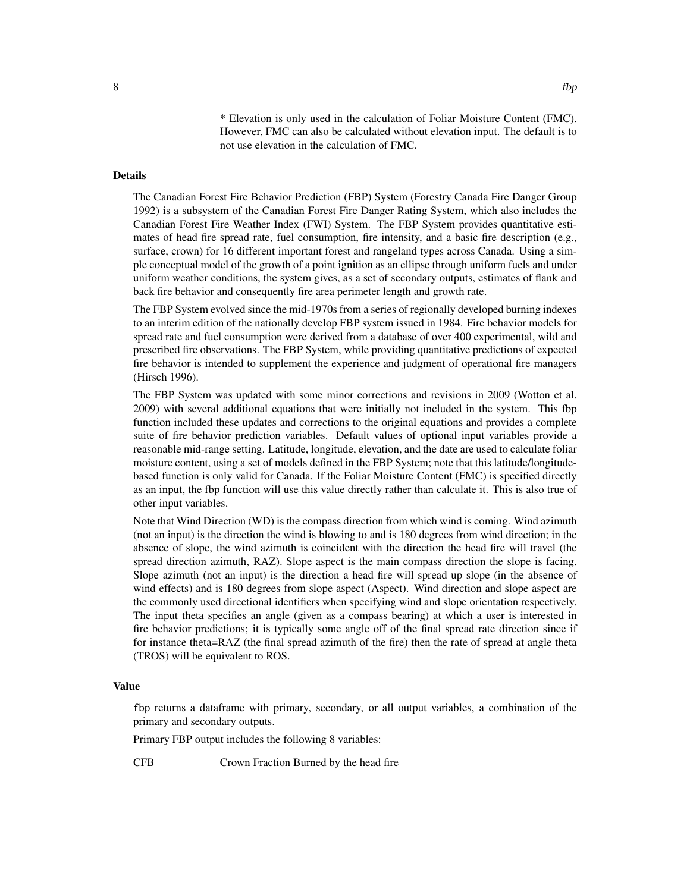* Elevation is only used in the calculation of Foliar Moisture Content (FMC). However, FMC can also be calculated without elevation input. The default is to not use elevation in the calculation of FMC.

## Details

The Canadian Forest Fire Behavior Prediction (FBP) System (Forestry Canada Fire Danger Group 1992) is a subsystem of the Canadian Forest Fire Danger Rating System, which also includes the Canadian Forest Fire Weather Index (FWI) System. The FBP System provides quantitative estimates of head fire spread rate, fuel consumption, fire intensity, and a basic fire description (e.g., surface, crown) for 16 different important forest and rangeland types across Canada. Using a simple conceptual model of the growth of a point ignition as an ellipse through uniform fuels and under uniform weather conditions, the system gives, as a set of secondary outputs, estimates of flank and back fire behavior and consequently fire area perimeter length and growth rate.

The FBP System evolved since the mid-1970s from a series of regionally developed burning indexes to an interim edition of the nationally develop FBP system issued in 1984. Fire behavior models for spread rate and fuel consumption were derived from a database of over 400 experimental, wild and prescribed fire observations. The FBP System, while providing quantitative predictions of expected fire behavior is intended to supplement the experience and judgment of operational fire managers (Hirsch 1996).

The FBP System was updated with some minor corrections and revisions in 2009 (Wotton et al. 2009) with several additional equations that were initially not included in the system. This fbp function included these updates and corrections to the original equations and provides a complete suite of fire behavior prediction variables. Default values of optional input variables provide a reasonable mid-range setting. Latitude, longitude, elevation, and the date are used to calculate foliar moisture content, using a set of models defined in the FBP System; note that this latitude/longitude-based function is only valid for Canada. If the Foliar Moisture Content (FMC) is specified directly as an input, the fbp function will use this value directly rather than calculate it. This is also true of other input variables.

Note that Wind Direction (WD) is the compass direction from which wind is coming. Wind azimuth (not an input) is the direction the wind is blowing to and is 180 degrees from wind direction; in the absence of slope, the wind azimuth is coincident with the direction the head fire will travel (the spread direction azimuth, RAZ). Slope aspect is the main compass direction the slope is facing. Slope azimuth (not an input) is the direction a head fire will spread up slope (in the absence of wind effects) and is 180 degrees from slope aspect (Aspect). Wind direction and slope aspect are the commonly used directional identifiers when specifying wind and slope orientation respectively. The input theta specifies an angle (given as a compass bearing) at which a user is interested in fire behavior predictions; it is typically some angle off of the final spread rate direction since if for instance theta=RAZ (the final spread azimuth of the fire) then the rate of spread at angle theta (TROS) will be equivalent to ROS.

## Value

`fbp` returns a dataframe with primary, secondary, or all output variables, a combination of the primary and secondary outputs.

Primary FBP output includes the following 8 variables:

CFB Crown Fraction Burned by the head fire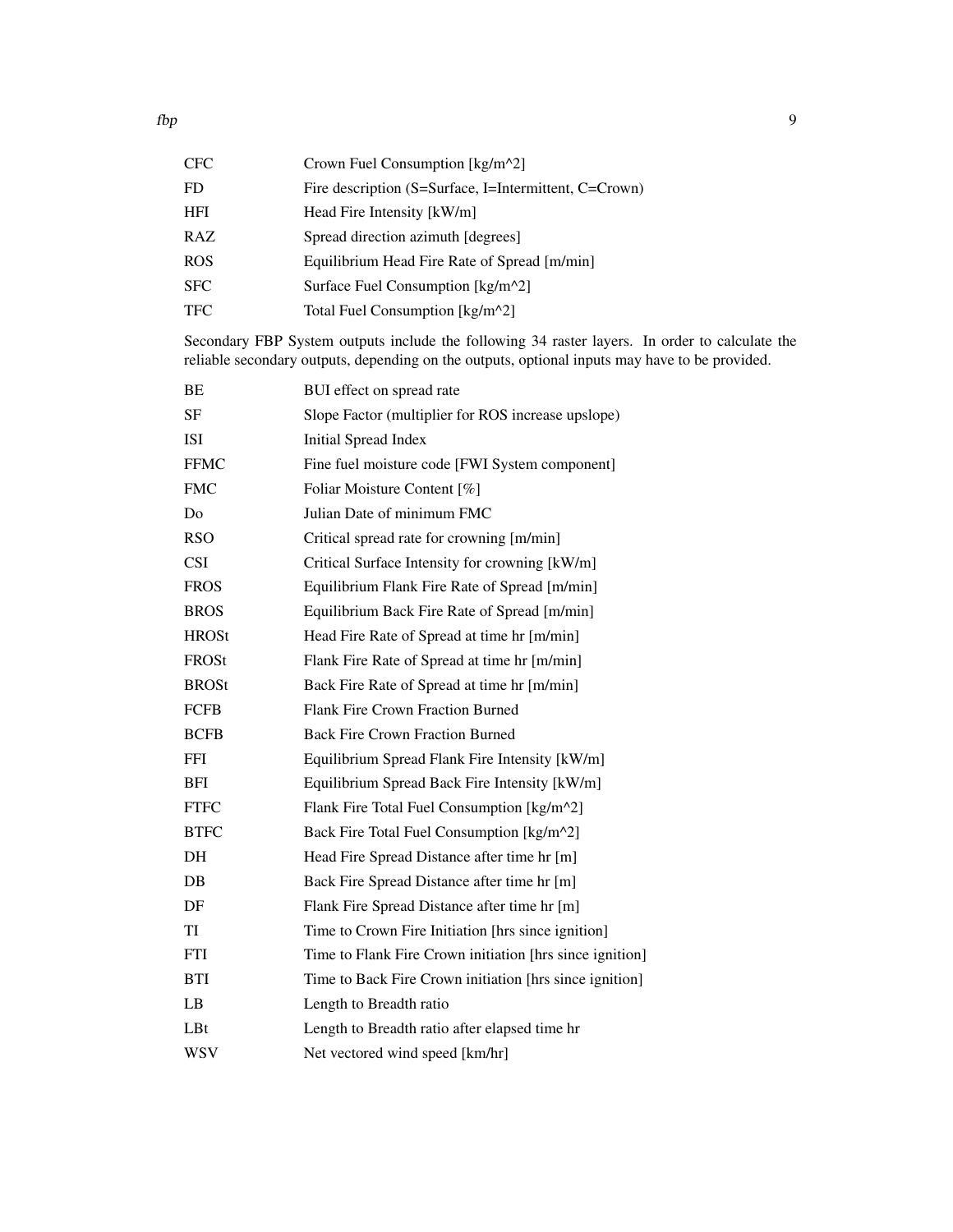| | |
|---|---|
| CFC | Crown Fuel Consumption [kg/m^2] |
| FD | Fire description (S=Surface, I=Intermittent, C=Crown) |
| HFI | Head Fire Intensity [kW/m] |
| RAZ | Spread direction azimuth [degrees] |
| ROS | Equilibrium Head Fire Rate of Spread [m/min] |
| SFC | Surface Fuel Consumption [kg/m^2] |
| TFC | Total Fuel Consumption [kg/m^2] |

Secondary FBP System outputs include the following 34 raster layers. In order to calculate the reliable secondary outputs, depending on the outputs, optional inputs may have to be provided.

| | |
|---|---|
| BE | BUI effect on spread rate |
| SF | Slope Factor (multiplier for ROS increase upslope) |
| ISI | Initial Spread Index |
| FFMC | Fine fuel moisture code [FWI System component] |
| FMC | Foliar Moisture Content [%] |
| Do | Julian Date of minimum FMC |
| RSO | Critical spread rate for crowning [m/min] |
| CSI | Critical Surface Intensity for crowning [kW/m] |
| FROS | Equilibrium Flank Fire Rate of Spread [m/min] |
| BROS | Equilibrium Back Fire Rate of Spread [m/min] |
| HROSt | Head Fire Rate of Spread at time hr [m/min] |
| FROSt | Flank Fire Rate of Spread at time hr [m/min] |
| BROSt | Back Fire Rate of Spread at time hr [m/min] |
| FCFB | Flank Fire Crown Fraction Burned |
| BCFB | Back Fire Crown Fraction Burned |
| FFI | Equilibrium Spread Flank Fire Intensity [kW/m] |
| BFI | Equilibrium Spread Back Fire Intensity [kW/m] |
| FTFC | Flank Fire Total Fuel Consumption [kg/m^2] |
| BTFC | Back Fire Total Fuel Consumption [kg/m^2] |
| DH | Head Fire Spread Distance after time hr [m] |
| DB | Back Fire Spread Distance after time hr [m] |
| DF | Flank Fire Spread Distance after time hr [m] |
| TI | Time to Crown Fire Initiation [hrs since ignition] |
| FTI | Time to Flank Fire Crown initiation [hrs since ignition] |
| BTI | Time to Back Fire Crown initiation [hrs since ignition] |
| LB | Length to Breadth ratio |
| LBt | Length to Breadth ratio after elapsed time hr |
| WSV | Net vectored wind speed [km/hr] |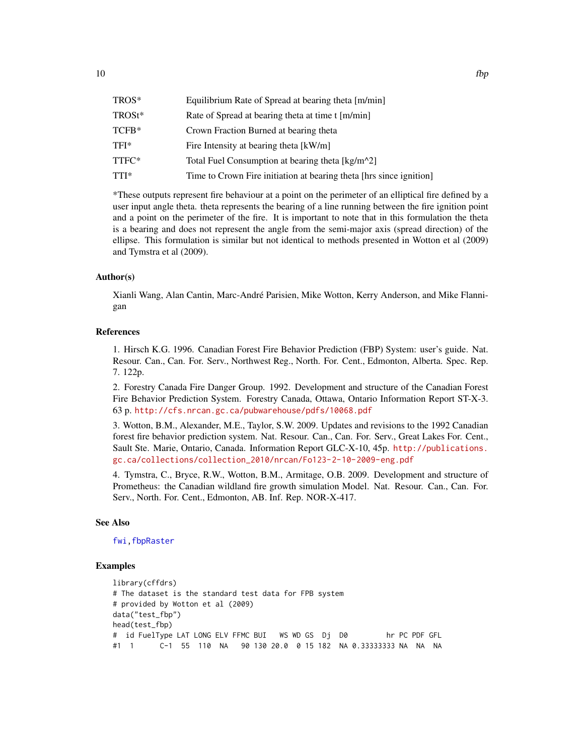| | |
|---|---|
| TROS* | Equilibrium Rate of Spread at bearing theta [m/min] |
| TROSt* | Rate of Spread at bearing theta at time t [m/min] |
| TCFB* | Crown Fraction Burned at bearing theta |
| TFI* | Fire Intensity at bearing theta [kW/m] |
| TTFC* | Total Fuel Consumption at bearing theta [kg/m^2] |
| TTI* | Time to Crown Fire initiation at bearing theta [hrs since ignition] |

*These outputs represent fire behaviour at a point on the perimeter of an elliptical fire defined by a user input angle theta. theta represents the bearing of a line running between the fire ignition point and a point on the perimeter of the fire. It is important to note that in this formulation the theta is a bearing and does not represent the angle from the semi-major axis (spread direction) of the ellipse. This formulation is similar but not identical to methods presented in Wotton et al (2009) and Tymstra et al (2009).

### Author(s)

Xianli Wang, Alan Cantin, Marc-André Parisien, Mike Wotton, Kerry Anderson, and Mike Flannigan

### References

1. Hirsch K.G. 1996. Canadian Forest Fire Behavior Prediction (FBP) System: user's guide. Nat. Resour. Can., Can. For. Serv., Northwest Reg., North. For. Cent., Edmonton, Alberta. Spec. Rep. 7. 122p.

2. Forestry Canada Fire Danger Group. 1992. Development and structure of the Canadian Forest Fire Behavior Prediction System. Forestry Canada, Ottawa, Ontario Information Report ST-X-3. 63 p. http://cfs.nrcan.gc.ca/pubwarehouse/pdfs/10068.pdf

3. Wotton, B.M., Alexander, M.E., Taylor, S.W. 2009. Updates and revisions to the 1992 Canadian forest fire behavior prediction system. Nat. Resour. Can., Can. For. Serv., Great Lakes For. Cent., Sault Ste. Marie, Ontario, Canada. Information Report GLC-X-10, 45p. http://publications.gc.ca/collections/collection_2010/nrcan/Fo123-2-10-2009-eng.pdf

4. Tymstra, C., Bryce, R.W., Wotton, B.M., Armitage, O.B. 2009. Development and structure of Prometheus: the Canadian wildland fire growth simulation Model. Nat. Resour. Can., Can. For. Serv., North. For. Cent., Edmonton, AB. Inf. Rep. NOR-X-417.

### See Also

fwi, fbpRaster

### Examples

```
library(cffdrs)
# The dataset is the standard test data for FPB system
# provided by Wotton et al (2009)
data("test_fbp")
head(test_fbp)
#  id FuelType LAT LONG ELV FFMC BUI   WS WD GS  Dj  D0         hr PC PDF GFL
#1  1      C-1  55  110  NA   90 130 20.0  0 15 182  NA 0.33333333 NA  NA  NA
```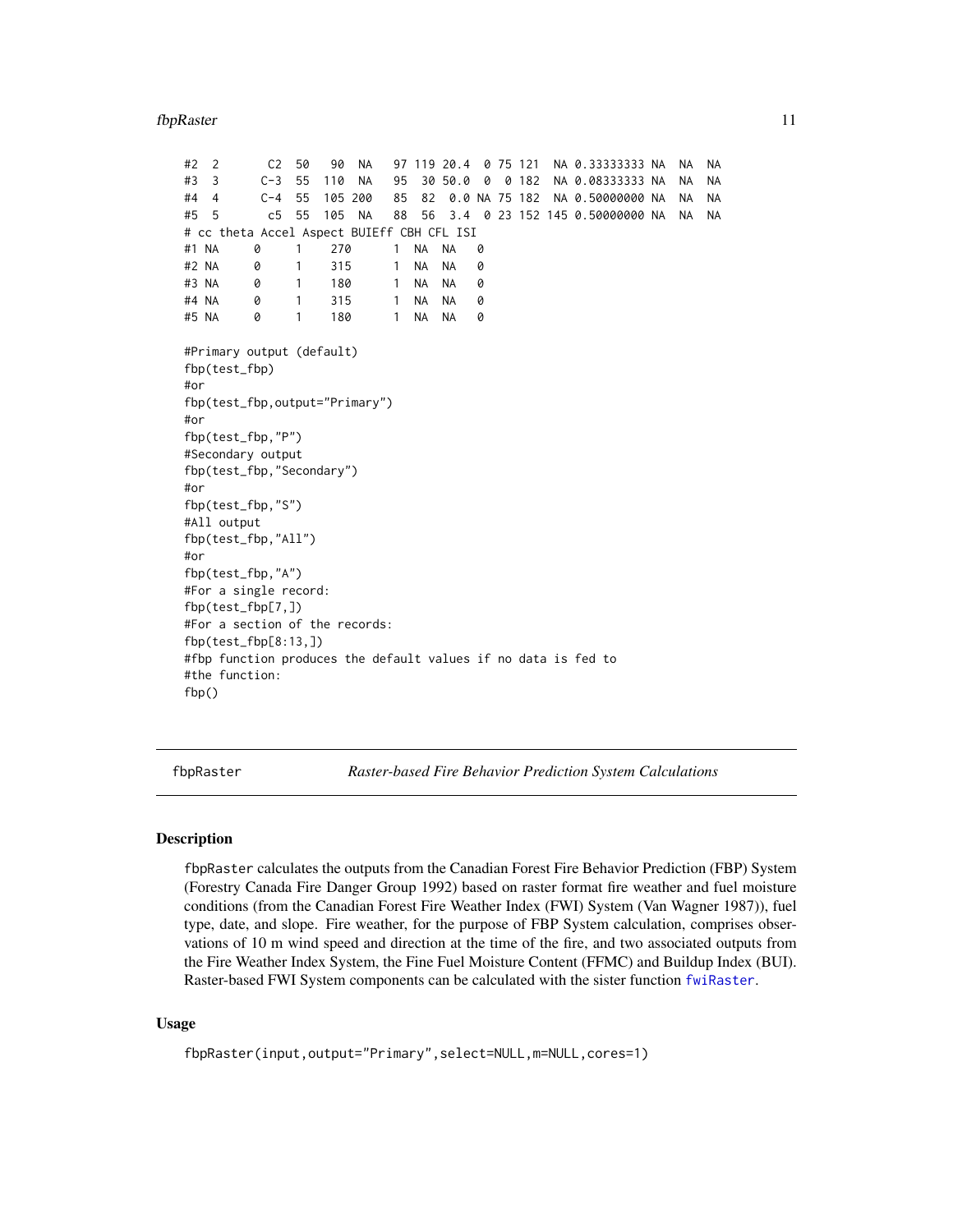```
#2  2       C2  50   90  NA   97 119 20.4  0 75 121  NA 0.33333333 NA  NA  NA
#3  3      C-3  55  110  NA   95  30 50.0  0  0 182  NA 0.08333333 NA  NA  NA
#4  4      C-4  55  105 200   85  82  0.0 NA 75 182  NA 0.50000000 NA  NA  NA
#5  5       c5  55  105  NA   88  56  3.4  0 23 152 145 0.50000000 NA  NA  NA
# cc theta Accel Aspect BUIEff CBH CFL ISI
#1 NA     0     1    270      1  NA  NA   0
#2 NA     0     1    315      1  NA  NA   0
#3 NA     0     1    180      1  NA  NA   0
#4 NA     0     1    315      1  NA  NA   0
#5 NA     0     1    180      1  NA  NA   0

#Primary output (default)
fbp(test_fbp)
#or
fbp(test_fbp,output="Primary")
#or
fbp(test_fbp,"P")
#Secondary output
fbp(test_fbp,"Secondary")
#or
fbp(test_fbp,"S")
#All output
fbp(test_fbp,"All")
#or
fbp(test_fbp,"A")
#For a single record:
fbp(test_fbp[7,])
#For a section of the records:
fbp(test_fbp[8:13,])
#fbp function produces the default values if no data is fed to
#the function:
fbp()
```

---

`fbpRaster` &nbsp;&nbsp;&nbsp;&nbsp; *Raster-based Fire Behavior Prediction System Calculations*

---

## Description

`fbpRaster` calculates the outputs from the Canadian Forest Fire Behavior Prediction (FBP) System (Forestry Canada Fire Danger Group 1992) based on raster format fire weather and fuel moisture conditions (from the Canadian Forest Fire Weather Index (FWI) System (Van Wagner 1987)), fuel type, date, and slope. Fire weather, for the purpose of FBP System calculation, comprises observations of 10 m wind speed and direction at the time of the fire, and two associated outputs from the Fire Weather Index System, the Fine Fuel Moisture Content (FFMC) and Buildup Index (BUI). Raster-based FWI System components can be calculated with the sister function `fwiRaster`.

## Usage

```
fbpRaster(input,output="Primary",select=NULL,m=NULL,cores=1)
```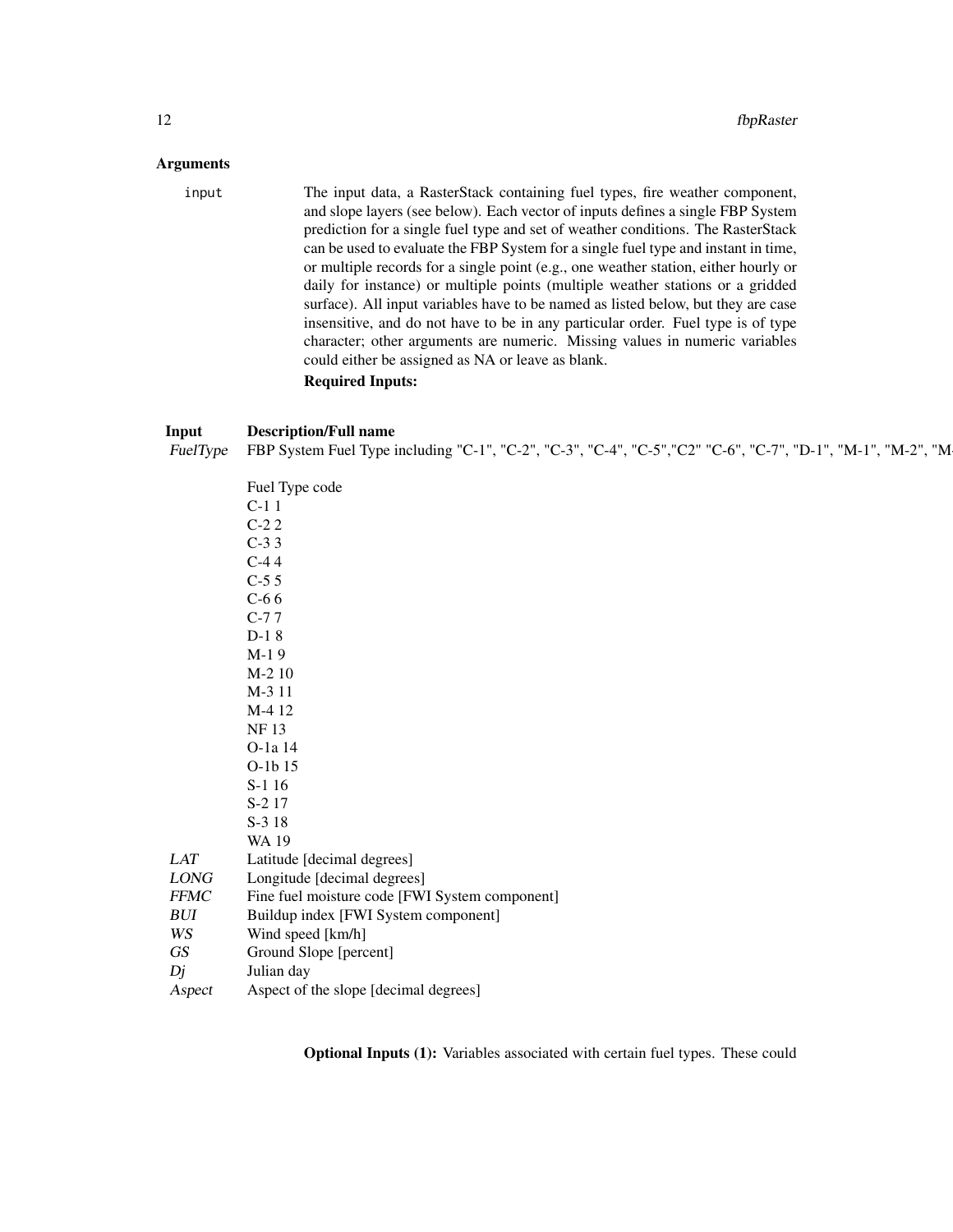## Arguments

`input` The input data, a RasterStack containing fuel types, fire weather component, and slope layers (see below). Each vector of inputs defines a single FBP System prediction for a single fuel type and set of weather conditions. The RasterStack can be used to evaluate the FBP System for a single fuel type and instant in time, or multiple records for a single point (e.g., one weather station, either hourly or daily for instance) or multiple points (multiple weather stations or a gridded surface). All input variables have to be named as listed below, but they are case insensitive, and do not have to be in any particular order. Fuel type is of type character; other arguments are numeric. Missing values in numeric variables could either be assigned as NA or leave as blank.

**Required Inputs:**

| Input | Description/Full name |
|---|---|
| *FuelType* | FBP System Fuel Type including "C-1", "C-2", "C-3", "C-4", "C-5","C2" "C-6", "C-7", "D-1", "M-1", "M-2", "M- |
| | Fuel Type code |
| | C-1 1 |
| | C-2 2 |
| | C-3 3 |
| | C-4 4 |
| | C-5 5 |
| | C-6 6 |
| | C-7 7 |
| | D-1 8 |
| | M-1 9 |
| | M-2 10 |
| | M-3 11 |
| | M-4 12 |
| | NF 13 |
| | O-1a 14 |
| | O-1b 15 |
| | S-1 16 |
| | S-2 17 |
| | S-3 18 |
| | WA 19 |
| *LAT* | Latitude [decimal degrees] |
| *LONG* | Longitude [decimal degrees] |
| *FFMC* | Fine fuel moisture code [FWI System component] |
| *BUI* | Buildup index [FWI System component] |
| *WS* | Wind speed [km/h] |
| *GS* | Ground Slope [percent] |
| *Dj* | Julian day |
| *Aspect* | Aspect of the slope [decimal degrees] |

**Optional Inputs (1):** Variables associated with certain fuel types. These could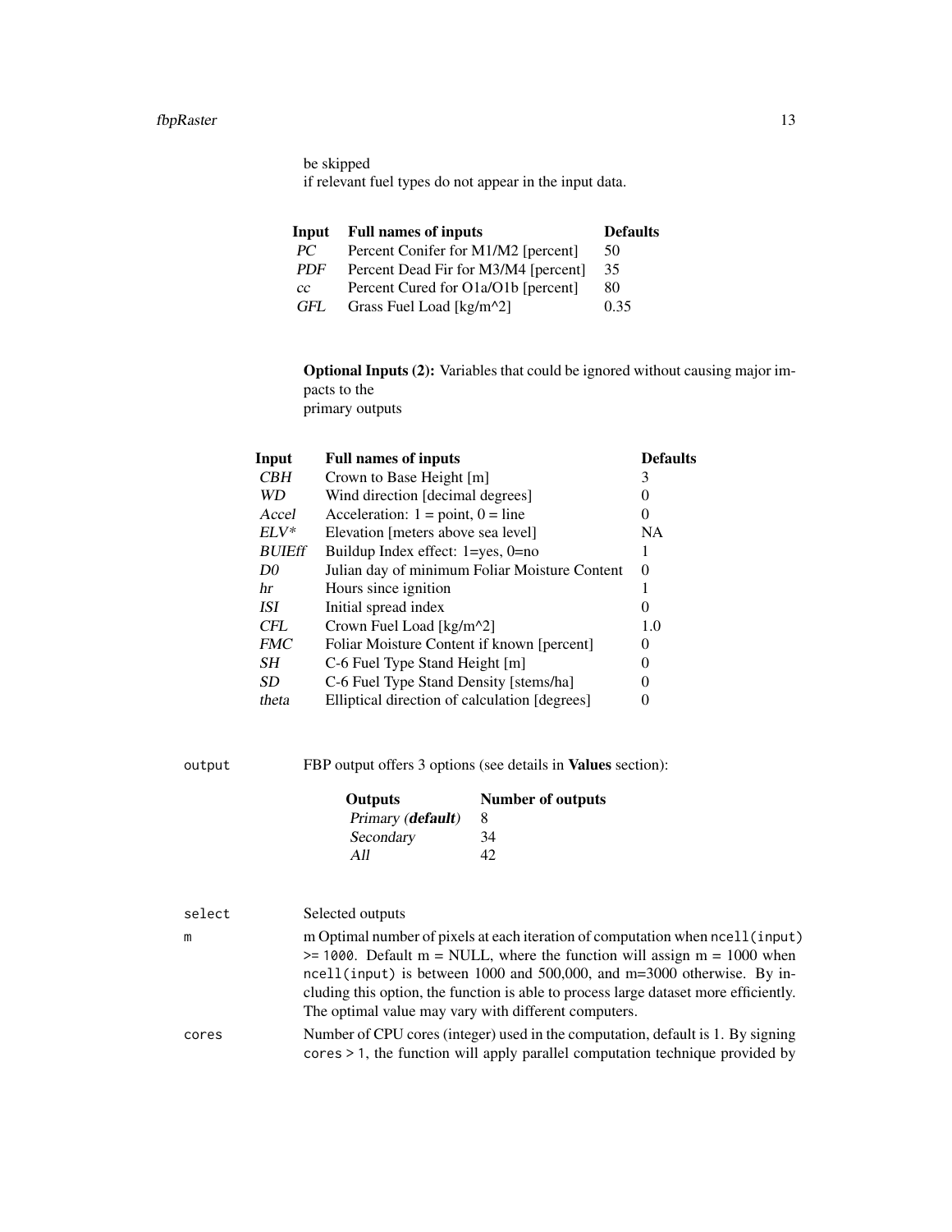be skipped
if relevant fuel types do not appear in the input data.

| Input | Full names of inputs | Defaults |
|---|---|---|
| *PC* | Percent Conifer for M1/M2 [percent] | 50 |
| *PDF* | Percent Dead Fir for M3/M4 [percent] | 35 |
| *cc* | Percent Cured for O1a/O1b [percent] | 80 |
| *GFL* | Grass Fuel Load [kg/m^2] | 0.35 |

**Optional Inputs (2):** Variables that could be ignored without causing major impacts to the
primary outputs

| Input | Full names of inputs | Defaults |
|---|---|---|
| *CBH* | Crown to Base Height [m] | 3 |
| *WD* | Wind direction [decimal degrees] | 0 |
| *Accel* | Acceleration: 1 = point, 0 = line | 0 |
| *ELV** | Elevation [meters above sea level] | NA |
| *BUIEff* | Buildup Index effect: 1=yes, 0=no | 1 |
| *D0* | Julian day of minimum Foliar Moisture Content | 0 |
| *hr* | Hours since ignition | 1 |
| *ISI* | Initial spread index | 0 |
| *CFL* | Crown Fuel Load [kg/m^2] | 1.0 |
| *FMC* | Foliar Moisture Content if known [percent] | 0 |
| *SH* | C-6 Fuel Type Stand Height [m] | 0 |
| *SD* | C-6 Fuel Type Stand Density [stems/ha] | 0 |
| *theta* | Elliptical direction of calculation [degrees] | 0 |

`output` FBP output offers 3 options (see details in **Values** section):

| Outputs | Number of outputs |
|---|---|
| *Primary (**default**)* | 8 |
| *Secondary* | 34 |
| *All* | 42 |

`select` Selected outputs

`m` m Optimal number of pixels at each iteration of computation when `ncell(input) >= 1000`. Default m = NULL, where the function will assign m = 1000 when `ncell(input)` is between 1000 and 500,000, and m=3000 otherwise. By including this option, the function is able to process large dataset more efficiently. The optimal value may vary with different computers.

`cores` Number of CPU cores (integer) used in the computation, default is 1. By signing `cores > 1`, the function will apply parallel computation technique provided by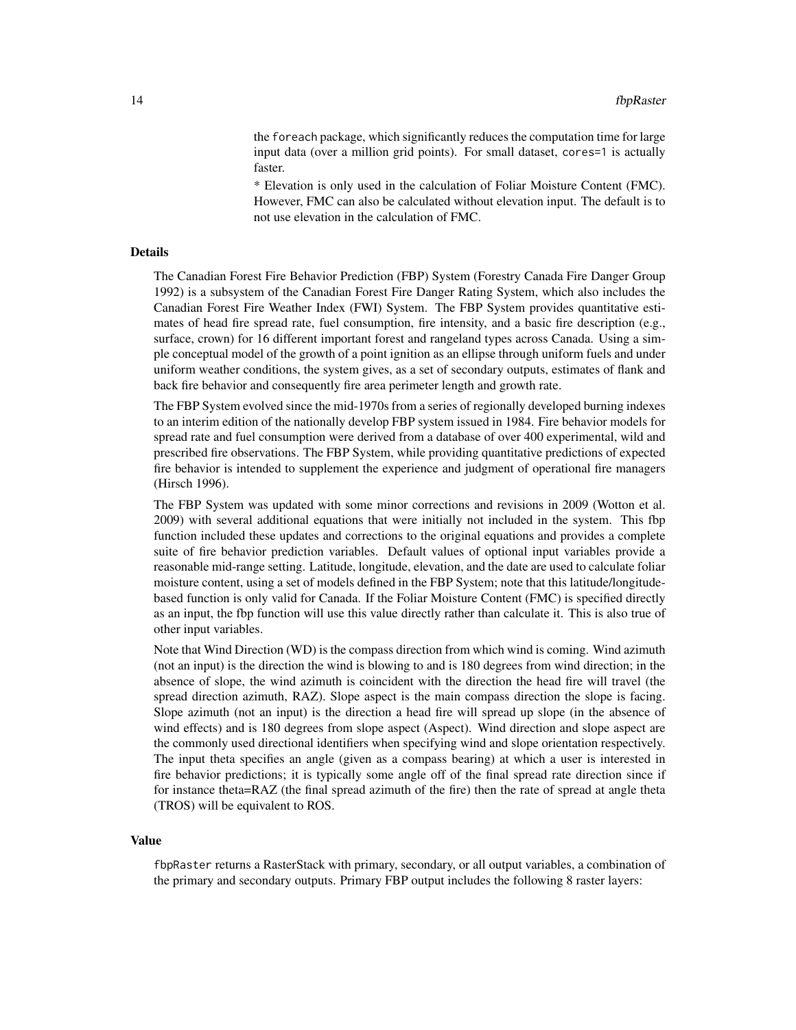the `foreach` package, which significantly reduces the computation time for large input data (over a million grid points). For small dataset, `cores=1` is actually faster.

* Elevation is only used in the calculation of Foliar Moisture Content (FMC). However, FMC can also be calculated without elevation input. The default is to not use elevation in the calculation of FMC.

### Details

The Canadian Forest Fire Behavior Prediction (FBP) System (Forestry Canada Fire Danger Group 1992) is a subsystem of the Canadian Forest Fire Danger Rating System, which also includes the Canadian Forest Fire Weather Index (FWI) System. The FBP System provides quantitative estimates of head fire spread rate, fuel consumption, fire intensity, and a basic fire description (e.g., surface, crown) for 16 different important forest and rangeland types across Canada. Using a simple conceptual model of the growth of a point ignition as an ellipse through uniform fuels and under uniform weather conditions, the system gives, as a set of secondary outputs, estimates of flank and back fire behavior and consequently fire area perimeter length and growth rate.

The FBP System evolved since the mid-1970s from a series of regionally developed burning indexes to an interim edition of the nationally develop FBP system issued in 1984. Fire behavior models for spread rate and fuel consumption were derived from a database of over 400 experimental, wild and prescribed fire observations. The FBP System, while providing quantitative predictions of expected fire behavior is intended to supplement the experience and judgment of operational fire managers (Hirsch 1996).

The FBP System was updated with some minor corrections and revisions in 2009 (Wotton et al. 2009) with several additional equations that were initially not included in the system. This fbp function included these updates and corrections to the original equations and provides a complete suite of fire behavior prediction variables. Default values of optional input variables provide a reasonable mid-range setting. Latitude, longitude, elevation, and the date are used to calculate foliar moisture content, using a set of models defined in the FBP System; note that this latitude/longitude-based function is only valid for Canada. If the Foliar Moisture Content (FMC) is specified directly as an input, the fbp function will use this value directly rather than calculate it. This is also true of other input variables.

Note that Wind Direction (WD) is the compass direction from which wind is coming. Wind azimuth (not an input) is the direction the wind is blowing to and is 180 degrees from wind direction; in the absence of slope, the wind azimuth is coincident with the direction the head fire will travel (the spread direction azimuth, RAZ). Slope aspect is the main compass direction the slope is facing. Slope azimuth (not an input) is the direction a head fire will spread up slope (in the absence of wind effects) and is 180 degrees from slope aspect (Aspect). Wind direction and slope aspect are the commonly used directional identifiers when specifying wind and slope orientation respectively. The input theta specifies an angle (given as a compass bearing) at which a user is interested in fire behavior predictions; it is typically some angle off of the final spread rate direction since if for instance theta=RAZ (the final spread azimuth of the fire) then the rate of spread at angle theta (TROS) will be equivalent to ROS.

### Value

`fbpRaster` returns a RasterStack with primary, secondary, or all output variables, a combination of the primary and secondary outputs. Primary FBP output includes the following 8 raster layers: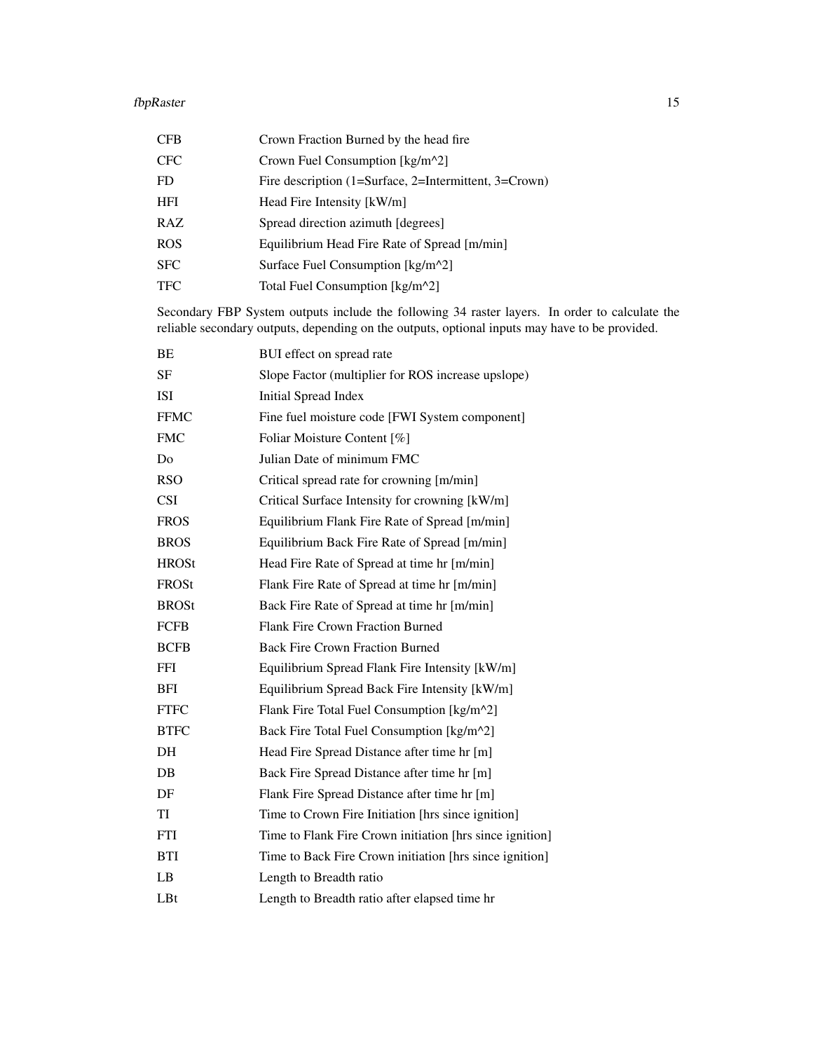| | |
|---|---|
| CFB | Crown Fraction Burned by the head fire |
| CFC | Crown Fuel Consumption [kg/m^2] |
| FD | Fire description (1=Surface, 2=Intermittent, 3=Crown) |
| HFI | Head Fire Intensity [kW/m] |
| RAZ | Spread direction azimuth [degrees] |
| ROS | Equilibrium Head Fire Rate of Spread [m/min] |
| SFC | Surface Fuel Consumption [kg/m^2] |
| TFC | Total Fuel Consumption [kg/m^2] |

Secondary FBP System outputs include the following 34 raster layers. In order to calculate the reliable secondary outputs, depending on the outputs, optional inputs may have to be provided.

| | |
|---|---|
| BE | BUI effect on spread rate |
| SF | Slope Factor (multiplier for ROS increase upslope) |
| ISI | Initial Spread Index |
| FFMC | Fine fuel moisture code [FWI System component] |
| FMC | Foliar Moisture Content [%] |
| Do | Julian Date of minimum FMC |
| RSO | Critical spread rate for crowning [m/min] |
| CSI | Critical Surface Intensity for crowning [kW/m] |
| FROS | Equilibrium Flank Fire Rate of Spread [m/min] |
| BROS | Equilibrium Back Fire Rate of Spread [m/min] |
| HROSt | Head Fire Rate of Spread at time hr [m/min] |
| FROSt | Flank Fire Rate of Spread at time hr [m/min] |
| BROSt | Back Fire Rate of Spread at time hr [m/min] |
| FCFB | Flank Fire Crown Fraction Burned |
| BCFB | Back Fire Crown Fraction Burned |
| FFI | Equilibrium Spread Flank Fire Intensity [kW/m] |
| BFI | Equilibrium Spread Back Fire Intensity [kW/m] |
| FTFC | Flank Fire Total Fuel Consumption [kg/m^2] |
| BTFC | Back Fire Total Fuel Consumption [kg/m^2] |
| DH | Head Fire Spread Distance after time hr [m] |
| DB | Back Fire Spread Distance after time hr [m] |
| DF | Flank Fire Spread Distance after time hr [m] |
| TI | Time to Crown Fire Initiation [hrs since ignition] |
| FTI | Time to Flank Fire Crown initiation [hrs since ignition] |
| BTI | Time to Back Fire Crown initiation [hrs since ignition] |
| LB | Length to Breadth ratio |
| LBt | Length to Breadth ratio after elapsed time hr |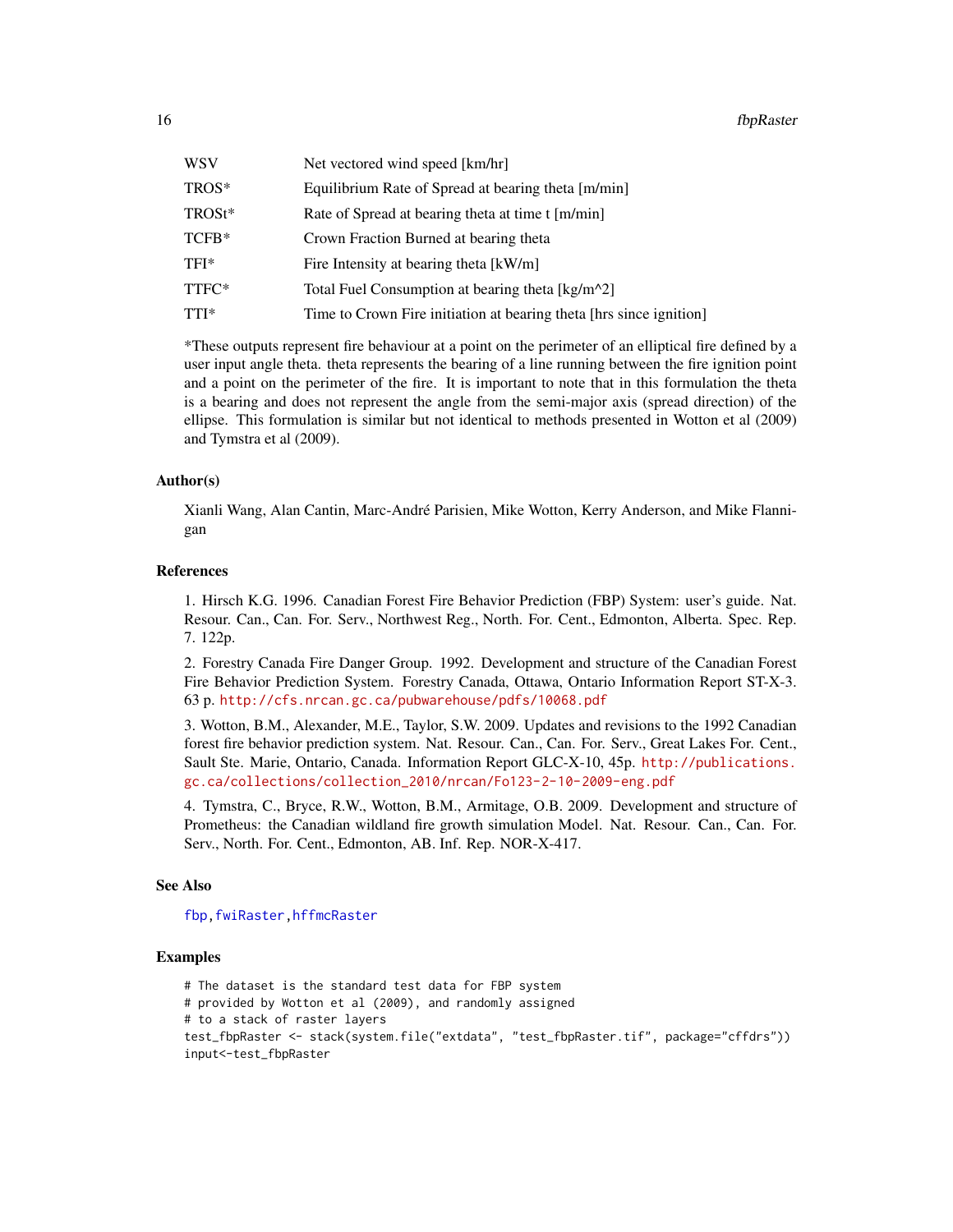| | |
|---|---|
| WSV | Net vectored wind speed [km/hr] |
| TROS* | Equilibrium Rate of Spread at bearing theta [m/min] |
| TROSt* | Rate of Spread at bearing theta at time t [m/min] |
| TCFB* | Crown Fraction Burned at bearing theta |
| TFI* | Fire Intensity at bearing theta [kW/m] |
| TTFC* | Total Fuel Consumption at bearing theta [kg/m^2] |
| TTI* | Time to Crown Fire initiation at bearing theta [hrs since ignition] |

*These outputs represent fire behaviour at a point on the perimeter of an elliptical fire defined by a user input angle theta. theta represents the bearing of a line running between the fire ignition point and a point on the perimeter of the fire. It is important to note that in this formulation the theta is a bearing and does not represent the angle from the semi-major axis (spread direction) of the ellipse. This formulation is similar but not identical to methods presented in Wotton et al (2009) and Tymstra et al (2009).

### Author(s)

Xianli Wang, Alan Cantin, Marc-André Parisien, Mike Wotton, Kerry Anderson, and Mike Flannigan

### References

1. Hirsch K.G. 1996. Canadian Forest Fire Behavior Prediction (FBP) System: user's guide. Nat. Resour. Can., Can. For. Serv., Northwest Reg., North. For. Cent., Edmonton, Alberta. Spec. Rep. 7. 122p.

2. Forestry Canada Fire Danger Group. 1992. Development and structure of the Canadian Forest Fire Behavior Prediction System. Forestry Canada, Ottawa, Ontario Information Report ST-X-3. 63 p. http://cfs.nrcan.gc.ca/pubwarehouse/pdfs/10068.pdf

3. Wotton, B.M., Alexander, M.E., Taylor, S.W. 2009. Updates and revisions to the 1992 Canadian forest fire behavior prediction system. Nat. Resour. Can., Can. For. Serv., Great Lakes For. Cent., Sault Ste. Marie, Ontario, Canada. Information Report GLC-X-10, 45p. http://publications.gc.ca/collections/collection_2010/nrcan/Fo123-2-10-2009-eng.pdf

4. Tymstra, C., Bryce, R.W., Wotton, B.M., Armitage, O.B. 2009. Development and structure of Prometheus: the Canadian wildland fire growth simulation Model. Nat. Resour. Can., Can. For. Serv., North. For. Cent., Edmonton, AB. Inf. Rep. NOR-X-417.

### See Also

fbp, fwiRaster, hffmcRaster

### Examples

```
# The dataset is the standard test data for FBP system
# provided by Wotton et al (2009), and randomly assigned
# to a stack of raster layers
test_fbpRaster <- stack(system.file("extdata", "test_fbpRaster.tif", package="cffdrs"))
input<-test_fbpRaster
```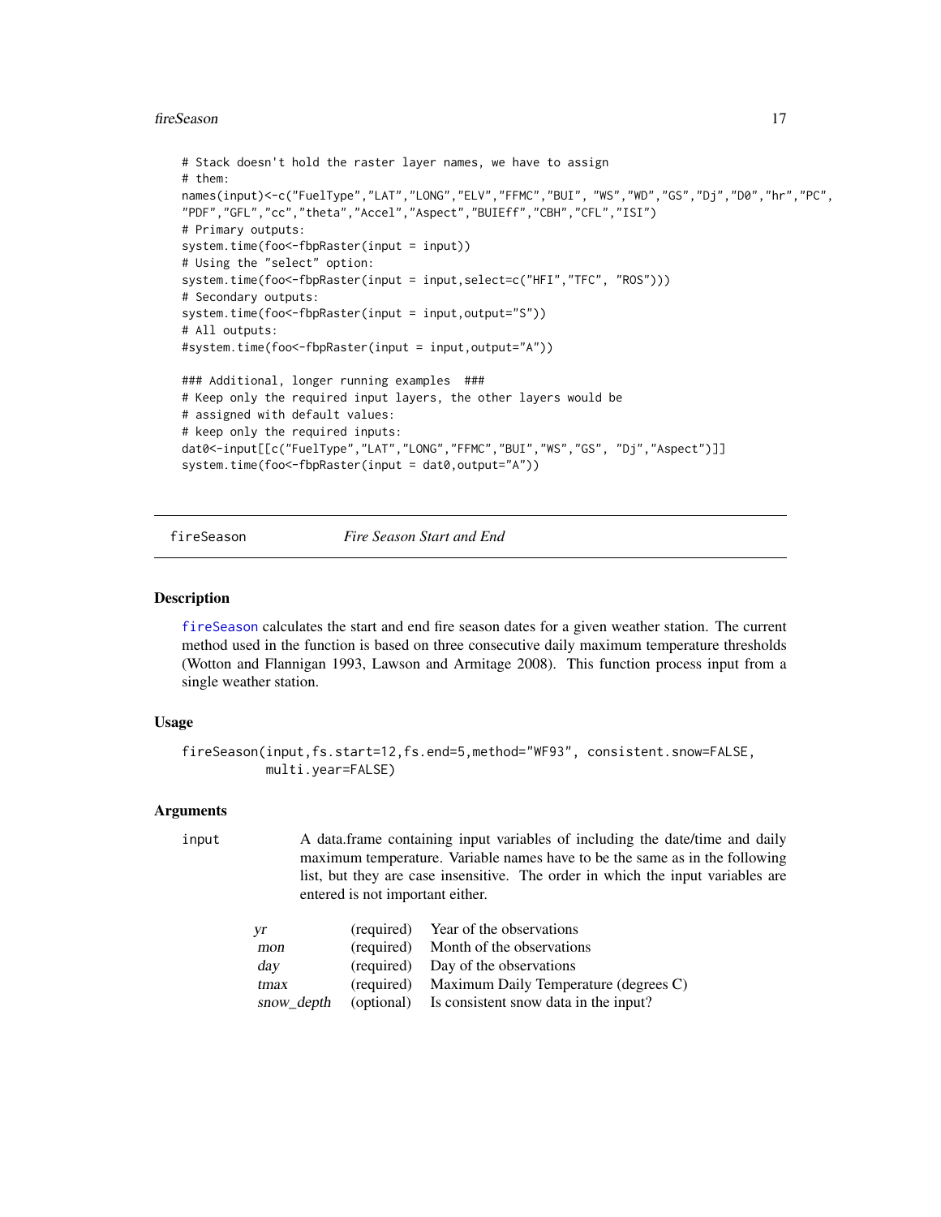```
# Stack doesn't hold the raster layer names, we have to assign
# them:
names(input)<-c("FuelType","LAT","LONG","ELV","FFMC","BUI", "WS","WD","GS","Dj","D0","hr","PC",
"PDF","GFL","cc","theta","Accel","Aspect","BUIEff","CBH","CFL","ISI")
# Primary outputs:
system.time(foo<-fbpRaster(input = input))
# Using the "select" option:
system.time(foo<-fbpRaster(input = input,select=c("HFI","TFC", "ROS")))
# Secondary outputs:
system.time(foo<-fbpRaster(input = input,output="S"))
# All outputs:
#system.time(foo<-fbpRaster(input = input,output="A"))

### Additional, longer running examples  ###
# Keep only the required input layers, the other layers would be
# assigned with default values:
# keep only the required inputs:
dat0<-input[[c("FuelType","LAT","LONG","FFMC","BUI","WS","GS", "Dj","Aspect")]]
system.time(foo<-fbpRaster(input = dat0,output="A"))
```

---

## fireSeason *Fire Season Start and End*

### Description

fireSeason calculates the start and end fire season dates for a given weather station. The current method used in the function is based on three consecutive daily maximum temperature thresholds (Wotton and Flannigan 1993, Lawson and Armitage 2008). This function process input from a single weather station.

### Usage

```
fireSeason(input,fs.start=12,fs.end=5,method="WF93", consistent.snow=FALSE,
          multi.year=FALSE)
```

### Arguments

input — A data.frame containing input variables of including the date/time and daily maximum temperature. Variable names have to be the same as in the following list, but they are case insensitive. The order in which the input variables are entered is not important either.

| | | |
|---|---|---|
| *yr* | (required) | Year of the observations |
| *mon* | (required) | Month of the observations |
| *day* | (required) | Day of the observations |
| *tmax* | (required) | Maximum Daily Temperature (degrees C) |
| *snow_depth* | (optional) | Is consistent snow data in the input? |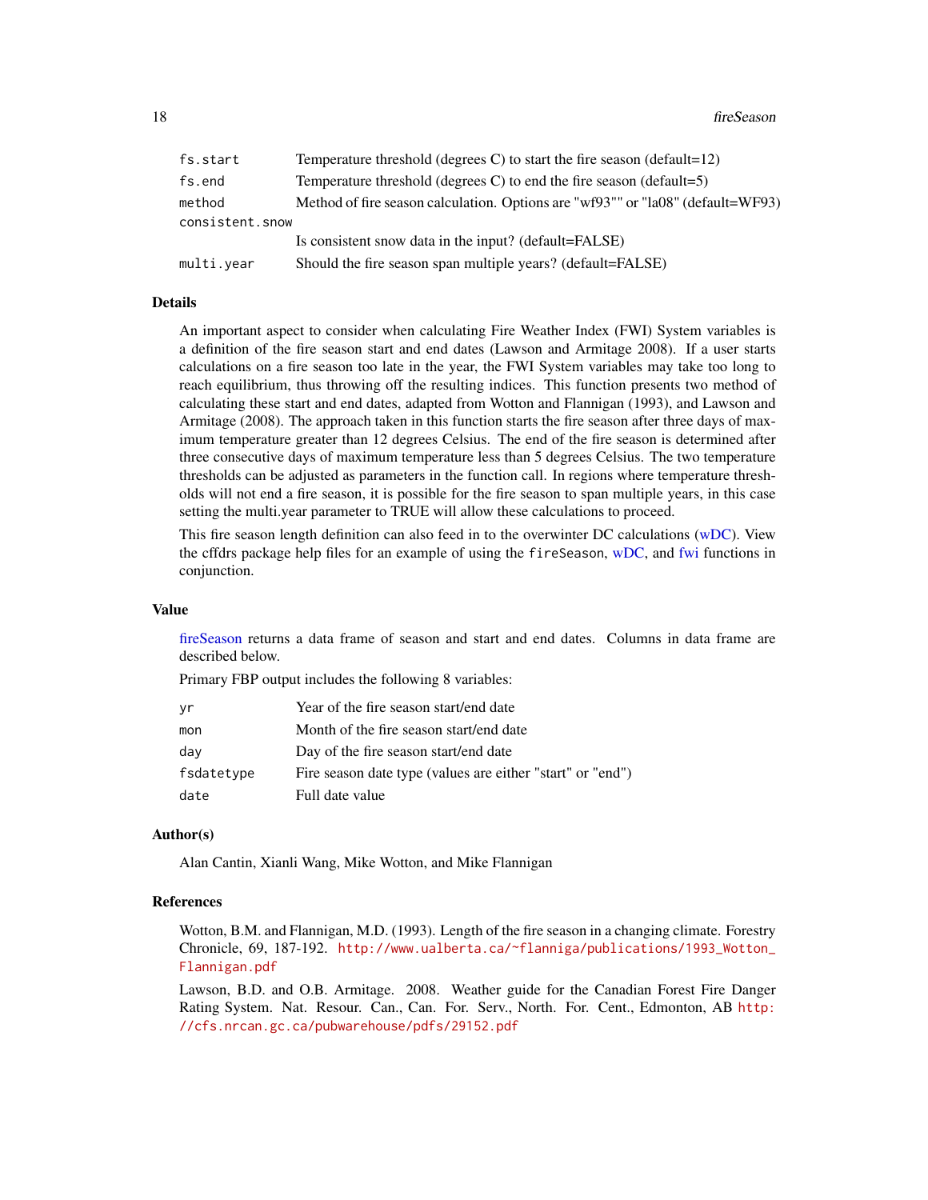| | |
|---|---|
| `fs.start` | Temperature threshold (degrees C) to start the fire season (default=12) |
| `fs.end` | Temperature threshold (degrees C) to end the fire season (default=5) |
| `method` | Method of fire season calculation. Options are "wf93"" or "la08" (default=WF93) |
| `consistent.snow` | Is consistent snow data in the input? (default=FALSE) |
| `multi.year` | Should the fire season span multiple years? (default=FALSE) |

## Details

An important aspect to consider when calculating Fire Weather Index (FWI) System variables is a definition of the fire season start and end dates (Lawson and Armitage 2008). If a user starts calculations on a fire season too late in the year, the FWI System variables may take too long to reach equilibrium, thus throwing off the resulting indices. This function presents two method of calculating these start and end dates, adapted from Wotton and Flannigan (1993), and Lawson and Armitage (2008). The approach taken in this function starts the fire season after three days of maximum temperature greater than 12 degrees Celsius. The end of the fire season is determined after three consecutive days of maximum temperature less than 5 degrees Celsius. The two temperature thresholds can be adjusted as parameters in the function call. In regions where temperature thresholds will not end a fire season, it is possible for the fire season to span multiple years, in this case setting the multi.year parameter to TRUE will allow these calculations to proceed.

This fire season length definition can also feed in to the overwinter DC calculations (wDC). View the cffdrs package help files for an example of using the `fireSeason`, wDC, and fwi functions in conjunction.

## Value

fireSeason returns a data frame of season and start and end dates. Columns in data frame are described below.

Primary FBP output includes the following 8 variables:

| | |
|---|---|
| `yr` | Year of the fire season start/end date |
| `mon` | Month of the fire season start/end date |
| `day` | Day of the fire season start/end date |
| `fsdatetype` | Fire season date type (values are either "start" or "end") |
| `date` | Full date value |

## Author(s)

Alan Cantin, Xianli Wang, Mike Wotton, and Mike Flannigan

## References

Wotton, B.M. and Flannigan, M.D. (1993). Length of the fire season in a changing climate. Forestry Chronicle, 69, 187-192. `http://www.ualberta.ca/~flanniga/publications/1993_Wotton_Flannigan.pdf`

Lawson, B.D. and O.B. Armitage. 2008. Weather guide for the Canadian Forest Fire Danger Rating System. Nat. Resour. Can., Can. For. Serv., North. For. Cent., Edmonton, AB `http://cfs.nrcan.gc.ca/pubwarehouse/pdfs/29152.pdf`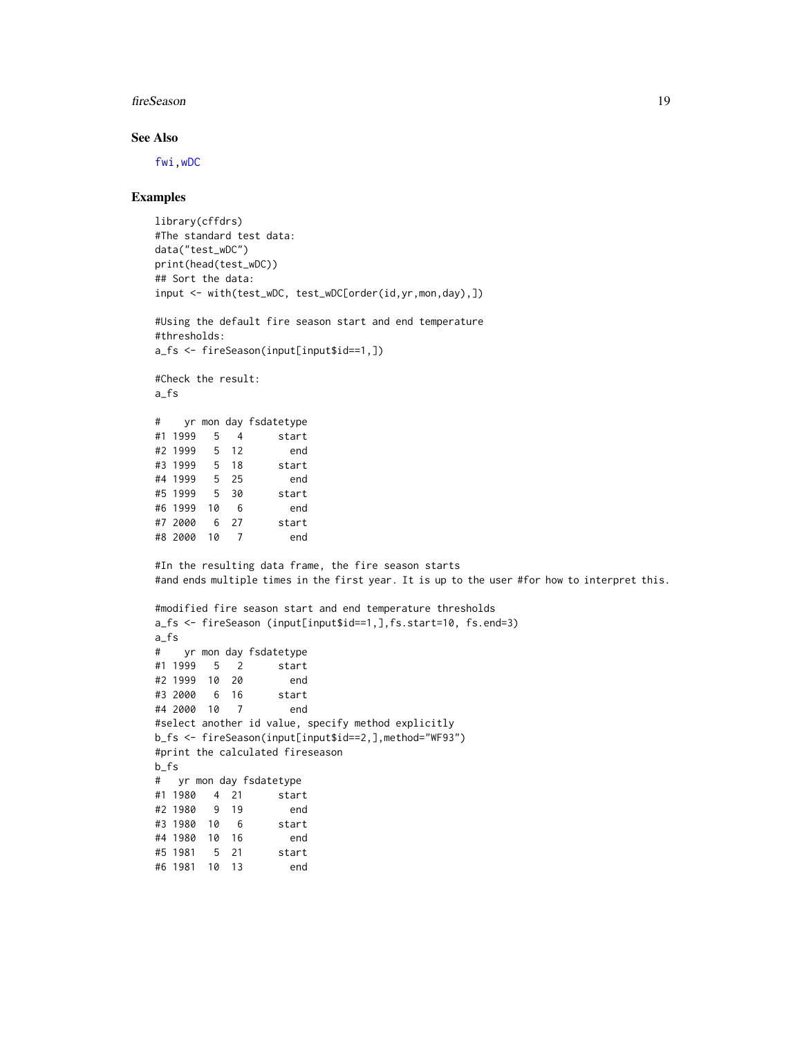## See Also

fwi, wDC

## Examples

```
library(cffdrs)
#The standard test data:
data("test_wDC")
print(head(test_wDC))
## Sort the data:
input <- with(test_wDC, test_wDC[order(id,yr,mon,day),])

#Using the default fire season start and end temperature
#thresholds:
a_fs <- fireSeason(input[input$id==1,])

#Check the result:
a_fs

#    yr mon day fsdatetype
#1 1999   5   4      start
#2 1999   5  12        end
#3 1999   5  18      start
#4 1999   5  25        end
#5 1999   5  30      start
#6 1999  10   6        end
#7 2000   6  27      start
#8 2000  10   7        end

#In the resulting data frame, the fire season starts
#and ends multiple times in the first year. It is up to the user #for how to interpret this.

#modified fire season start and end temperature thresholds
a_fs <- fireSeason (input[input$id==1,],fs.start=10, fs.end=3)
a_fs
#    yr mon day fsdatetype
#1 1999   5   2      start
#2 1999  10  20        end
#3 2000   6  16      start
#4 2000  10   7        end
#select another id value, specify method explicitly
b_fs <- fireSeason(input[input$id==2,],method="WF93")
#print the calculated fireseason
b_fs
#   yr mon day fsdatetype
#1 1980   4  21      start
#2 1980   9  19        end
#3 1980  10   6      start
#4 1980  10  16        end
#5 1981   5  21      start
#6 1981  10  13        end
```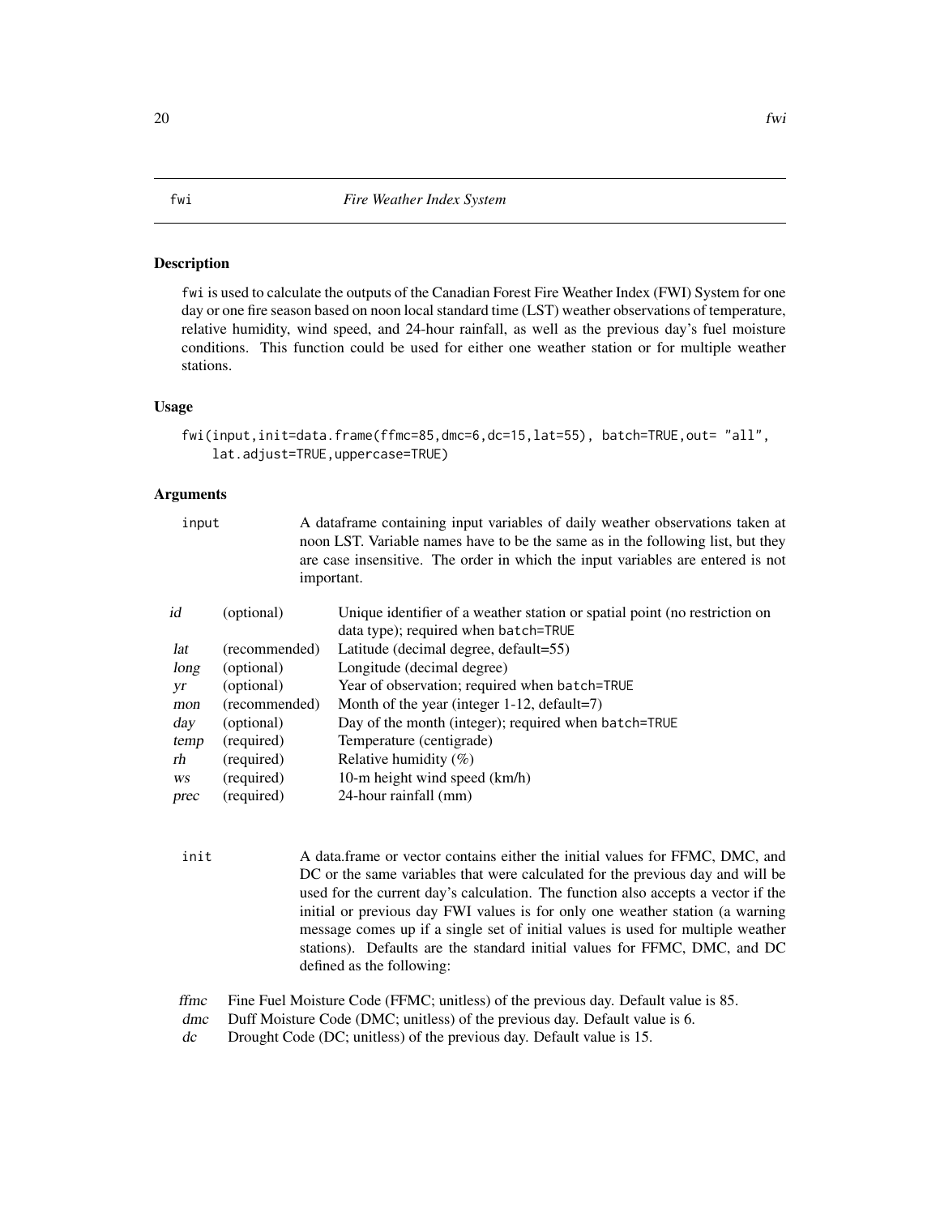## fwi — *Fire Weather Index System*

### Description

fwi is used to calculate the outputs of the Canadian Forest Fire Weather Index (FWI) System for one day or one fire season based on noon local standard time (LST) weather observations of temperature, relative humidity, wind speed, and 24-hour rainfall, as well as the previous day's fuel moisture conditions. This function could be used for either one weather station or for multiple weather stations.

### Usage

```
fwi(input,init=data.frame(ffmc=85,dmc=6,dc=15,lat=55), batch=TRUE,out= "all",
    lat.adjust=TRUE,uppercase=TRUE)
```

### Arguments

**input** A dataframe containing input variables of daily weather observations taken at noon LST. Variable names have to be the same as in the following list, but they are case insensitive. The order in which the input variables are entered is not important.

| | | |
|---|---|---|
| *id* | (optional) | Unique identifier of a weather station or spatial point (no restriction on data type); required when batch=TRUE |
| *lat* | (recommended) | Latitude (decimal degree, default=55) |
| *long* | (optional) | Longitude (decimal degree) |
| *yr* | (optional) | Year of observation; required when batch=TRUE |
| *mon* | (recommended) | Month of the year (integer 1-12, default=7) |
| *day* | (optional) | Day of the month (integer); required when batch=TRUE |
| *temp* | (required) | Temperature (centigrade) |
| *rh* | (required) | Relative humidity (%) |
| *ws* | (required) | 10-m height wind speed (km/h) |
| *prec* | (required) | 24-hour rainfall (mm) |

**init** A data.frame or vector contains either the initial values for FFMC, DMC, and DC or the same variables that were calculated for the previous day and will be used for the current day's calculation. The function also accepts a vector if the initial or previous day FWI values is for only one weather station (a warning message comes up if a single set of initial values is used for multiple weather stations). Defaults are the standard initial values for FFMC, DMC, and DC defined as the following:

| | |
|---|---|
| *ffmc* | Fine Fuel Moisture Code (FFMC; unitless) of the previous day. Default value is 85. |
| *dmc* | Duff Moisture Code (DMC; unitless) of the previous day. Default value is 6. |
| *dc* | Drought Code (DC; unitless) of the previous day. Default value is 15. |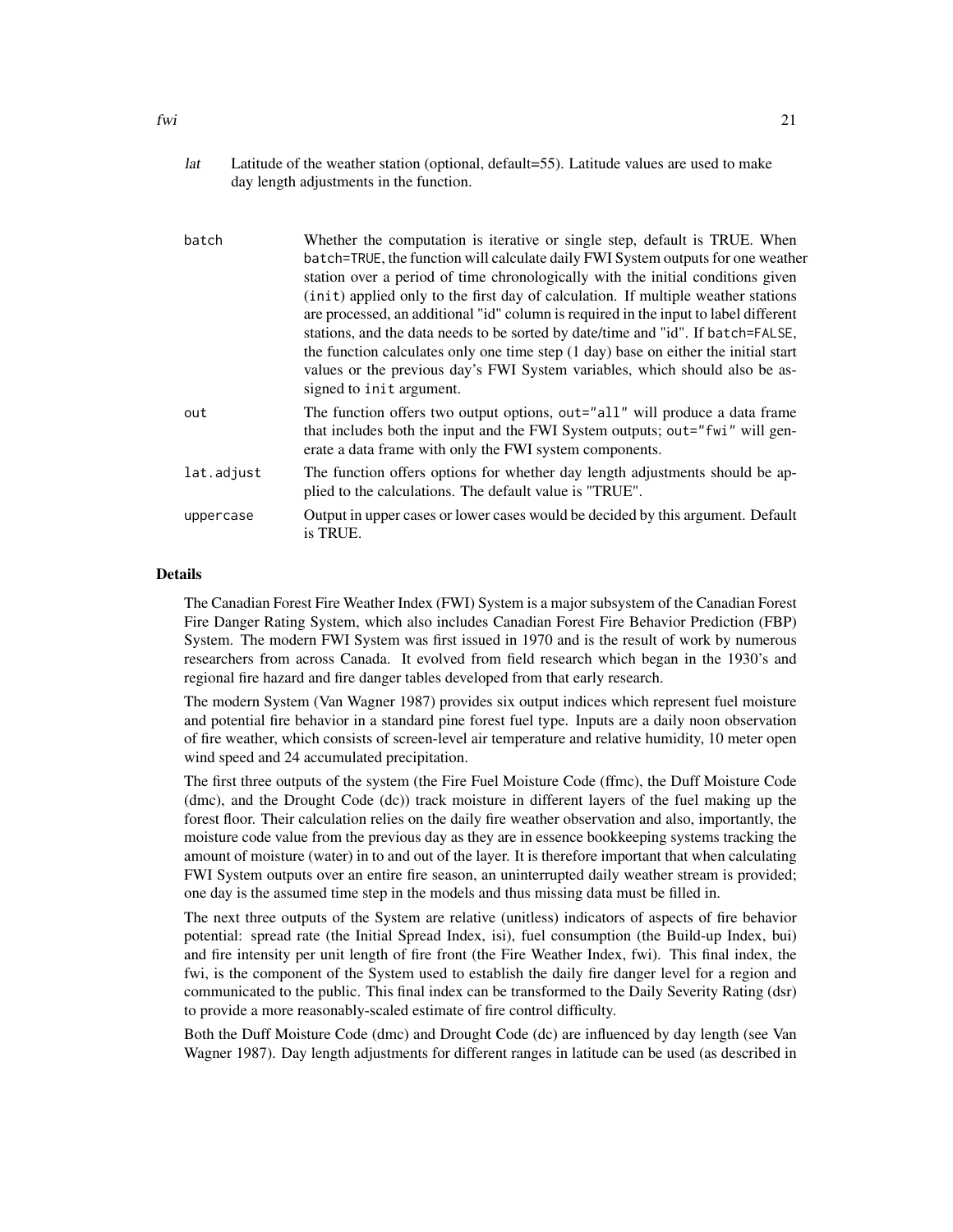lat — Latitude of the weather station (optional, default=55). Latitude values are used to make day length adjustments in the function.

| | |
|---|---|
| batch | Whether the computation is iterative or single step, default is TRUE. When batch=TRUE, the function will calculate daily FWI System outputs for one weather station over a period of time chronologically with the initial conditions given (init) applied only to the first day of calculation. If multiple weather stations are processed, an additional "id" column is required in the input to label different stations, and the data needs to be sorted by date/time and "id". If batch=FALSE, the function calculates only one time step (1 day) base on either the initial start values or the previous day's FWI System variables, which should also be assigned to init argument. |
| out | The function offers two output options, out="all" will produce a data frame that includes both the input and the FWI System outputs; out="fwi" will generate a data frame with only the FWI system components. |
| lat.adjust | The function offers options for whether day length adjustments should be applied to the calculations. The default value is "TRUE". |
| uppercase | Output in upper cases or lower cases would be decided by this argument. Default is TRUE. |

## Details

The Canadian Forest Fire Weather Index (FWI) System is a major subsystem of the Canadian Forest Fire Danger Rating System, which also includes Canadian Forest Fire Behavior Prediction (FBP) System. The modern FWI System was first issued in 1970 and is the result of work by numerous researchers from across Canada. It evolved from field research which began in the 1930's and regional fire hazard and fire danger tables developed from that early research.

The modern System (Van Wagner 1987) provides six output indices which represent fuel moisture and potential fire behavior in a standard pine forest fuel type. Inputs are a daily noon observation of fire weather, which consists of screen-level air temperature and relative humidity, 10 meter open wind speed and 24 accumulated precipitation.

The first three outputs of the system (the Fire Fuel Moisture Code (ffmc), the Duff Moisture Code (dmc), and the Drought Code (dc)) track moisture in different layers of the fuel making up the forest floor. Their calculation relies on the daily fire weather observation and also, importantly, the moisture code value from the previous day as they are in essence bookkeeping systems tracking the amount of moisture (water) in to and out of the layer. It is therefore important that when calculating FWI System outputs over an entire fire season, an uninterrupted daily weather stream is provided; one day is the assumed time step in the models and thus missing data must be filled in.

The next three outputs of the System are relative (unitless) indicators of aspects of fire behavior potential: spread rate (the Initial Spread Index, isi), fuel consumption (the Build-up Index, bui) and fire intensity per unit length of fire front (the Fire Weather Index, fwi). This final index, the fwi, is the component of the System used to establish the daily fire danger level for a region and communicated to the public. This final index can be transformed to the Daily Severity Rating (dsr) to provide a more reasonably-scaled estimate of fire control difficulty.

Both the Duff Moisture Code (dmc) and Drought Code (dc) are influenced by day length (see Van Wagner 1987). Day length adjustments for different ranges in latitude can be used (as described in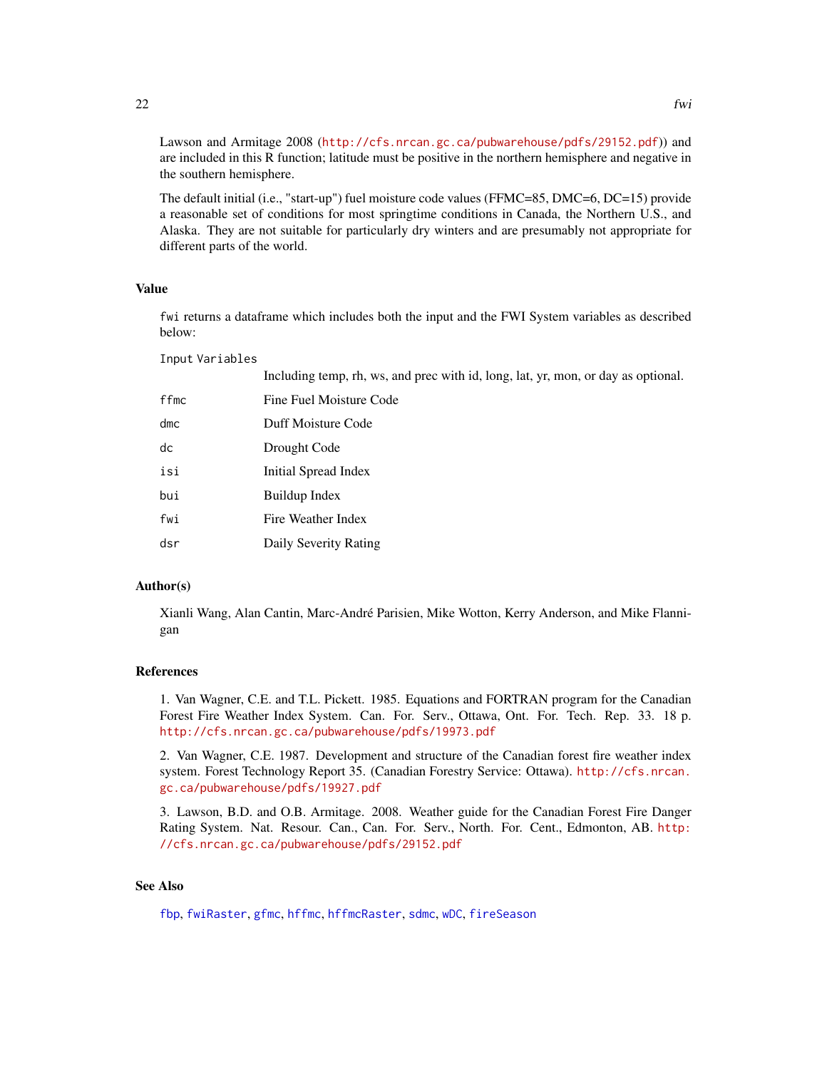Lawson and Armitage 2008 (http://cfs.nrcan.gc.ca/pubwarehouse/pdfs/29152.pdf)) and are included in this R function; latitude must be positive in the northern hemisphere and negative in the southern hemisphere.

The default initial (i.e., "start-up") fuel moisture code values (FFMC=85, DMC=6, DC=15) provide a reasonable set of conditions for most springtime conditions in Canada, the Northern U.S., and Alaska. They are not suitable for particularly dry winters and are presumably not appropriate for different parts of the world.

## Value

`fwi` returns a dataframe which includes both the input and the FWI System variables as described below:

| | |
|---|---|
| `Input Variables` | Including temp, rh, ws, and prec with id, long, lat, yr, mon, or day as optional. |
| `ffmc` | Fine Fuel Moisture Code |
| `dmc` | Duff Moisture Code |
| `dc` | Drought Code |
| `isi` | Initial Spread Index |
| `bui` | Buildup Index |
| `fwi` | Fire Weather Index |
| `dsr` | Daily Severity Rating |

## Author(s)

Xianli Wang, Alan Cantin, Marc-André Parisien, Mike Wotton, Kerry Anderson, and Mike Flannigan

## References

1. Van Wagner, C.E. and T.L. Pickett. 1985. Equations and FORTRAN program for the Canadian Forest Fire Weather Index System. Can. For. Serv., Ottawa, Ont. For. Tech. Rep. 33. 18 p. http://cfs.nrcan.gc.ca/pubwarehouse/pdfs/19973.pdf

2. Van Wagner, C.E. 1987. Development and structure of the Canadian forest fire weather index system. Forest Technology Report 35. (Canadian Forestry Service: Ottawa). http://cfs.nrcan.gc.ca/pubwarehouse/pdfs/19927.pdf

3. Lawson, B.D. and O.B. Armitage. 2008. Weather guide for the Canadian Forest Fire Danger Rating System. Nat. Resour. Can., Can. For. Serv., North. For. Cent., Edmonton, AB. http://cfs.nrcan.gc.ca/pubwarehouse/pdfs/29152.pdf

## See Also

`fbp`, `fwiRaster`, `gfmc`, `hffmc`, `hffmcRaster`, `sdmc`, `wDC`, `fireSeason`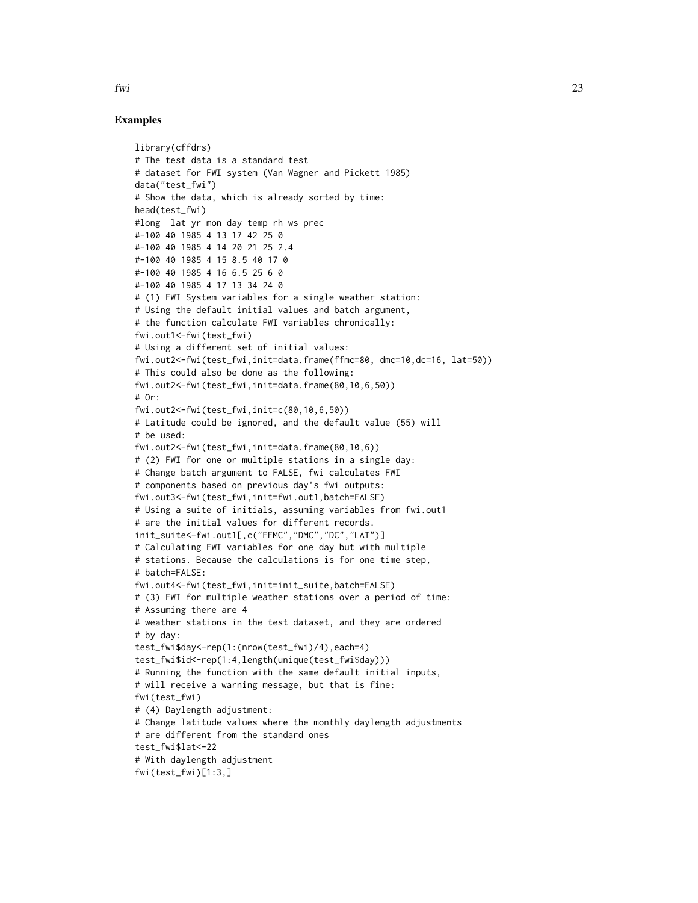## Examples

```
library(cffdrs)
# The test data is a standard test
# dataset for FWI system (Van Wagner and Pickett 1985)
data("test_fwi")
# Show the data, which is already sorted by time:
head(test_fwi)
#long  lat yr mon day temp rh ws prec
#-100 40 1985 4 13 17 42 25 0
#-100 40 1985 4 14 20 21 25 2.4
#-100 40 1985 4 15 8.5 40 17 0
#-100 40 1985 4 16 6.5 25 6 0
#-100 40 1985 4 17 13 34 24 0
# (1) FWI System variables for a single weather station:
# Using the default initial values and batch argument,
# the function calculate FWI variables chronically:
fwi.out1<-fwi(test_fwi)
# Using a different set of initial values:
fwi.out2<-fwi(test_fwi,init=data.frame(ffmc=80, dmc=10,dc=16, lat=50))
# This could also be done as the following:
fwi.out2<-fwi(test_fwi,init=data.frame(80,10,6,50))
# Or:
fwi.out2<-fwi(test_fwi,init=c(80,10,6,50))
# Latitude could be ignored, and the default value (55) will
# be used:
fwi.out2<-fwi(test_fwi,init=data.frame(80,10,6))
# (2) FWI for one or multiple stations in a single day:
# Change batch argument to FALSE, fwi calculates FWI
# components based on previous day's fwi outputs:
fwi.out3<-fwi(test_fwi,init=fwi.out1,batch=FALSE)
# Using a suite of initials, assuming variables from fwi.out1
# are the initial values for different records.
init_suite<-fwi.out1[,c("FFMC","DMC","DC","LAT")]
# Calculating FWI variables for one day but with multiple
# stations. Because the calculations is for one time step,
# batch=FALSE:
fwi.out4<-fwi(test_fwi,init=init_suite,batch=FALSE)
# (3) FWI for multiple weather stations over a period of time:
# Assuming there are 4
# weather stations in the test dataset, and they are ordered
# by day:
test_fwi$day<-rep(1:(nrow(test_fwi)/4),each=4)
test_fwi$id<-rep(1:4,length(unique(test_fwi$day)))
# Running the function with the same default initial inputs,
# will receive a warning message, but that is fine:
fwi(test_fwi)
# (4) Daylength adjustment:
# Change latitude values where the monthly daylength adjustments
# are different from the standard ones
test_fwi$lat<-22
# With daylength adjustment
fwi(test_fwi)[1:3,]
```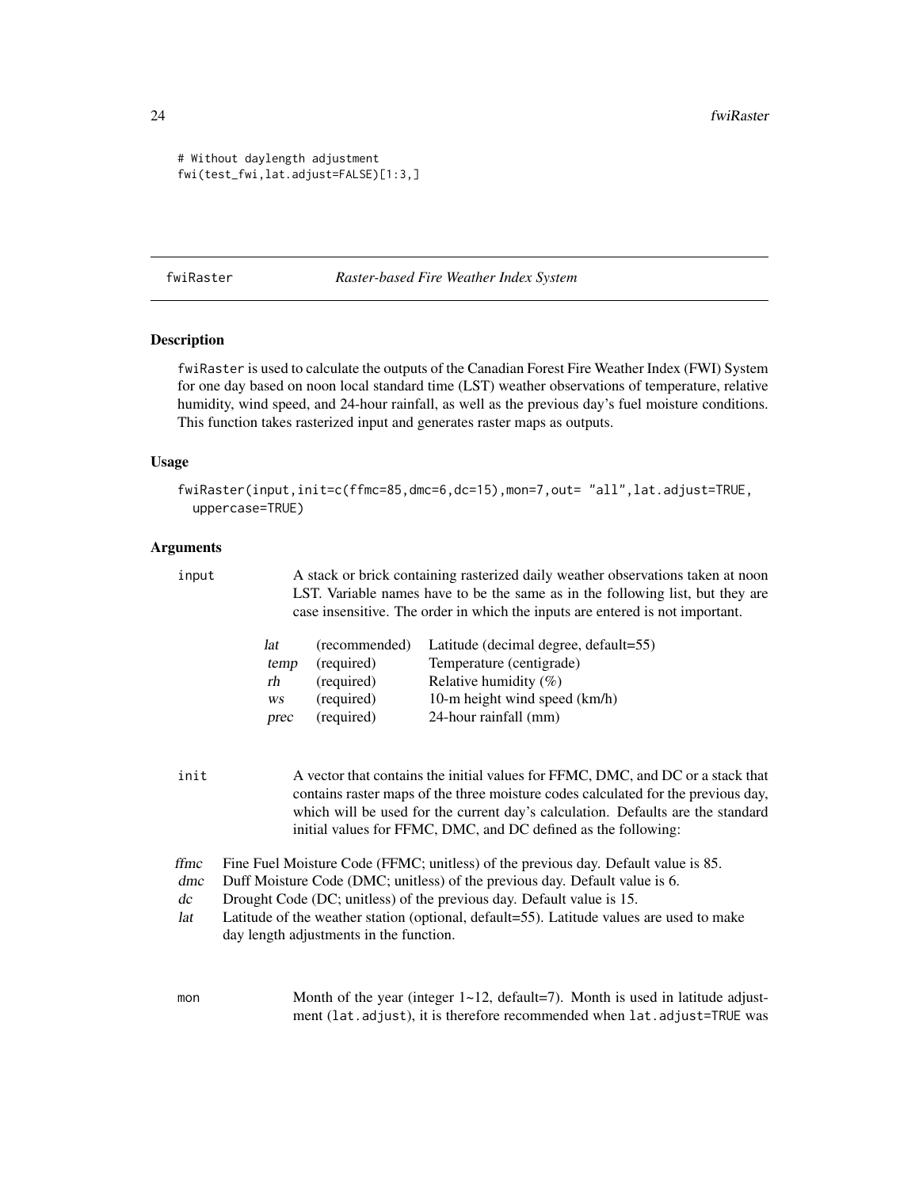```
# Without daylength adjustment
fwi(test_fwi,lat.adjust=FALSE)[1:3,]
```

## fwiRaster — *Raster-based Fire Weather Index System*

### Description

fwiRaster is used to calculate the outputs of the Canadian Forest Fire Weather Index (FWI) System for one day based on noon local standard time (LST) weather observations of temperature, relative humidity, wind speed, and 24-hour rainfall, as well as the previous day's fuel moisture conditions. This function takes rasterized input and generates raster maps as outputs.

### Usage

```
fwiRaster(input,init=c(ffmc=85,dmc=6,dc=15),mon=7,out= "all",lat.adjust=TRUE,
  uppercase=TRUE)
```

### Arguments

**input** A stack or brick containing rasterized daily weather observations taken at noon LST. Variable names have to be the same as in the following list, but they are case insensitive. The order in which the inputs are entered is not important.

| | | |
|---|---|---|
| *lat* | (recommended) | Latitude (decimal degree, default=55) |
| *temp* | (required) | Temperature (centigrade) |
| *rh* | (required) | Relative humidity (%) |
| *ws* | (required) | 10-m height wind speed (km/h) |
| *prec* | (required) | 24-hour rainfall (mm) |

**init** A vector that contains the initial values for FFMC, DMC, and DC or a stack that contains raster maps of the three moisture codes calculated for the previous day, which will be used for the current day's calculation. Defaults are the standard initial values for FFMC, DMC, and DC defined as the following:

| | |
|---|---|
| *ffmc* | Fine Fuel Moisture Code (FFMC; unitless) of the previous day. Default value is 85. |
| *dmc* | Duff Moisture Code (DMC; unitless) of the previous day. Default value is 6. |
| *dc* | Drought Code (DC; unitless) of the previous day. Default value is 15. |
| *lat* | Latitude of the weather station (optional, default=55). Latitude values are used to make day length adjustments in the function. |

**mon** Month of the year (integer 1~12, default=7). Month is used in latitude adjustment (lat.adjust), it is therefore recommended when lat.adjust=TRUE was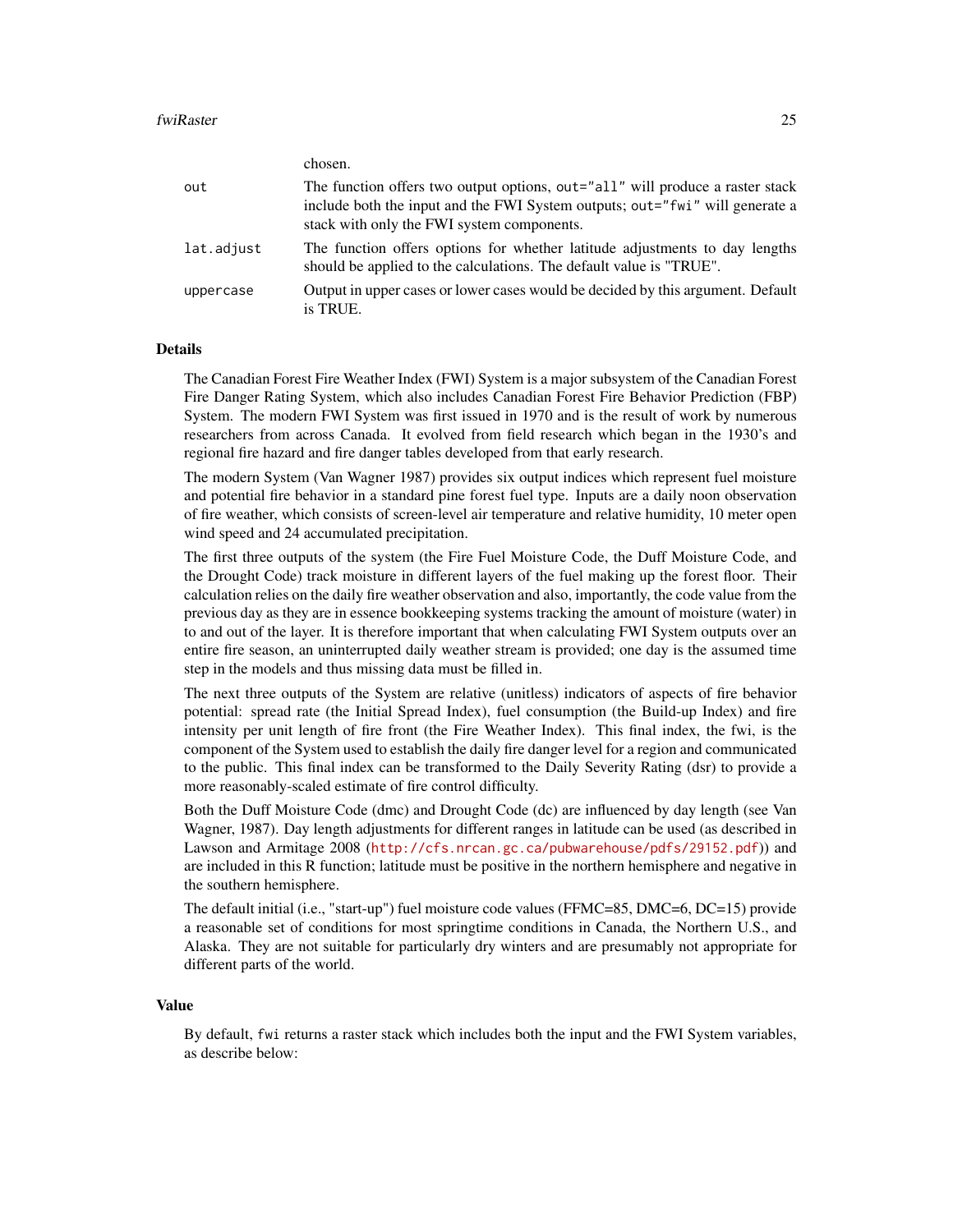chosen.

| | |
|---|---|
| `out` | The function offers two output options, `out="all"` will produce a raster stack include both the input and the FWI System outputs; `out="fwi"` will generate a stack with only the FWI system components. |
| `lat.adjust` | The function offers options for whether latitude adjustments to day lengths should be applied to the calculations. The default value is "TRUE". |
| `uppercase` | Output in upper cases or lower cases would be decided by this argument. Default is TRUE. |

## Details

The Canadian Forest Fire Weather Index (FWI) System is a major subsystem of the Canadian Forest Fire Danger Rating System, which also includes Canadian Forest Fire Behavior Prediction (FBP) System. The modern FWI System was first issued in 1970 and is the result of work by numerous researchers from across Canada. It evolved from field research which began in the 1930's and regional fire hazard and fire danger tables developed from that early research.

The modern System (Van Wagner 1987) provides six output indices which represent fuel moisture and potential fire behavior in a standard pine forest fuel type. Inputs are a daily noon observation of fire weather, which consists of screen-level air temperature and relative humidity, 10 meter open wind speed and 24 accumulated precipitation.

The first three outputs of the system (the Fire Fuel Moisture Code, the Duff Moisture Code, and the Drought Code) track moisture in different layers of the fuel making up the forest floor. Their calculation relies on the daily fire weather observation and also, importantly, the code value from the previous day as they are in essence bookkeeping systems tracking the amount of moisture (water) in to and out of the layer. It is therefore important that when calculating FWI System outputs over an entire fire season, an uninterrupted daily weather stream is provided; one day is the assumed time step in the models and thus missing data must be filled in.

The next three outputs of the System are relative (unitless) indicators of aspects of fire behavior potential: spread rate (the Initial Spread Index), fuel consumption (the Build-up Index) and fire intensity per unit length of fire front (the Fire Weather Index). This final index, the fwi, is the component of the System used to establish the daily fire danger level for a region and communicated to the public. This final index can be transformed to the Daily Severity Rating (dsr) to provide a more reasonably-scaled estimate of fire control difficulty.

Both the Duff Moisture Code (dmc) and Drought Code (dc) are influenced by day length (see Van Wagner, 1987). Day length adjustments for different ranges in latitude can be used (as described in Lawson and Armitage 2008 (http://cfs.nrcan.gc.ca/pubwarehouse/pdfs/29152.pdf)) and are included in this R function; latitude must be positive in the northern hemisphere and negative in the southern hemisphere.

The default initial (i.e., "start-up") fuel moisture code values (FFMC=85, DMC=6, DC=15) provide a reasonable set of conditions for most springtime conditions in Canada, the Northern U.S., and Alaska. They are not suitable for particularly dry winters and are presumably not appropriate for different parts of the world.

## Value

By default, `fwi` returns a raster stack which includes both the input and the FWI System variables, as describe below: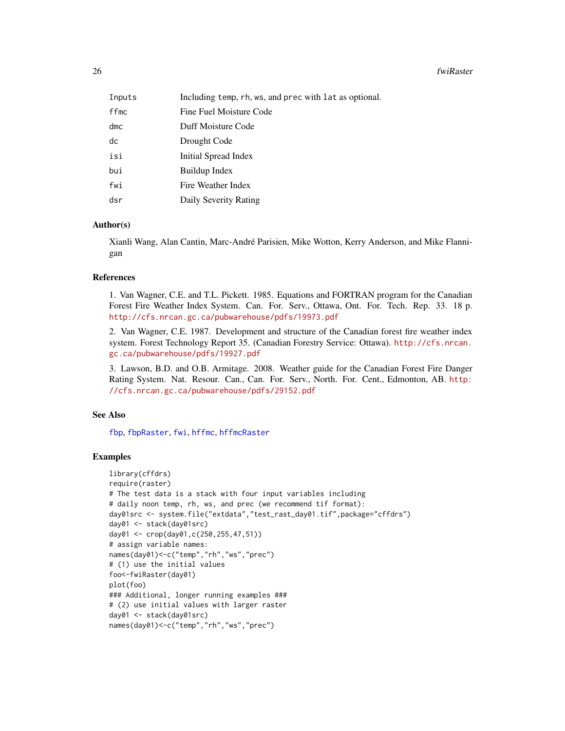| | |
|---|---|
| `Inputs` | Including `temp`, `rh`, `ws`, and `prec` with `lat` as optional. |
| `ffmc` | Fine Fuel Moisture Code |
| `dmc` | Duff Moisture Code |
| `dc` | Drought Code |
| `isi` | Initial Spread Index |
| `bui` | Buildup Index |
| `fwi` | Fire Weather Index |
| `dsr` | Daily Severity Rating |

## Author(s)

Xianli Wang, Alan Cantin, Marc-André Parisien, Mike Wotton, Kerry Anderson, and Mike Flannigan

## References

1. Van Wagner, C.E. and T.L. Pickett. 1985. Equations and FORTRAN program for the Canadian Forest Fire Weather Index System. Can. For. Serv., Ottawa, Ont. For. Tech. Rep. 33. 18 p. http://cfs.nrcan.gc.ca/pubwarehouse/pdfs/19973.pdf

2. Van Wagner, C.E. 1987. Development and structure of the Canadian forest fire weather index system. Forest Technology Report 35. (Canadian Forestry Service: Ottawa). http://cfs.nrcan.gc.ca/pubwarehouse/pdfs/19927.pdf

3. Lawson, B.D. and O.B. Armitage. 2008. Weather guide for the Canadian Forest Fire Danger Rating System. Nat. Resour. Can., Can. For. Serv., North. For. Cent., Edmonton, AB. http://cfs.nrcan.gc.ca/pubwarehouse/pdfs/29152.pdf

## See Also

`fbp`, `fbpRaster`, `fwi`, `hffmc`, `hffmcRaster`

## Examples

```
library(cffdrs)
require(raster)
# The test data is a stack with four input variables including
# daily noon temp, rh, ws, and prec (we recommend tif format):
day01src <- system.file("extdata","test_rast_day01.tif",package="cffdrs")
day01 <- stack(day01src)
day01 <- crop(day01,c(250,255,47,51))
# assign variable names:
names(day01)<-c("temp","rh","ws","prec")
# (1) use the initial values
foo<-fwiRaster(day01)
plot(foo)
### Additional, longer running examples ###
# (2) use initial values with larger raster
day01 <- stack(day01src)
names(day01)<-c("temp","rh","ws","prec")
```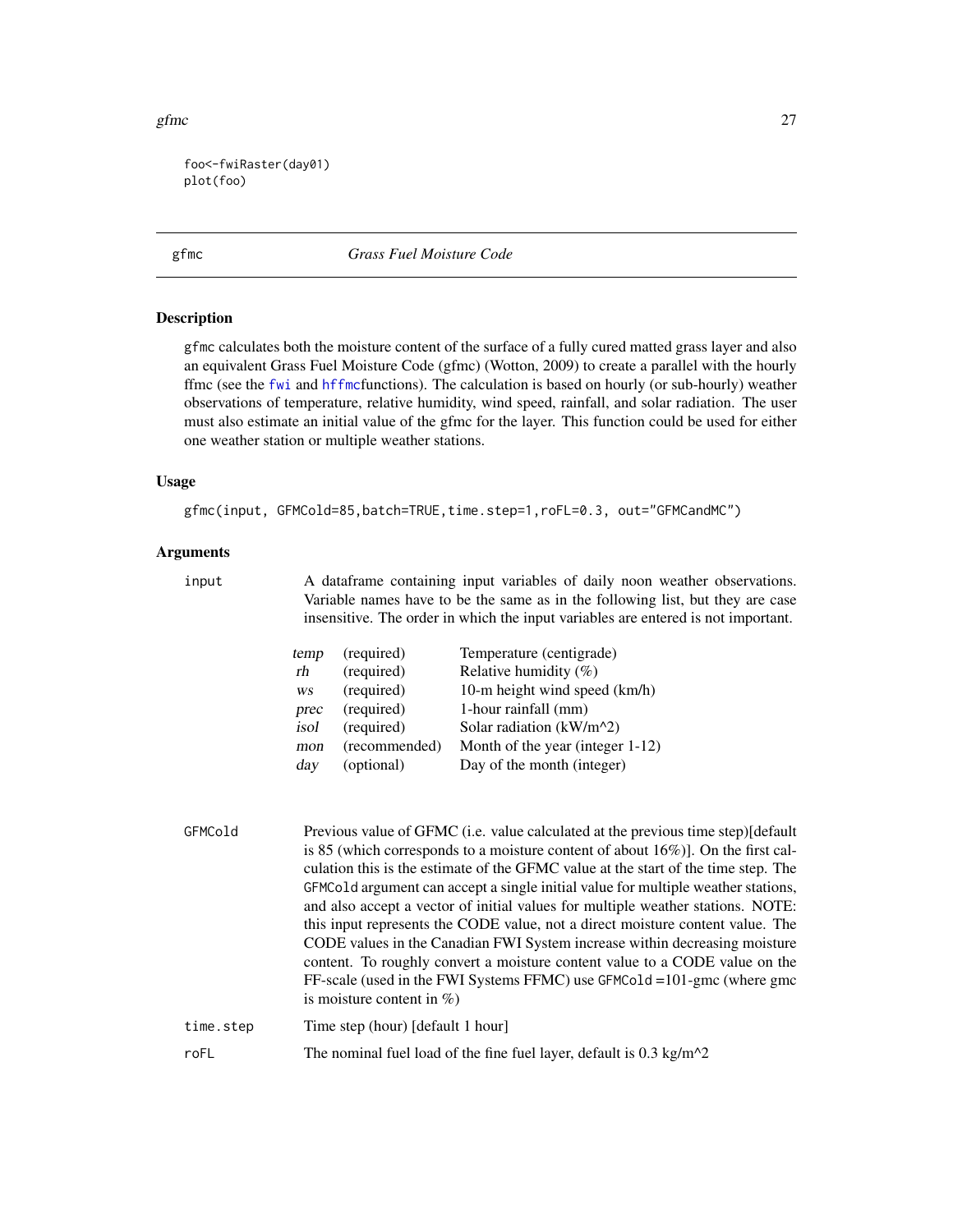```
foo<-fwiRaster(day01)
plot(foo)
```

## gfmc — *Grass Fuel Moisture Code*

### Description

gfmc calculates both the moisture content of the surface of a fully cured matted grass layer and also an equivalent Grass Fuel Moisture Code (gfmc) (Wotton, 2009) to create a parallel with the hourly ffmc (see the fwi and hffmcfunctions). The calculation is based on hourly (or sub-hourly) weather observations of temperature, relative humidity, wind speed, rainfall, and solar radiation. The user must also estimate an initial value of the gfmc for the layer. This function could be used for either one weather station or multiple weather stations.

### Usage

```
gfmc(input, GFMCold=85,batch=TRUE,time.step=1,roFL=0.3, out="GFMCandMC")
```

### Arguments

**input** — A dataframe containing input variables of daily noon weather observations. Variable names have to be the same as in the following list, but they are case insensitive. The order in which the input variables are entered is not important.

| | | |
|---|---|---|
| *temp* | (required) | Temperature (centigrade) |
| *rh* | (required) | Relative humidity (%) |
| *ws* | (required) | 10-m height wind speed (km/h) |
| *prec* | (required) | 1-hour rainfall (mm) |
| *isol* | (required) | Solar radiation (kW/m^2) |
| *mon* | (recommended) | Month of the year (integer 1-12) |
| *day* | (optional) | Day of the month (integer) |

**GFMCold** — Previous value of GFMC (i.e. value calculated at the previous time step)[default is 85 (which corresponds to a moisture content of about 16%)]. On the first calculation this is the estimate of the GFMC value at the start of the time step. The GFMCold argument can accept a single initial value for multiple weather stations, and also accept a vector of initial values for multiple weather stations. NOTE: this input represents the CODE value, not a direct moisture content value. The CODE values in the Canadian FWI System increase within decreasing moisture content. To roughly convert a moisture content value to a CODE value on the FF-scale (used in the FWI Systems FFMC) use GFMCold =101-gmc (where gmc is moisture content in %)

**time.step** — Time step (hour) [default 1 hour]

**roFL** — The nominal fuel load of the fine fuel layer, default is 0.3 kg/m^2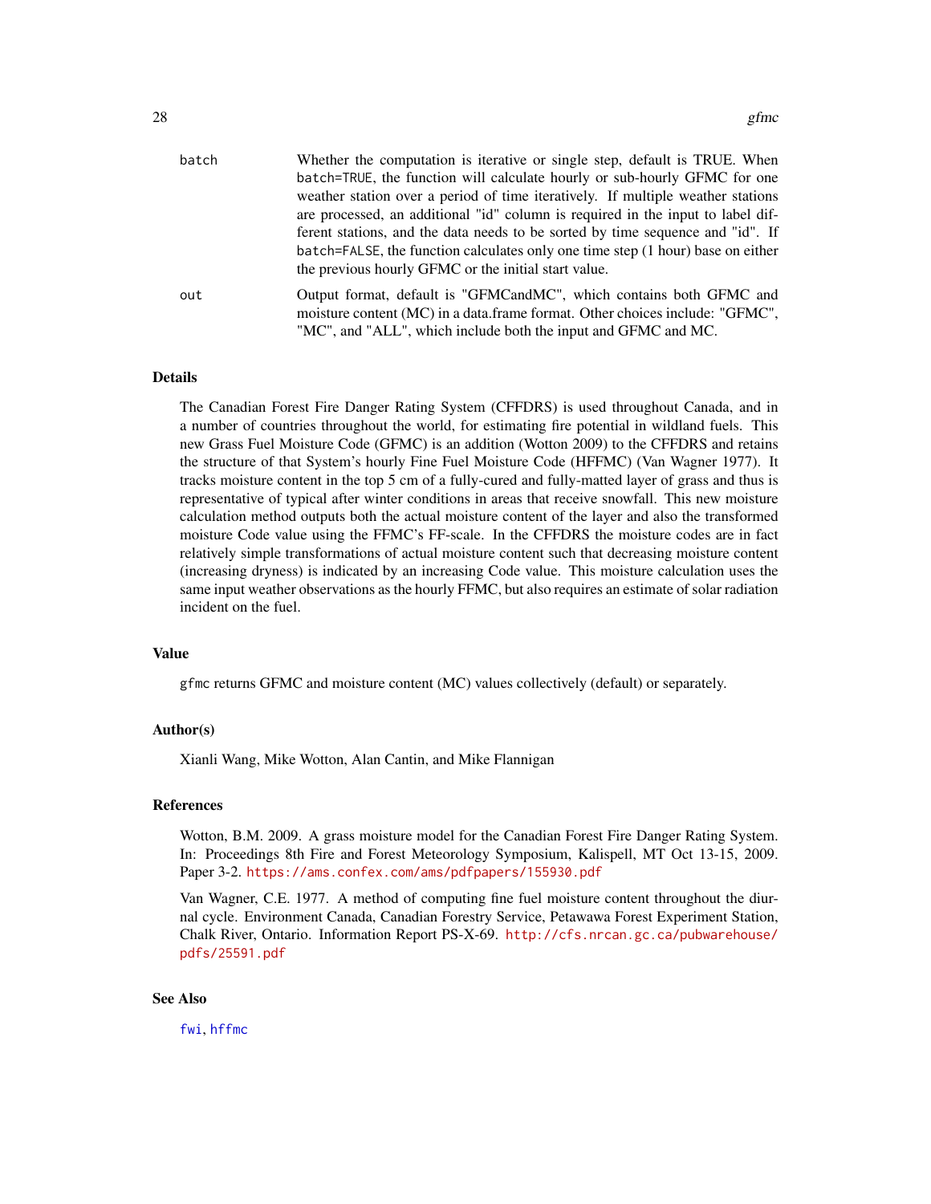batch — Whether the computation is iterative or single step, default is TRUE. When `batch=TRUE`, the function will calculate hourly or sub-hourly GFMC for one weather station over a period of time iteratively. If multiple weather stations are processed, an additional "id" column is required in the input to label different stations, and the data needs to be sorted by time sequence and "id". If `batch=FALSE`, the function calculates only one time step (1 hour) base on either the previous hourly GFMC or the initial start value.

out — Output format, default is "GFMCandMC", which contains both GFMC and moisture content (MC) in a data.frame format. Other choices include: "GFMC", "MC", and "ALL", which include both the input and GFMC and MC.

## Details

The Canadian Forest Fire Danger Rating System (CFFDRS) is used throughout Canada, and in a number of countries throughout the world, for estimating fire potential in wildland fuels. This new Grass Fuel Moisture Code (GFMC) is an addition (Wotton 2009) to the CFFDRS and retains the structure of that System's hourly Fine Fuel Moisture Code (HFFMC) (Van Wagner 1977). It tracks moisture content in the top 5 cm of a fully-cured and fully-matted layer of grass and thus is representative of typical after winter conditions in areas that receive snowfall. This new moisture calculation method outputs both the actual moisture content of the layer and also the transformed moisture Code value using the FFMC's FF-scale. In the CFFDRS the moisture codes are in fact relatively simple transformations of actual moisture content such that decreasing moisture content (increasing dryness) is indicated by an increasing Code value. This moisture calculation uses the same input weather observations as the hourly FFMC, but also requires an estimate of solar radiation incident on the fuel.

## Value

`gfmc` returns GFMC and moisture content (MC) values collectively (default) or separately.

## Author(s)

Xianli Wang, Mike Wotton, Alan Cantin, and Mike Flannigan

## References

Wotton, B.M. 2009. A grass moisture model for the Canadian Forest Fire Danger Rating System. In: Proceedings 8th Fire and Forest Meteorology Symposium, Kalispell, MT Oct 13-15, 2009. Paper 3-2. https://ams.confex.com/ams/pdfpapers/155930.pdf

Van Wagner, C.E. 1977. A method of computing fine fuel moisture content throughout the diurnal cycle. Environment Canada, Canadian Forestry Service, Petawawa Forest Experiment Station, Chalk River, Ontario. Information Report PS-X-69. http://cfs.nrcan.gc.ca/pubwarehouse/pdfs/25591.pdf

## See Also

`fwi`, `hffmc`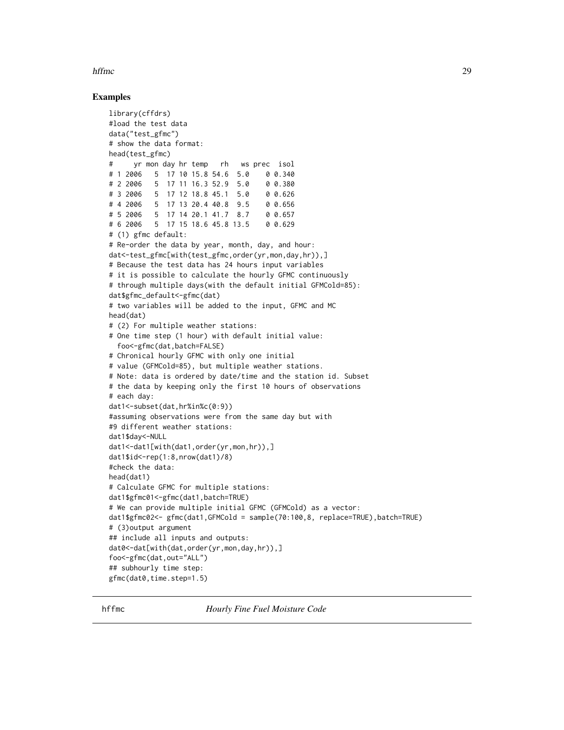## Examples

```
library(cffdrs)
#load the test data
data("test_gfmc")
# show the data format:
head(test_gfmc)
#     yr mon day hr temp   rh   ws prec  isol
# 1 2006   5  17 10 15.8 54.6  5.0    0 0.340
# 2 2006   5  17 11 16.3 52.9  5.0    0 0.380
# 3 2006   5  17 12 18.8 45.1  5.0    0 0.626
# 4 2006   5  17 13 20.4 40.8  9.5    0 0.656
# 5 2006   5  17 14 20.1 41.7  8.7    0 0.657
# 6 2006   5  17 15 18.6 45.8 13.5    0 0.629
# (1) gfmc default:
# Re-order the data by year, month, day, and hour:
dat<-test_gfmc[with(test_gfmc,order(yr,mon,day,hr)),]
# Because the test data has 24 hours input variables
# it is possible to calculate the hourly GFMC continuously
# through multiple days(with the default initial GFMCold=85):
dat$gfmc_default<-gfmc(dat)
# two variables will be added to the input, GFMC and MC
head(dat)
# (2) For multiple weather stations:
# One time step (1 hour) with default initial value:
  foo<-gfmc(dat,batch=FALSE)
# Chronical hourly GFMC with only one initial
# value (GFMCold=85), but multiple weather stations.
# Note: data is ordered by date/time and the station id. Subset
# the data by keeping only the first 10 hours of observations
# each day:
dat1<-subset(dat,hr%in%c(0:9))
#assuming observations were from the same day but with
#9 different weather stations:
dat1$day<-NULL
dat1<-dat1[with(dat1,order(yr,mon,hr)),]
dat1$id<-rep(1:8,nrow(dat1)/8)
#check the data:
head(dat1)
# Calculate GFMC for multiple stations:
dat1$gfmc01<-gfmc(dat1,batch=TRUE)
# We can provide multiple initial GFMC (GFMCold) as a vector:
dat1$gfmc02<- gfmc(dat1,GFMCold = sample(70:100,8, replace=TRUE),batch=TRUE)
# (3)output argument
## include all inputs and outputs:
dat0<-dat[with(dat,order(yr,mon,day,hr)),]
foo<-gfmc(dat,out="ALL")
## subhourly time step:
gfmc(dat0,time.step=1.5)
```

---

hffmc *Hourly Fine Fuel Moisture Code*

---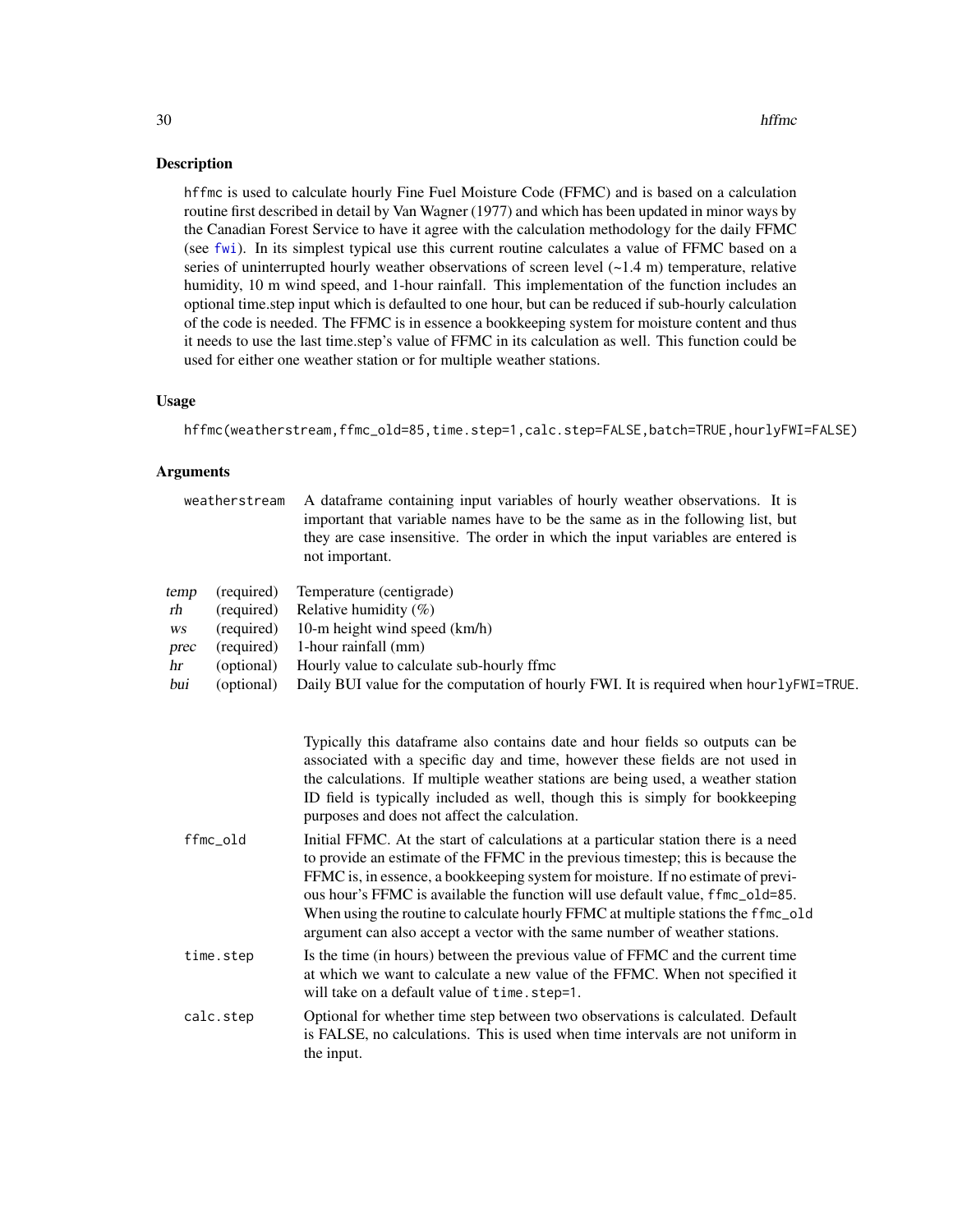## Description

`hffmc` is used to calculate hourly Fine Fuel Moisture Code (FFMC) and is based on a calculation routine first described in detail by Van Wagner (1977) and which has been updated in minor ways by the Canadian Forest Service to have it agree with the calculation methodology for the daily FFMC (see `fwi`). In its simplest typical use this current routine calculates a value of FFMC based on a series of uninterrupted hourly weather observations of screen level (~1.4 m) temperature, relative humidity, 10 m wind speed, and 1-hour rainfall. This implementation of the function includes an optional time.step input which is defaulted to one hour, but can be reduced if sub-hourly calculation of the code is needed. The FFMC is in essence a bookkeeping system for moisture content and thus it needs to use the last time.step's value of FFMC in its calculation as well. This function could be used for either one weather station or for multiple weather stations.

## Usage

```
hffmc(weatherstream,ffmc_old=85,time.step=1,calc.step=FALSE,batch=TRUE,hourlyFWI=FALSE)
```

## Arguments

**weatherstream** A dataframe containing input variables of hourly weather observations. It is important that variable names have to be the same as in the following list, but they are case insensitive. The order in which the input variables are entered is not important.

| | | |
|---|---|---|
| *temp* | (required) | Temperature (centigrade) |
| *rh* | (required) | Relative humidity (%) |
| *ws* | (required) | 10-m height wind speed (km/h) |
| *prec* | (required) | 1-hour rainfall (mm) |
| *hr* | (optional) | Hourly value to calculate sub-hourly ffmc |
| *bui* | (optional) | Daily BUI value for the computation of hourly FWI. It is required when `hourlyFWI=TRUE`. |

Typically this dataframe also contains date and hour fields so outputs can be associated with a specific day and time, however these fields are not used in the calculations. If multiple weather stations are being used, a weather station ID field is typically included as well, though this is simply for bookkeeping purposes and does not affect the calculation.

**ffmc_old** Initial FFMC. At the start of calculations at a particular station there is a need to provide an estimate of the FFMC in the previous timestep; this is because the FFMC is, in essence, a bookkeeping system for moisture. If no estimate of previous hour's FFMC is available the function will use default value, `ffmc_old=85`. When using the routine to calculate hourly FFMC at multiple stations the `ffmc_old` argument can also accept a vector with the same number of weather stations.

**time.step** Is the time (in hours) between the previous value of FFMC and the current time at which we want to calculate a new value of the FFMC. When not specified it will take on a default value of `time.step=1`.

**calc.step** Optional for whether time step between two observations is calculated. Default is FALSE, no calculations. This is used when time intervals are not uniform in the input.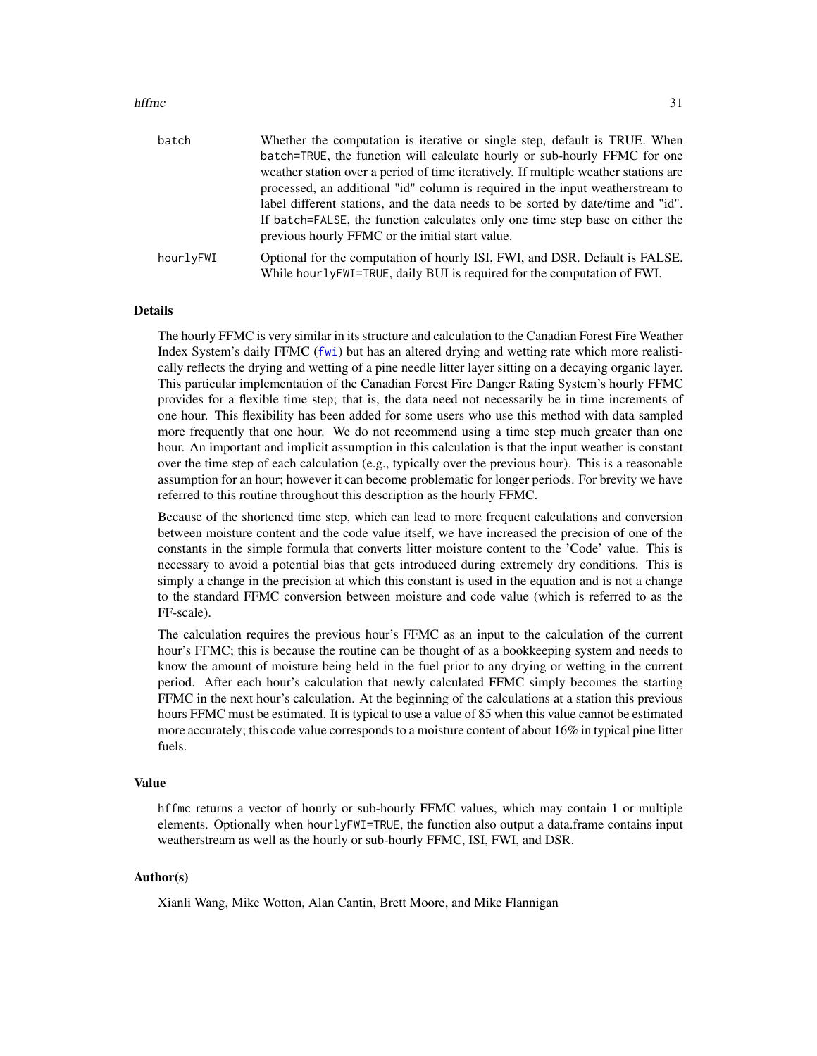batch — Whether the computation is iterative or single step, default is TRUE. When batch=TRUE, the function will calculate hourly or sub-hourly FFMC for one weather station over a period of time iteratively. If multiple weather stations are processed, an additional "id" column is required in the input weatherstream to label different stations, and the data needs to be sorted by date/time and "id". If batch=FALSE, the function calculates only one time step base on either the previous hourly FFMC or the initial start value.

hourlyFWI — Optional for the computation of hourly ISI, FWI, and DSR. Default is FALSE. While hourlyFWI=TRUE, daily BUI is required for the computation of FWI.

### Details

The hourly FFMC is very similar in its structure and calculation to the Canadian Forest Fire Weather Index System's daily FFMC (fwi) but has an altered drying and wetting rate which more realistically reflects the drying and wetting of a pine needle litter layer sitting on a decaying organic layer. This particular implementation of the Canadian Forest Fire Danger Rating System's hourly FFMC provides for a flexible time step; that is, the data need not necessarily be in time increments of one hour. This flexibility has been added for some users who use this method with data sampled more frequently that one hour. We do not recommend using a time step much greater than one hour. An important and implicit assumption in this calculation is that the input weather is constant over the time step of each calculation (e.g., typically over the previous hour). This is a reasonable assumption for an hour; however it can become problematic for longer periods. For brevity we have referred to this routine throughout this description as the hourly FFMC.

Because of the shortened time step, which can lead to more frequent calculations and conversion between moisture content and the code value itself, we have increased the precision of one of the constants in the simple formula that converts litter moisture content to the 'Code' value. This is necessary to avoid a potential bias that gets introduced during extremely dry conditions. This is simply a change in the precision at which this constant is used in the equation and is not a change to the standard FFMC conversion between moisture and code value (which is referred to as the FF-scale).

The calculation requires the previous hour's FFMC as an input to the calculation of the current hour's FFMC; this is because the routine can be thought of as a bookkeeping system and needs to know the amount of moisture being held in the fuel prior to any drying or wetting in the current period. After each hour's calculation that newly calculated FFMC simply becomes the starting FFMC in the next hour's calculation. At the beginning of the calculations at a station this previous hours FFMC must be estimated. It is typical to use a value of 85 when this value cannot be estimated more accurately; this code value corresponds to a moisture content of about 16% in typical pine litter fuels.

### Value

hffmc returns a vector of hourly or sub-hourly FFMC values, which may contain 1 or multiple elements. Optionally when hourlyFWI=TRUE, the function also output a data.frame contains input weatherstream as well as the hourly or sub-hourly FFMC, ISI, FWI, and DSR.

### Author(s)

Xianli Wang, Mike Wotton, Alan Cantin, Brett Moore, and Mike Flannigan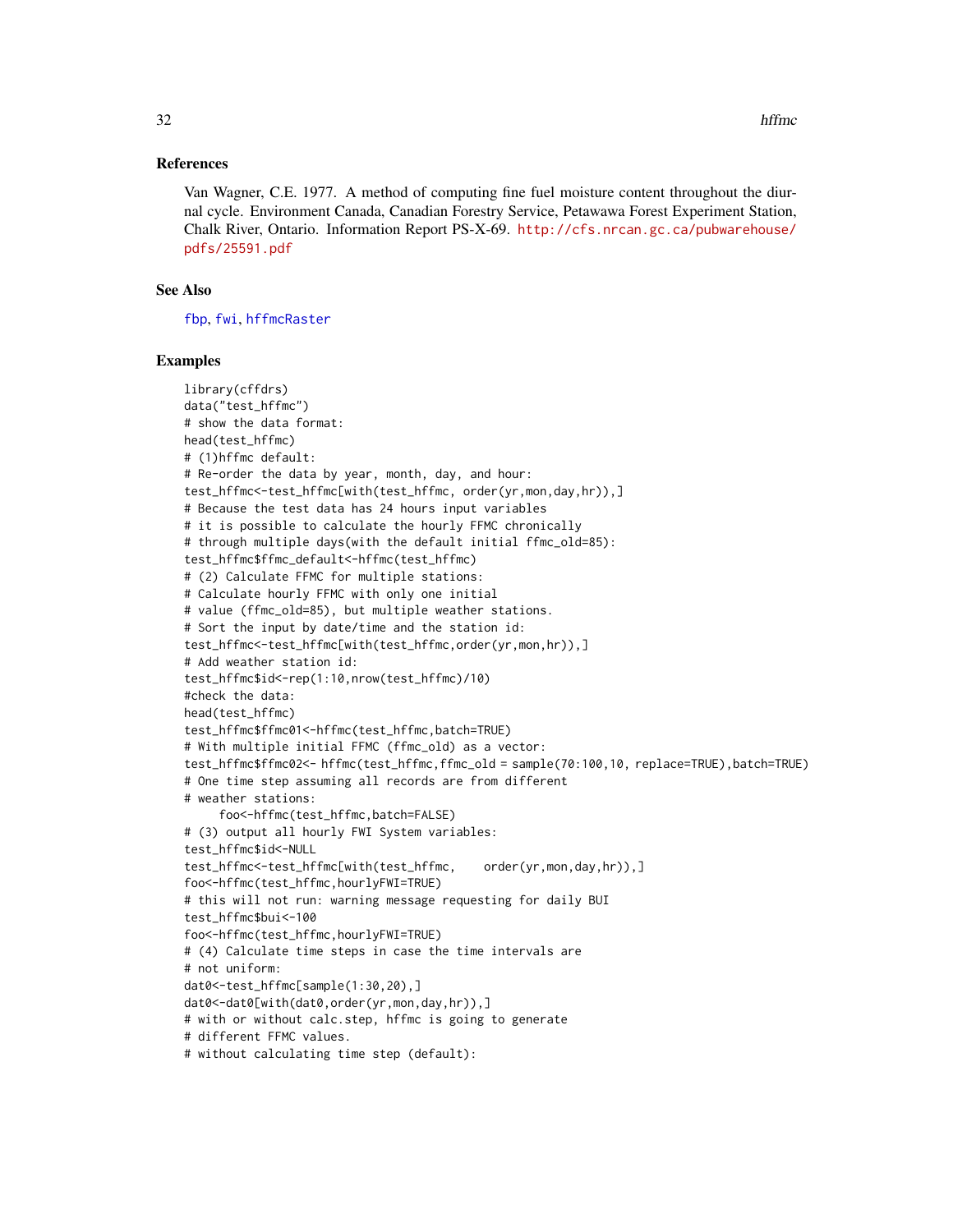## References

Van Wagner, C.E. 1977. A method of computing fine fuel moisture content throughout the diurnal cycle. Environment Canada, Canadian Forestry Service, Petawawa Forest Experiment Station, Chalk River, Ontario. Information Report PS-X-69. http://cfs.nrcan.gc.ca/pubwarehouse/pdfs/25591.pdf

## See Also

fbp, fwi, hffmcRaster

## Examples

```
library(cffdrs)
data("test_hffmc")
# show the data format:
head(test_hffmc)
# (1)hffmc default:
# Re-order the data by year, month, day, and hour:
test_hffmc<-test_hffmc[with(test_hffmc, order(yr,mon,day,hr)),]
# Because the test data has 24 hours input variables
# it is possible to calculate the hourly FFMC chronically
# through multiple days(with the default initial ffmc_old=85):
test_hffmc$ffmc_default<-hffmc(test_hffmc)
# (2) Calculate FFMC for multiple stations:
# Calculate hourly FFMC with only one initial
# value (ffmc_old=85), but multiple weather stations.
# Sort the input by date/time and the station id:
test_hffmc<-test_hffmc[with(test_hffmc,order(yr,mon,hr)),]
# Add weather station id:
test_hffmc$id<-rep(1:10,nrow(test_hffmc)/10)
#check the data:
head(test_hffmc)
test_hffmc$ffmc01<-hffmc(test_hffmc,batch=TRUE)
# With multiple initial FFMC (ffmc_old) as a vector:
test_hffmc$ffmc02<- hffmc(test_hffmc,ffmc_old = sample(70:100,10, replace=TRUE),batch=TRUE)
# One time step assuming all records are from different
# weather stations:
     foo<-hffmc(test_hffmc,batch=FALSE)
# (3) output all hourly FWI System variables:
test_hffmc$id<-NULL
test_hffmc<-test_hffmc[with(test_hffmc,    order(yr,mon,day,hr)),]
foo<-hffmc(test_hffmc,hourlyFWI=TRUE)
# this will not run: warning message requesting for daily BUI
test_hffmc$bui<-100
foo<-hffmc(test_hffmc,hourlyFWI=TRUE)
# (4) Calculate time steps in case the time intervals are
# not uniform:
dat0<-test_hffmc[sample(1:30,20),]
dat0<-dat0[with(dat0,order(yr,mon,day,hr)),]
# with or without calc.step, hffmc is going to generate
# different FFMC values.
# without calculating time step (default):
```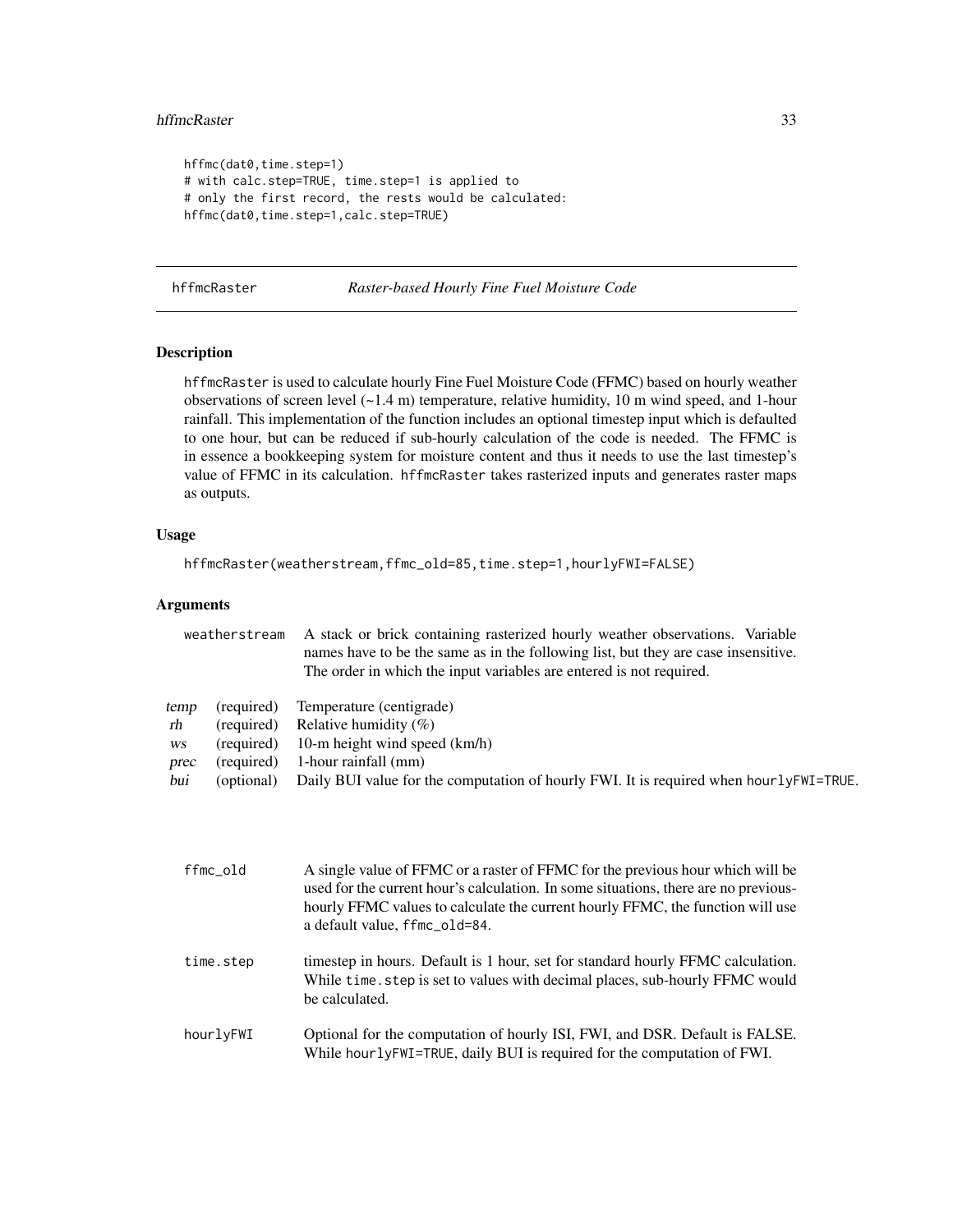```
hffmc(dat0,time.step=1)
# with calc.step=TRUE, time.step=1 is applied to
# only the first record, the rests would be calculated:
hffmc(dat0,time.step=1,calc.step=TRUE)
```

---

## hffmcRaster — *Raster-based Hourly Fine Fuel Moisture Code*

### Description

hffmcRaster is used to calculate hourly Fine Fuel Moisture Code (FFMC) based on hourly weather observations of screen level (~1.4 m) temperature, relative humidity, 10 m wind speed, and 1-hour rainfall. This implementation of the function includes an optional timestep input which is defaulted to one hour, but can be reduced if sub-hourly calculation of the code is needed. The FFMC is in essence a bookkeeping system for moisture content and thus it needs to use the last timestep's value of FFMC in its calculation. hffmcRaster takes rasterized inputs and generates raster maps as outputs.

### Usage

```
hffmcRaster(weatherstream,ffmc_old=85,time.step=1,hourlyFWI=FALSE)
```

### Arguments

**weatherstream** A stack or brick containing rasterized hourly weather observations. Variable names have to be the same as in the following list, but they are case insensitive. The order in which the input variables are entered is not required.

| | | |
|---|---|---|
| *temp* | (required) | Temperature (centigrade) |
| *rh* | (required) | Relative humidity (%) |
| *ws* | (required) | 10-m height wind speed (km/h) |
| *prec* | (required) | 1-hour rainfall (mm) |
| *bui* | (optional) | Daily BUI value for the computation of hourly FWI. It is required when hourlyFWI=TRUE. |

**ffmc_old** A single value of FFMC or a raster of FFMC for the previous hour which will be used for the current hour's calculation. In some situations, there are no previous-hourly FFMC values to calculate the current hourly FFMC, the function will use a default value, ffmc_old=84.

**time.step** timestep in hours. Default is 1 hour, set for standard hourly FFMC calculation. While time.step is set to values with decimal places, sub-hourly FFMC would be calculated.

**hourlyFWI** Optional for the computation of hourly ISI, FWI, and DSR. Default is FALSE. While hourlyFWI=TRUE, daily BUI is required for the computation of FWI.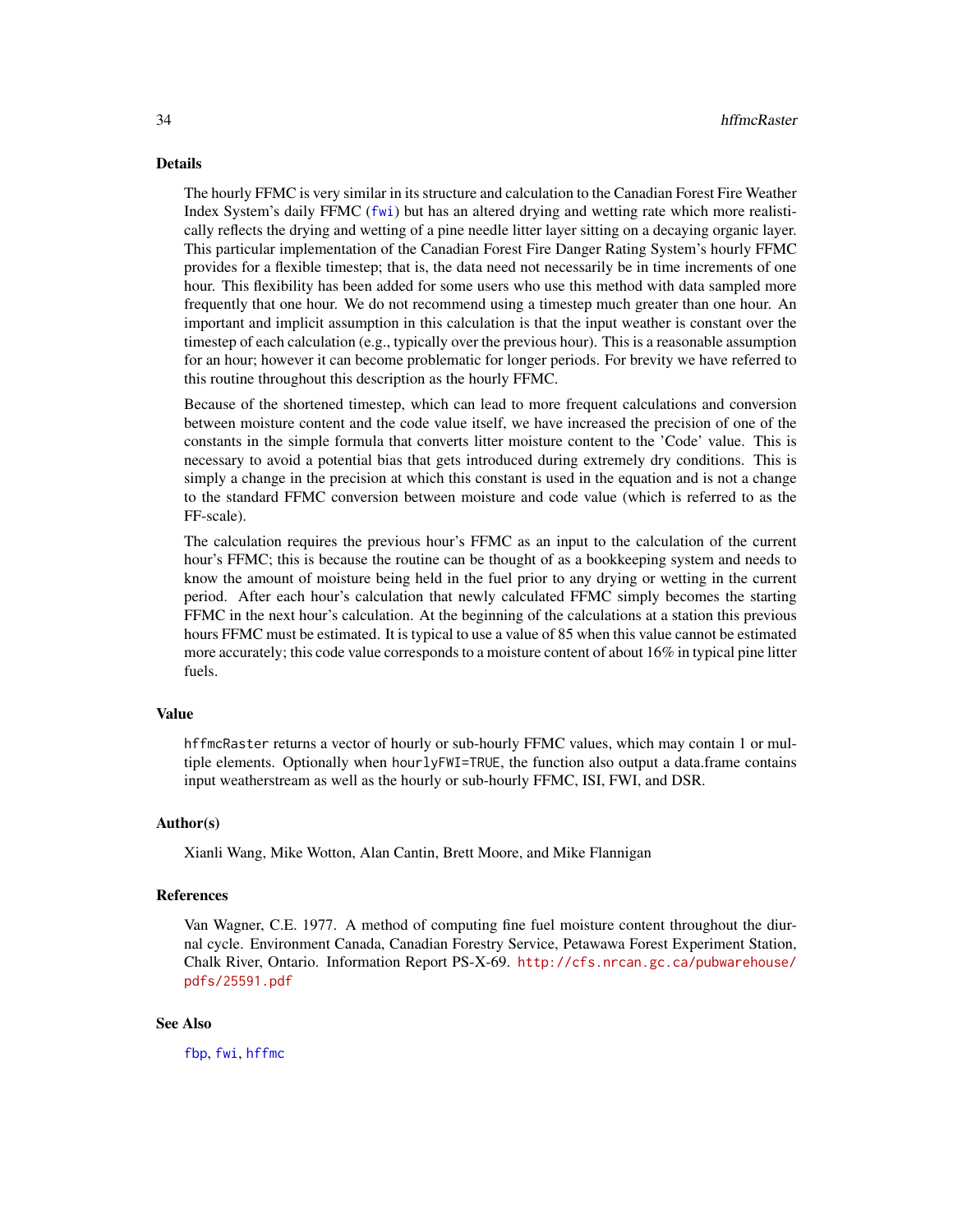## Details

The hourly FFMC is very similar in its structure and calculation to the Canadian Forest Fire Weather Index System's daily FFMC (fwi) but has an altered drying and wetting rate which more realistically reflects the drying and wetting of a pine needle litter layer sitting on a decaying organic layer. This particular implementation of the Canadian Forest Fire Danger Rating System's hourly FFMC provides for a flexible timestep; that is, the data need not necessarily be in time increments of one hour. This flexibility has been added for some users who use this method with data sampled more frequently that one hour. We do not recommend using a timestep much greater than one hour. An important and implicit assumption in this calculation is that the input weather is constant over the timestep of each calculation (e.g., typically over the previous hour). This is a reasonable assumption for an hour; however it can become problematic for longer periods. For brevity we have referred to this routine throughout this description as the hourly FFMC.

Because of the shortened timestep, which can lead to more frequent calculations and conversion between moisture content and the code value itself, we have increased the precision of one of the constants in the simple formula that converts litter moisture content to the 'Code' value. This is necessary to avoid a potential bias that gets introduced during extremely dry conditions. This is simply a change in the precision at which this constant is used in the equation and is not a change to the standard FFMC conversion between moisture and code value (which is referred to as the FF-scale).

The calculation requires the previous hour's FFMC as an input to the calculation of the current hour's FFMC; this is because the routine can be thought of as a bookkeeping system and needs to know the amount of moisture being held in the fuel prior to any drying or wetting in the current period. After each hour's calculation that newly calculated FFMC simply becomes the starting FFMC in the next hour's calculation. At the beginning of the calculations at a station this previous hours FFMC must be estimated. It is typical to use a value of 85 when this value cannot be estimated more accurately; this code value corresponds to a moisture content of about 16% in typical pine litter fuels.

## Value

`hffmcRaster` returns a vector of hourly or sub-hourly FFMC values, which may contain 1 or multiple elements. Optionally when `hourlyFWI=TRUE`, the function also output a data.frame contains input weatherstream as well as the hourly or sub-hourly FFMC, ISI, FWI, and DSR.

## Author(s)

Xianli Wang, Mike Wotton, Alan Cantin, Brett Moore, and Mike Flannigan

## References

Van Wagner, C.E. 1977. A method of computing fine fuel moisture content throughout the diurnal cycle. Environment Canada, Canadian Forestry Service, Petawawa Forest Experiment Station, Chalk River, Ontario. Information Report PS-X-69. http://cfs.nrcan.gc.ca/pubwarehouse/pdfs/25591.pdf

## See Also

fbp, fwi, hffmc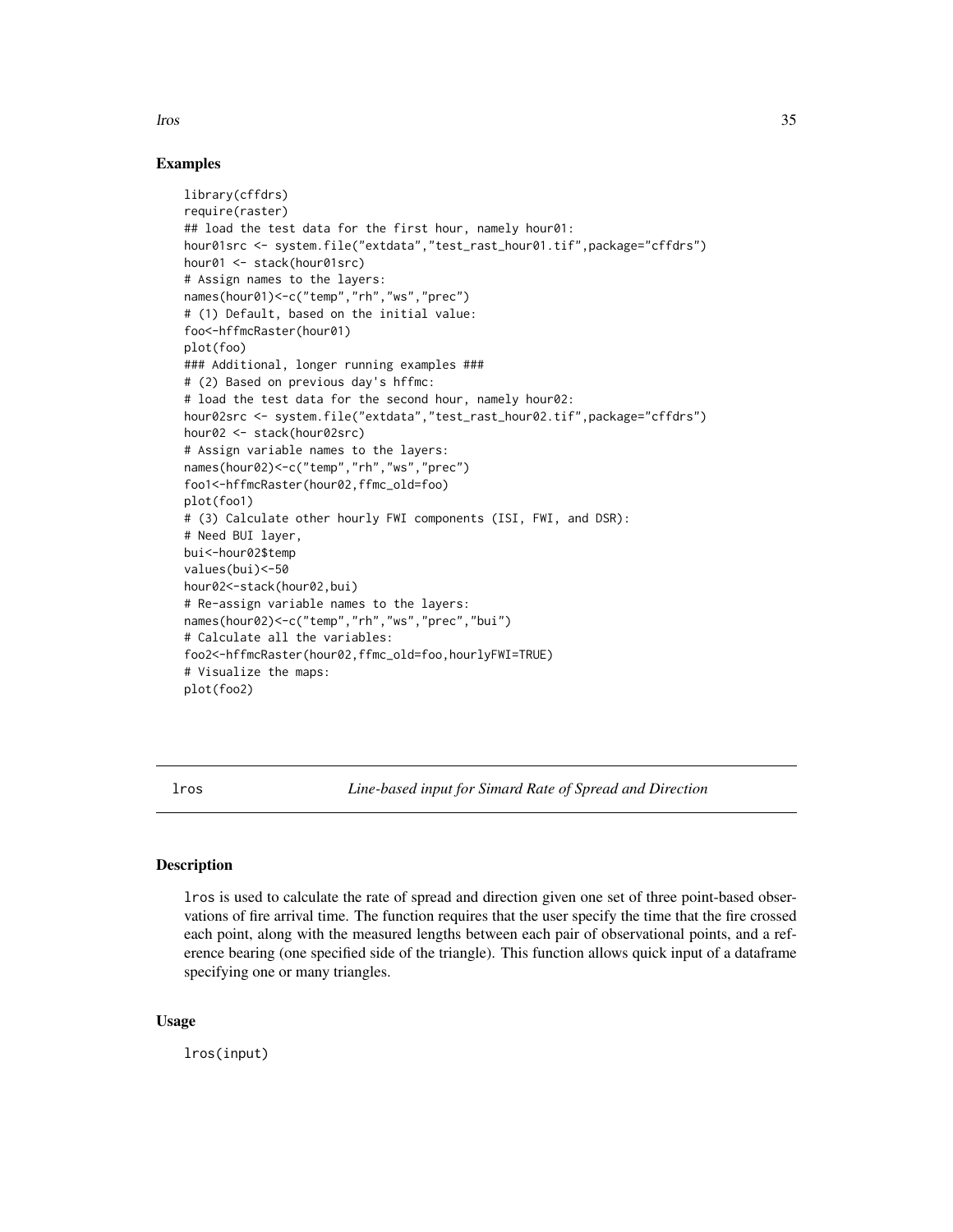## Examples

```
library(cffdrs)
require(raster)
## load the test data for the first hour, namely hour01:
hour01src <- system.file("extdata","test_rast_hour01.tif",package="cffdrs")
hour01 <- stack(hour01src)
# Assign names to the layers:
names(hour01)<-c("temp","rh","ws","prec")
# (1) Default, based on the initial value:
foo<-hffmcRaster(hour01)
plot(foo)
### Additional, longer running examples ###
# (2) Based on previous day's hffmc:
# load the test data for the second hour, namely hour02:
hour02src <- system.file("extdata","test_rast_hour02.tif",package="cffdrs")
hour02 <- stack(hour02src)
# Assign variable names to the layers:
names(hour02)<-c("temp","rh","ws","prec")
foo1<-hffmcRaster(hour02,ffmc_old=foo)
plot(foo1)
# (3) Calculate other hourly FWI components (ISI, FWI, and DSR):
# Need BUI layer,
bui<-hour02$temp
values(bui)<-50
hour02<-stack(hour02,bui)
# Re-assign variable names to the layers:
names(hour02)<-c("temp","rh","ws","prec","bui")
# Calculate all the variables:
foo2<-hffmcRaster(hour02,ffmc_old=foo,hourlyFWI=TRUE)
# Visualize the maps:
plot(foo2)
```

---

# lros — *Line-based input for Simard Rate of Spread and Direction*

---

## Description

lros is used to calculate the rate of spread and direction given one set of three point-based observations of fire arrival time. The function requires that the user specify the time that the fire crossed each point, along with the measured lengths between each pair of observational points, and a reference bearing (one specified side of the triangle). This function allows quick input of a dataframe specifying one or many triangles.

## Usage

```
lros(input)
```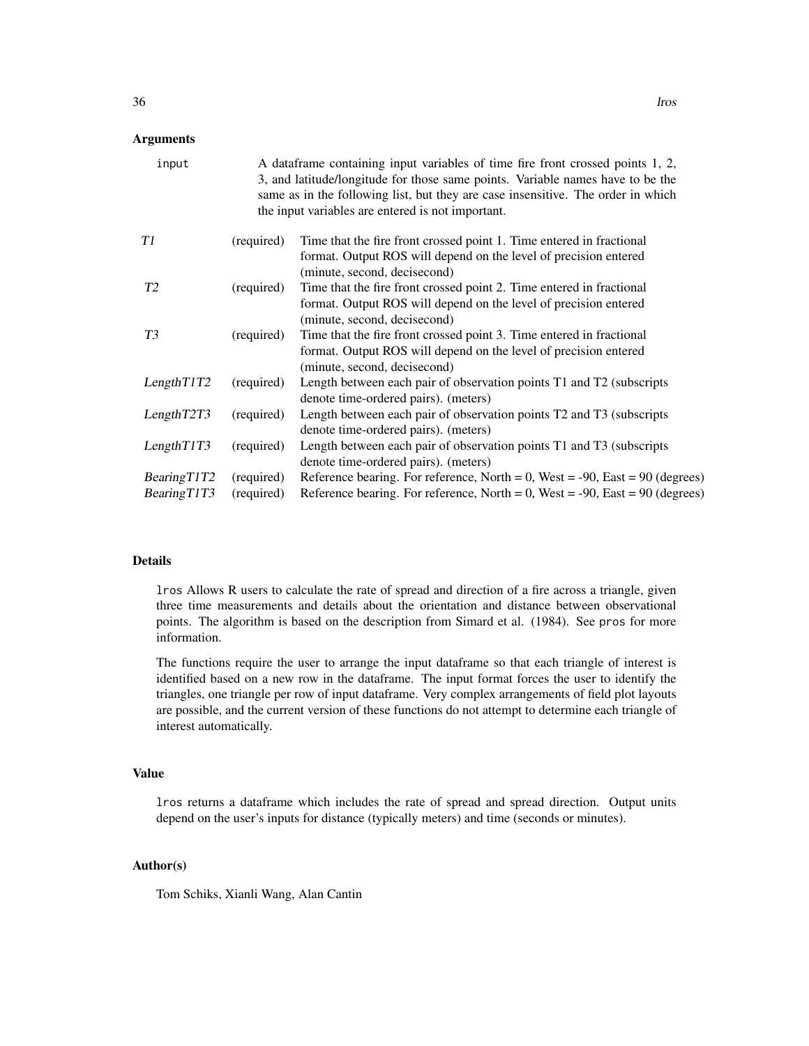## Arguments

`input` A dataframe containing input variables of time fire front crossed points 1, 2, 3, and latitude/longitude for those same points. Variable names have to be the same as in the following list, but they are case insensitive. The order in which the input variables are entered is not important.

| | | |
|---|---|---|
| *T1* | (required) | Time that the fire front crossed point 1. Time entered in fractional format. Output ROS will depend on the level of precision entered (minute, second, decisecond) |
| *T2* | (required) | Time that the fire front crossed point 2. Time entered in fractional format. Output ROS will depend on the level of precision entered (minute, second, decisecond) |
| *T3* | (required) | Time that the fire front crossed point 3. Time entered in fractional format. Output ROS will depend on the level of precision entered (minute, second, decisecond) |
| *LengthT1T2* | (required) | Length between each pair of observation points T1 and T2 (subscripts denote time-ordered pairs). (meters) |
| *LengthT2T3* | (required) | Length between each pair of observation points T2 and T3 (subscripts denote time-ordered pairs). (meters) |
| *LengthT1T3* | (required) | Length between each pair of observation points T1 and T3 (subscripts denote time-ordered pairs). (meters) |
| *BearingT1T2* | (required) | Reference bearing. For reference, North = 0, West = -90, East = 90 (degrees) |
| *BearingT1T3* | (required) | Reference bearing. For reference, North = 0, West = -90, East = 90 (degrees) |

## Details

`lros` Allows R users to calculate the rate of spread and direction of a fire across a triangle, given three time measurements and details about the orientation and distance between observational points. The algorithm is based on the description from Simard et al. (1984). See `pros` for more information.

The functions require the user to arrange the input dataframe so that each triangle of interest is identified based on a new row in the dataframe. The input format forces the user to identify the triangles, one triangle per row of input dataframe. Very complex arrangements of field plot layouts are possible, and the current version of these functions do not attempt to determine each triangle of interest automatically.

## Value

`lros` returns a dataframe which includes the rate of spread and spread direction. Output units depend on the user's inputs for distance (typically meters) and time (seconds or minutes).

## Author(s)

Tom Schiks, Xianli Wang, Alan Cantin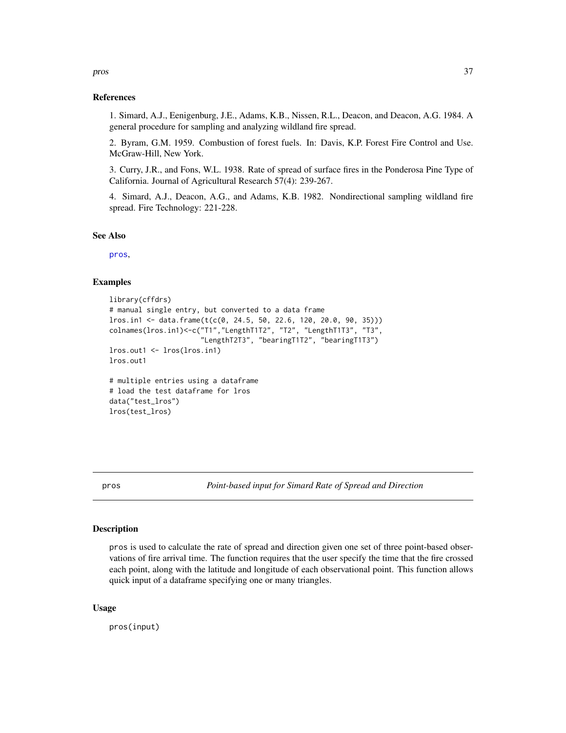### References

1. Simard, A.J., Eenigenburg, J.E., Adams, K.B., Nissen, R.L., Deacon, and Deacon, A.G. 1984. A general procedure for sampling and analyzing wildland fire spread.

2. Byram, G.M. 1959. Combustion of forest fuels. In: Davis, K.P. Forest Fire Control and Use. McGraw-Hill, New York.

3. Curry, J.R., and Fons, W.L. 1938. Rate of spread of surface fires in the Ponderosa Pine Type of California. Journal of Agricultural Research 57(4): 239-267.

4. Simard, A.J., Deacon, A.G., and Adams, K.B. 1982. Nondirectional sampling wildland fire spread. Fire Technology: 221-228.

### See Also

pros,

### Examples

```
library(cffdrs)
# manual single entry, but converted to a data frame
lros.in1 <- data.frame(t(c(0, 24.5, 50, 22.6, 120, 20.0, 90, 35)))
colnames(lros.in1)<-c("T1","LengthT1T2", "T2", "LengthT1T3", "T3",
                      "LengthT2T3", "bearingT1T2", "bearingT1T3")
lros.out1 <- lros(lros.in1)
lros.out1

# multiple entries using a dataframe
# load the test dataframe for lros
data("test_lros")
lros(test_lros)
```

---

## pros — *Point-based input for Simard Rate of Spread and Direction*

### Description

pros is used to calculate the rate of spread and direction given one set of three point-based observations of fire arrival time. The function requires that the user specify the time that the fire crossed each point, along with the latitude and longitude of each observational point. This function allows quick input of a dataframe specifying one or many triangles.

### Usage

```
pros(input)
```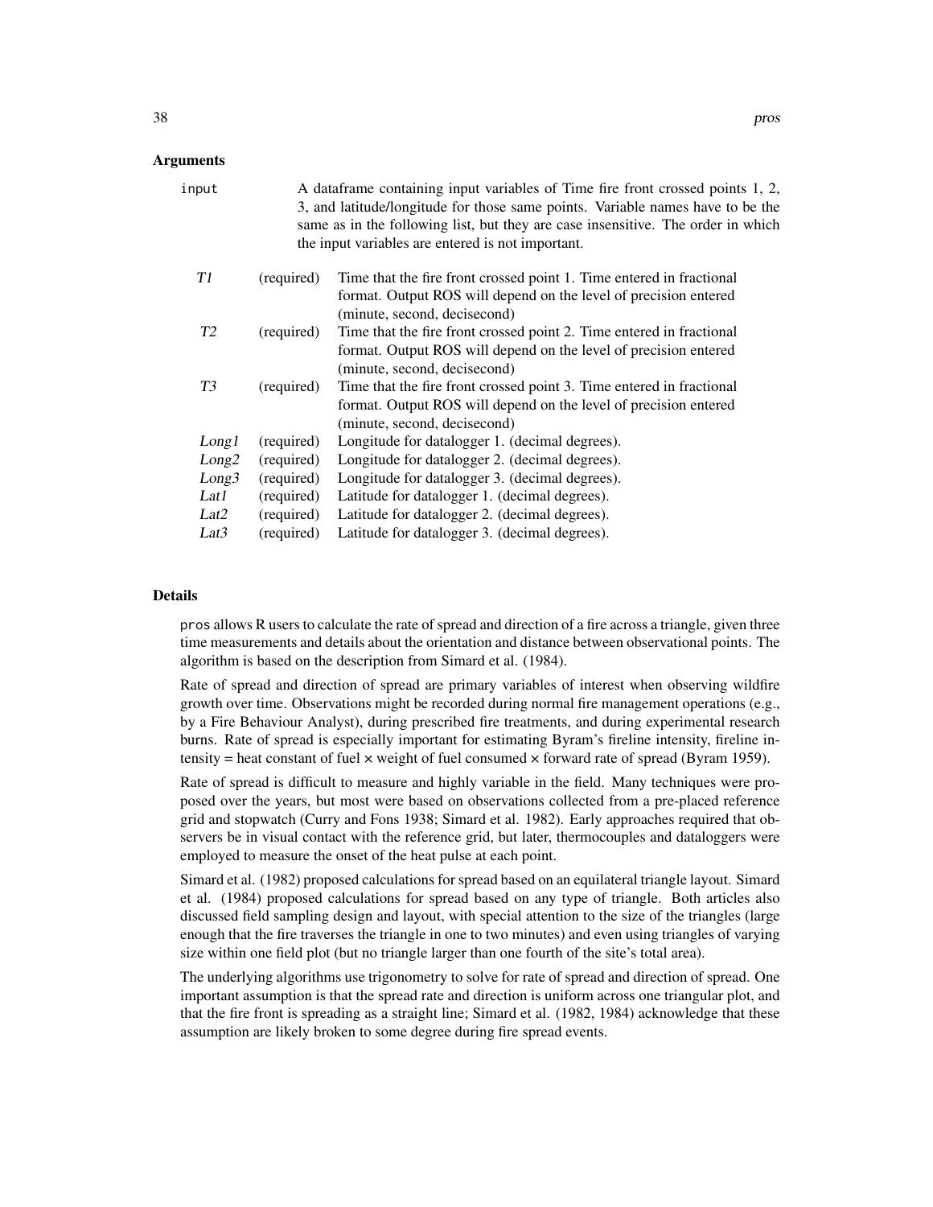## Arguments

`input` A dataframe containing input variables of Time fire front crossed points 1, 2, 3, and latitude/longitude for those same points. Variable names have to be the same as in the following list, but they are case insensitive. The order in which the input variables are entered is not important.

| | | |
|---|---|---|
| *T1* | (required) | Time that the fire front crossed point 1. Time entered in fractional format. Output ROS will depend on the level of precision entered (minute, second, decisecond) |
| *T2* | (required) | Time that the fire front crossed point 2. Time entered in fractional format. Output ROS will depend on the level of precision entered (minute, second, decisecond) |
| *T3* | (required) | Time that the fire front crossed point 3. Time entered in fractional format. Output ROS will depend on the level of precision entered (minute, second, decisecond) |
| *Long1* | (required) | Longitude for datalogger 1. (decimal degrees). |
| *Long2* | (required) | Longitude for datalogger 2. (decimal degrees). |
| *Long3* | (required) | Longitude for datalogger 3. (decimal degrees). |
| *Lat1* | (required) | Latitude for datalogger 1. (decimal degrees). |
| *Lat2* | (required) | Latitude for datalogger 2. (decimal degrees). |
| *Lat3* | (required) | Latitude for datalogger 3. (decimal degrees). |

## Details

`pros` allows R users to calculate the rate of spread and direction of a fire across a triangle, given three time measurements and details about the orientation and distance between observational points. The algorithm is based on the description from Simard et al. (1984).

Rate of spread and direction of spread are primary variables of interest when observing wildfire growth over time. Observations might be recorded during normal fire management operations (e.g., by a Fire Behaviour Analyst), during prescribed fire treatments, and during experimental research burns. Rate of spread is especially important for estimating Byram's fireline intensity, fireline intensity = heat constant of fuel × weight of fuel consumed × forward rate of spread (Byram 1959).

Rate of spread is difficult to measure and highly variable in the field. Many techniques were proposed over the years, but most were based on observations collected from a pre-placed reference grid and stopwatch (Curry and Fons 1938; Simard et al. 1982). Early approaches required that observers be in visual contact with the reference grid, but later, thermocouples and dataloggers were employed to measure the onset of the heat pulse at each point.

Simard et al. (1982) proposed calculations for spread based on an equilateral triangle layout. Simard et al. (1984) proposed calculations for spread based on any type of triangle. Both articles also discussed field sampling design and layout, with special attention to the size of the triangles (large enough that the fire traverses the triangle in one to two minutes) and even using triangles of varying size within one field plot (but no triangle larger than one fourth of the site's total area).

The underlying algorithms use trigonometry to solve for rate of spread and direction of spread. One important assumption is that the spread rate and direction is uniform across one triangular plot, and that the fire front is spreading as a straight line; Simard et al. (1982, 1984) acknowledge that these assumption are likely broken to some degree during fire spread events.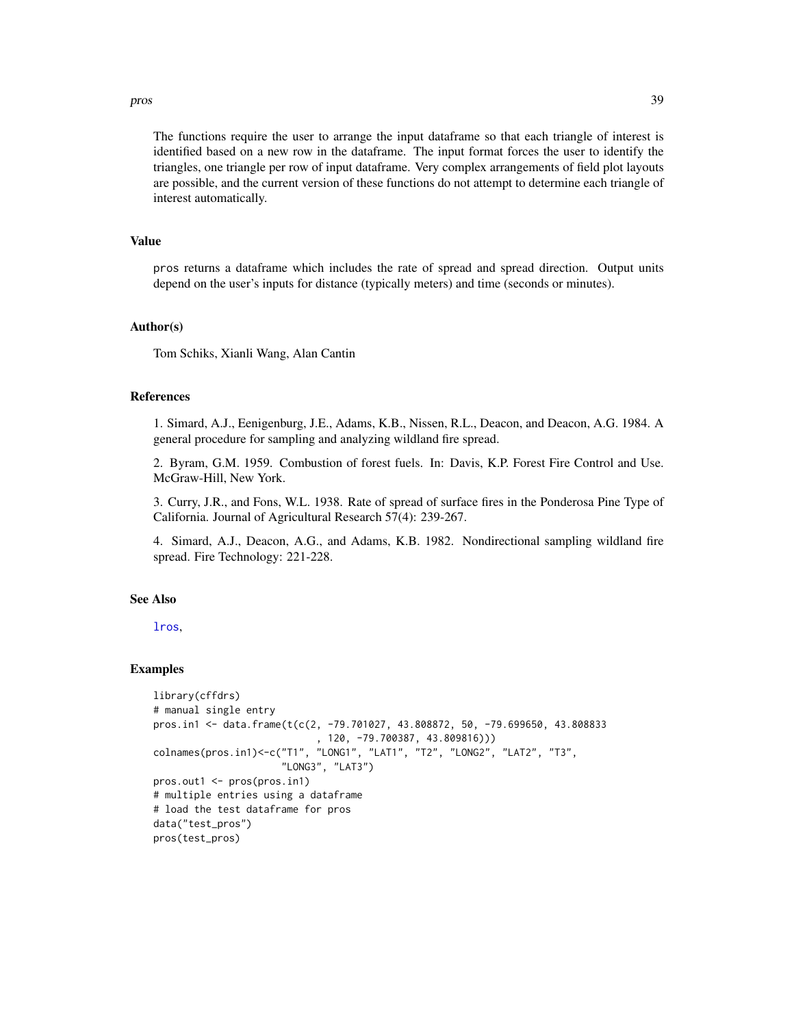The functions require the user to arrange the input dataframe so that each triangle of interest is identified based on a new row in the dataframe. The input format forces the user to identify the triangles, one triangle per row of input dataframe. Very complex arrangements of field plot layouts are possible, and the current version of these functions do not attempt to determine each triangle of interest automatically.

## Value

pros returns a dataframe which includes the rate of spread and spread direction. Output units depend on the user's inputs for distance (typically meters) and time (seconds or minutes).

## Author(s)

Tom Schiks, Xianli Wang, Alan Cantin

## References

1. Simard, A.J., Eenigenburg, J.E., Adams, K.B., Nissen, R.L., Deacon, and Deacon, A.G. 1984. A general procedure for sampling and analyzing wildland fire spread.

2. Byram, G.M. 1959. Combustion of forest fuels. In: Davis, K.P. Forest Fire Control and Use. McGraw-Hill, New York.

3. Curry, J.R., and Fons, W.L. 1938. Rate of spread of surface fires in the Ponderosa Pine Type of California. Journal of Agricultural Research 57(4): 239-267.

4. Simard, A.J., Deacon, A.G., and Adams, K.B. 1982. Nondirectional sampling wildland fire spread. Fire Technology: 221-228.

## See Also

lros,

## Examples

```
library(cffdrs)
# manual single entry
pros.in1 <- data.frame(t(c(2, -79.701027, 43.808872, 50, -79.699650, 43.808833
                           , 120, -79.700387, 43.809816)))
colnames(pros.in1)<-c("T1", "LONG1", "LAT1", "T2", "LONG2", "LAT2", "T3",
                     "LONG3", "LAT3")
pros.out1 <- pros(pros.in1)
# multiple entries using a dataframe
# load the test dataframe for pros
data("test_pros")
pros(test_pros)
```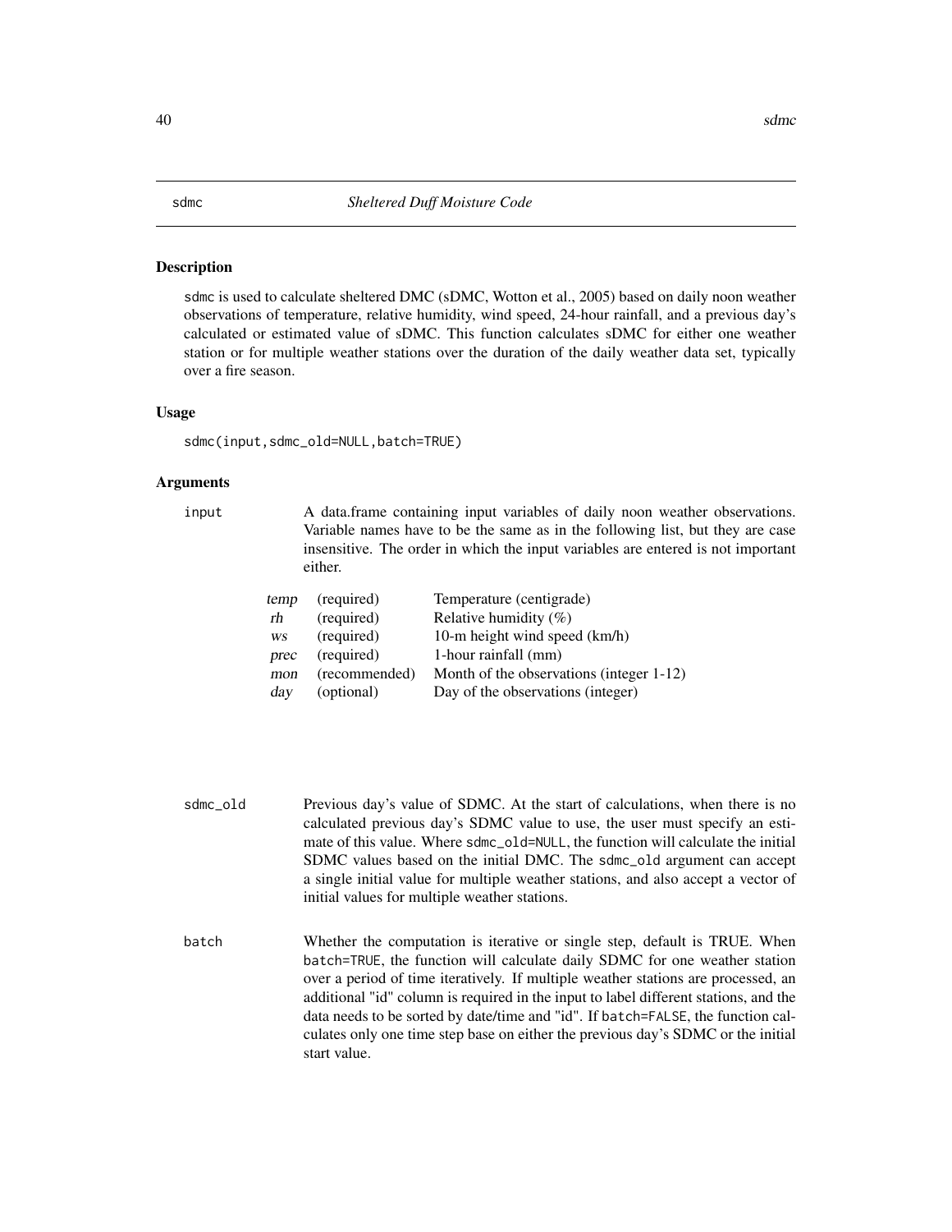## sdmc — *Sheltered Duff Moisture Code*

### Description

sdmc is used to calculate sheltered DMC (sDMC, Wotton et al., 2005) based on daily noon weather observations of temperature, relative humidity, wind speed, 24-hour rainfall, and a previous day's calculated or estimated value of sDMC. This function calculates sDMC for either one weather station or for multiple weather stations over the duration of the daily weather data set, typically over a fire season.

### Usage

```
sdmc(input,sdmc_old=NULL,batch=TRUE)
```

### Arguments

**input** — A data.frame containing input variables of daily noon weather observations. Variable names have to be the same as in the following list, but they are case insensitive. The order in which the input variables are entered is not important either.

| | | |
|---|---|---|
| *temp* | (required) | Temperature (centigrade) |
| *rh* | (required) | Relative humidity (%) |
| *ws* | (required) | 10-m height wind speed (km/h) |
| *prec* | (required) | 1-hour rainfall (mm) |
| *mon* | (recommended) | Month of the observations (integer 1-12) |
| *day* | (optional) | Day of the observations (integer) |

**sdmc_old** — Previous day's value of SDMC. At the start of calculations, when there is no calculated previous day's SDMC value to use, the user must specify an estimate of this value. Where sdmc_old=NULL, the function will calculate the initial SDMC values based on the initial DMC. The sdmc_old argument can accept a single initial value for multiple weather stations, and also accept a vector of initial values for multiple weather stations.

**batch** — Whether the computation is iterative or single step, default is TRUE. When batch=TRUE, the function will calculate daily SDMC for one weather station over a period of time iteratively. If multiple weather stations are processed, an additional "id" column is required in the input to label different stations, and the data needs to be sorted by date/time and "id". If batch=FALSE, the function calculates only one time step base on either the previous day's SDMC or the initial start value.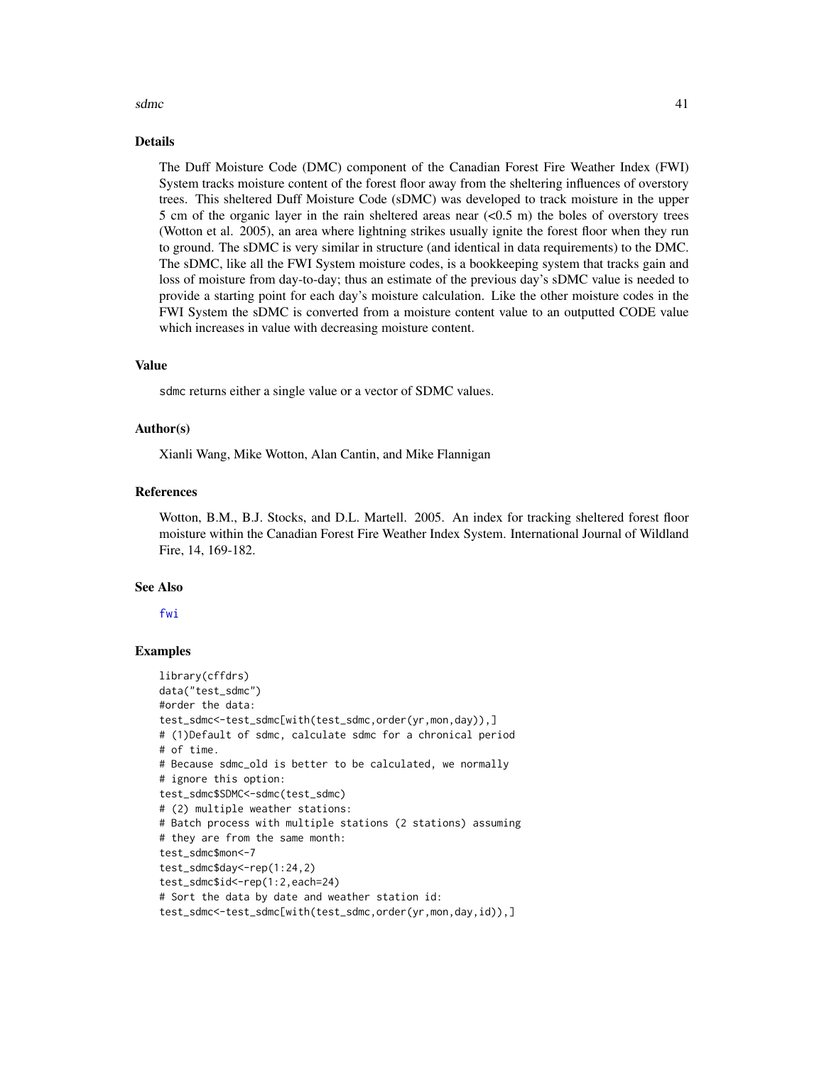## Details

The Duff Moisture Code (DMC) component of the Canadian Forest Fire Weather Index (FWI) System tracks moisture content of the forest floor away from the sheltering influences of overstory trees. This sheltered Duff Moisture Code (sDMC) was developed to track moisture in the upper 5 cm of the organic layer in the rain sheltered areas near (<0.5 m) the boles of overstory trees (Wotton et al. 2005), an area where lightning strikes usually ignite the forest floor when they run to ground. The sDMC is very similar in structure (and identical in data requirements) to the DMC. The sDMC, like all the FWI System moisture codes, is a bookkeeping system that tracks gain and loss of moisture from day-to-day; thus an estimate of the previous day's sDMC value is needed to provide a starting point for each day's moisture calculation. Like the other moisture codes in the FWI System the sDMC is converted from a moisture content value to an outputted CODE value which increases in value with decreasing moisture content.

## Value

sdmc returns either a single value or a vector of SDMC values.

## Author(s)

Xianli Wang, Mike Wotton, Alan Cantin, and Mike Flannigan

## References

Wotton, B.M., B.J. Stocks, and D.L. Martell. 2005. An index for tracking sheltered forest floor moisture within the Canadian Forest Fire Weather Index System. International Journal of Wildland Fire, 14, 169-182.

## See Also

fwi

## Examples

```
library(cffdrs)
data("test_sdmc")
#order the data:
test_sdmc<-test_sdmc[with(test_sdmc,order(yr,mon,day)),]
# (1)Default of sdmc, calculate sdmc for a chronical period
# of time.
# Because sdmc_old is better to be calculated, we normally
# ignore this option:
test_sdmc$SDMC<-sdmc(test_sdmc)
# (2) multiple weather stations:
# Batch process with multiple stations (2 stations) assuming
# they are from the same month:
test_sdmc$mon<-7
test_sdmc$day<-rep(1:24,2)
test_sdmc$id<-rep(1:2,each=24)
# Sort the data by date and weather station id:
test_sdmc<-test_sdmc[with(test_sdmc,order(yr,mon,day,id)),]
```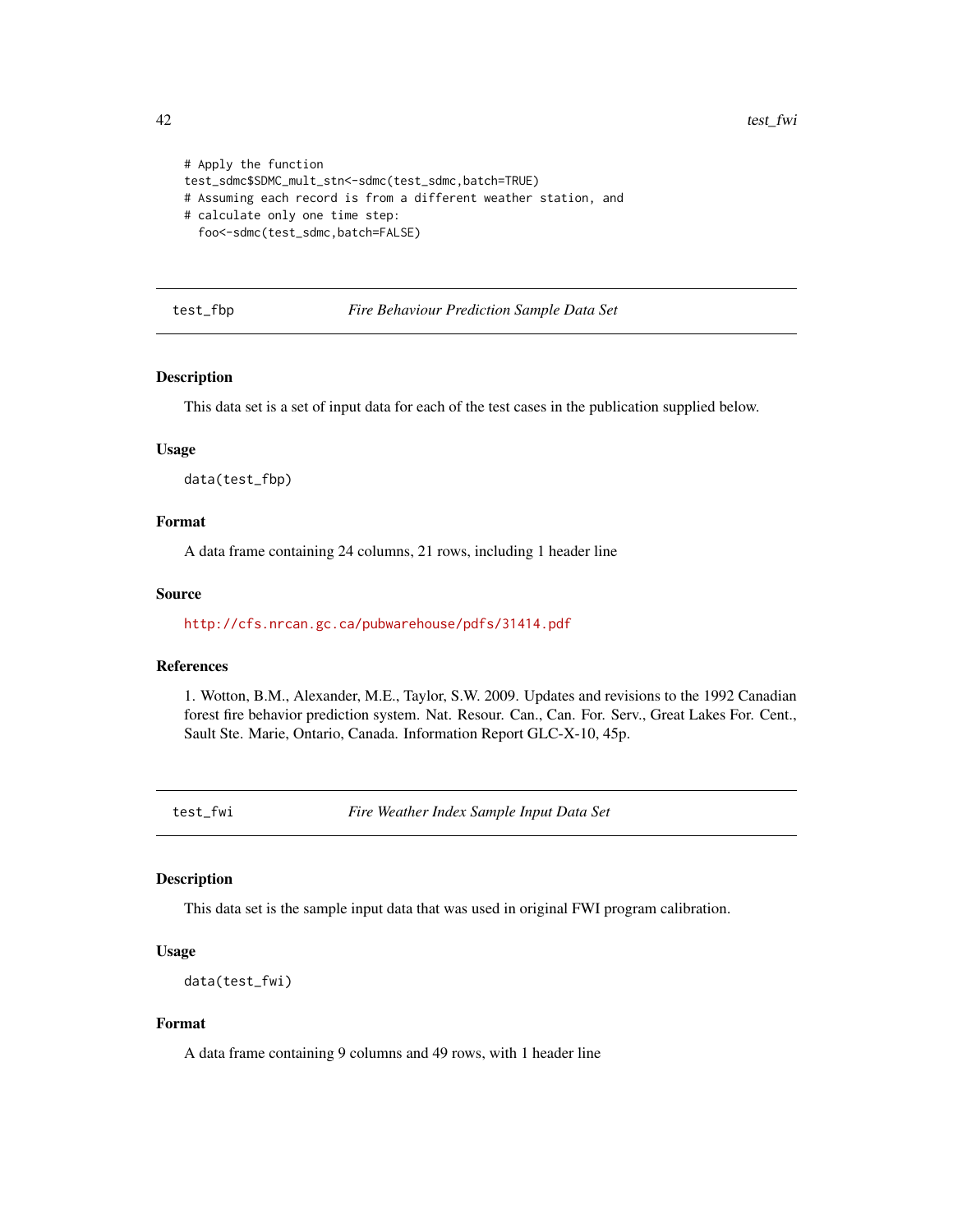```
# Apply the function
test_sdmc$SDMC_mult_stn<-sdmc(test_sdmc,batch=TRUE)
# Assuming each record is from a different weather station, and
# calculate only one time step:
  foo<-sdmc(test_sdmc,batch=FALSE)
```

## test_fbp — *Fire Behaviour Prediction Sample Data Set*

### Description

This data set is a set of input data for each of the test cases in the publication supplied below.

### Usage

```
data(test_fbp)
```

### Format

A data frame containing 24 columns, 21 rows, including 1 header line

### Source

http://cfs.nrcan.gc.ca/pubwarehouse/pdfs/31414.pdf

### References

1. Wotton, B.M., Alexander, M.E., Taylor, S.W. 2009. Updates and revisions to the 1992 Canadian forest fire behavior prediction system. Nat. Resour. Can., Can. For. Serv., Great Lakes For. Cent., Sault Ste. Marie, Ontario, Canada. Information Report GLC-X-10, 45p.

## test_fwi — *Fire Weather Index Sample Input Data Set*

### Description

This data set is the sample input data that was used in original FWI program calibration.

### Usage

```
data(test_fwi)
```

### Format

A data frame containing 9 columns and 49 rows, with 1 header line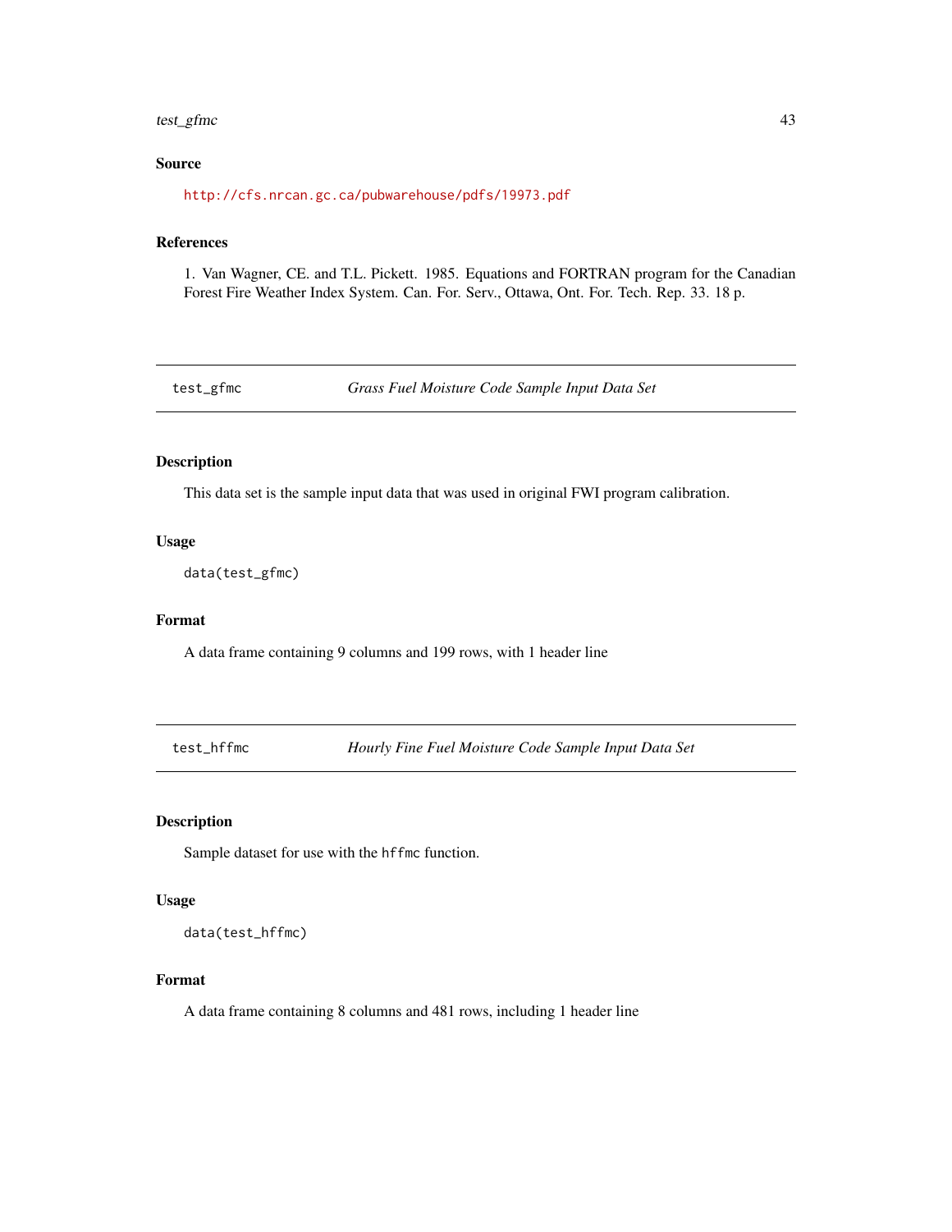### Source

http://cfs.nrcan.gc.ca/pubwarehouse/pdfs/19973.pdf

### References

1. Van Wagner, CE. and T.L. Pickett. 1985. Equations and FORTRAN program for the Canadian Forest Fire Weather Index System. Can. For. Serv., Ottawa, Ont. For. Tech. Rep. 33. 18 p.

---

## test_gfmc — *Grass Fuel Moisture Code Sample Input Data Set*

### Description

This data set is the sample input data that was used in original FWI program calibration.

### Usage

```
data(test_gfmc)
```

### Format

A data frame containing 9 columns and 199 rows, with 1 header line

---

## test_hffmc — *Hourly Fine Fuel Moisture Code Sample Input Data Set*

### Description

Sample dataset for use with the `hffmc` function.

### Usage

```
data(test_hffmc)
```

### Format

A data frame containing 8 columns and 481 rows, including 1 header line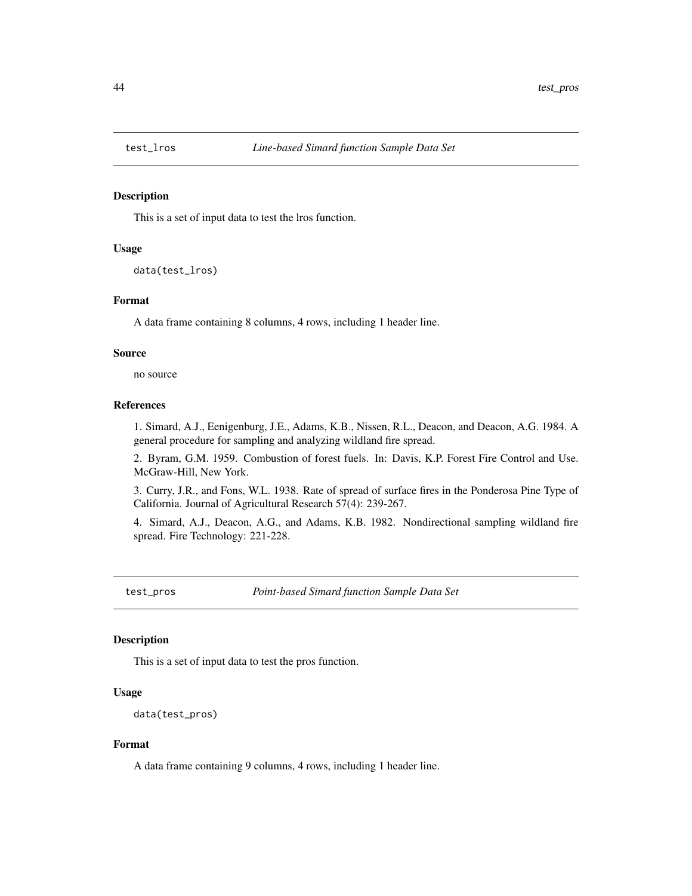## test_lros *Line-based Simard function Sample Data Set*

### Description

This is a set of input data to test the lros function.

### Usage

```
data(test_lros)
```

### Format

A data frame containing 8 columns, 4 rows, including 1 header line.

### Source

no source

### References

1. Simard, A.J., Eenigenburg, J.E., Adams, K.B., Nissen, R.L., Deacon, and Deacon, A.G. 1984. A general procedure for sampling and analyzing wildland fire spread.

2. Byram, G.M. 1959. Combustion of forest fuels. In: Davis, K.P. Forest Fire Control and Use. McGraw-Hill, New York.

3. Curry, J.R., and Fons, W.L. 1938. Rate of spread of surface fires in the Ponderosa Pine Type of California. Journal of Agricultural Research 57(4): 239-267.

4. Simard, A.J., Deacon, A.G., and Adams, K.B. 1982. Nondirectional sampling wildland fire spread. Fire Technology: 221-228.

## test_pros *Point-based Simard function Sample Data Set*

### Description

This is a set of input data to test the pros function.

### Usage

```
data(test_pros)
```

### Format

A data frame containing 9 columns, 4 rows, including 1 header line.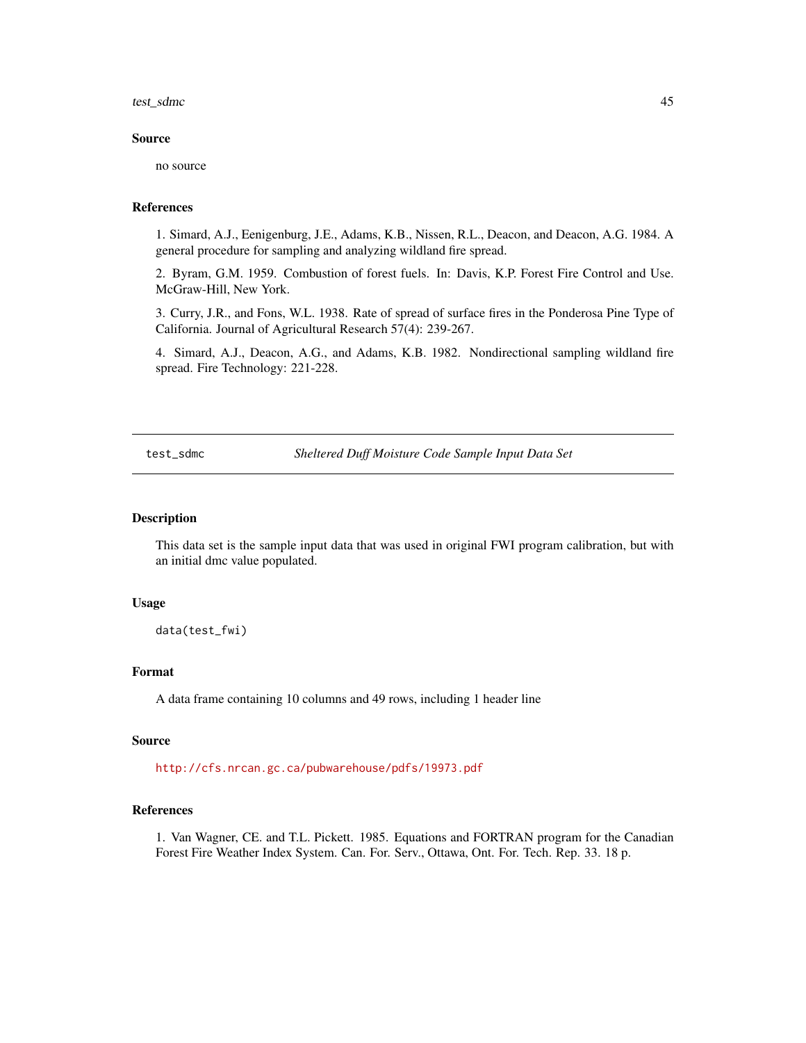## Source

no source

## References

1. Simard, A.J., Eenigenburg, J.E., Adams, K.B., Nissen, R.L., Deacon, and Deacon, A.G. 1984. A general procedure for sampling and analyzing wildland fire spread.

2. Byram, G.M. 1959. Combustion of forest fuels. In: Davis, K.P. Forest Fire Control and Use. McGraw-Hill, New York.

3. Curry, J.R., and Fons, W.L. 1938. Rate of spread of surface fires in the Ponderosa Pine Type of California. Journal of Agricultural Research 57(4): 239-267.

4. Simard, A.J., Deacon, A.G., and Adams, K.B. 1982. Nondirectional sampling wildland fire spread. Fire Technology: 221-228.

---

# test_sdmc — *Sheltered Duff Moisture Code Sample Input Data Set*

## Description

This data set is the sample input data that was used in original FWI program calibration, but with an initial dmc value populated.

## Usage

```
data(test_fwi)
```

## Format

A data frame containing 10 columns and 49 rows, including 1 header line

## Source

http://cfs.nrcan.gc.ca/pubwarehouse/pdfs/19973.pdf

## References

1. Van Wagner, CE. and T.L. Pickett. 1985. Equations and FORTRAN program for the Canadian Forest Fire Weather Index System. Can. For. Serv., Ottawa, Ont. For. Tech. Rep. 33. 18 p.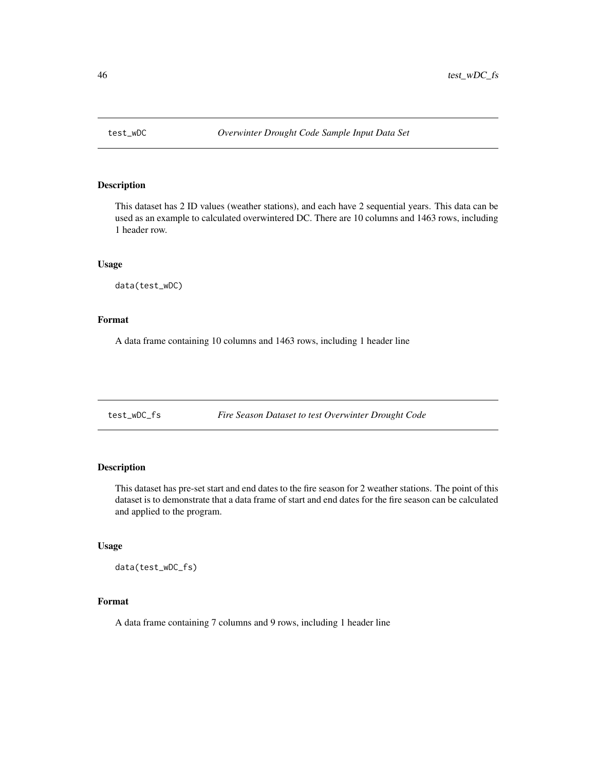## test_wDC *Overwinter Drought Code Sample Input Data Set*

### Description

This dataset has 2 ID values (weather stations), and each have 2 sequential years. This data can be used as an example to calculated overwintered DC. There are 10 columns and 1463 rows, including 1 header row.

### Usage

```
data(test_wDC)
```

### Format

A data frame containing 10 columns and 1463 rows, including 1 header line

## test_wDC_fs *Fire Season Dataset to test Overwinter Drought Code*

### Description

This dataset has pre-set start and end dates to the fire season for 2 weather stations. The point of this dataset is to demonstrate that a data frame of start and end dates for the fire season can be calculated and applied to the program.

### Usage

```
data(test_wDC_fs)
```

### Format

A data frame containing 7 columns and 9 rows, including 1 header line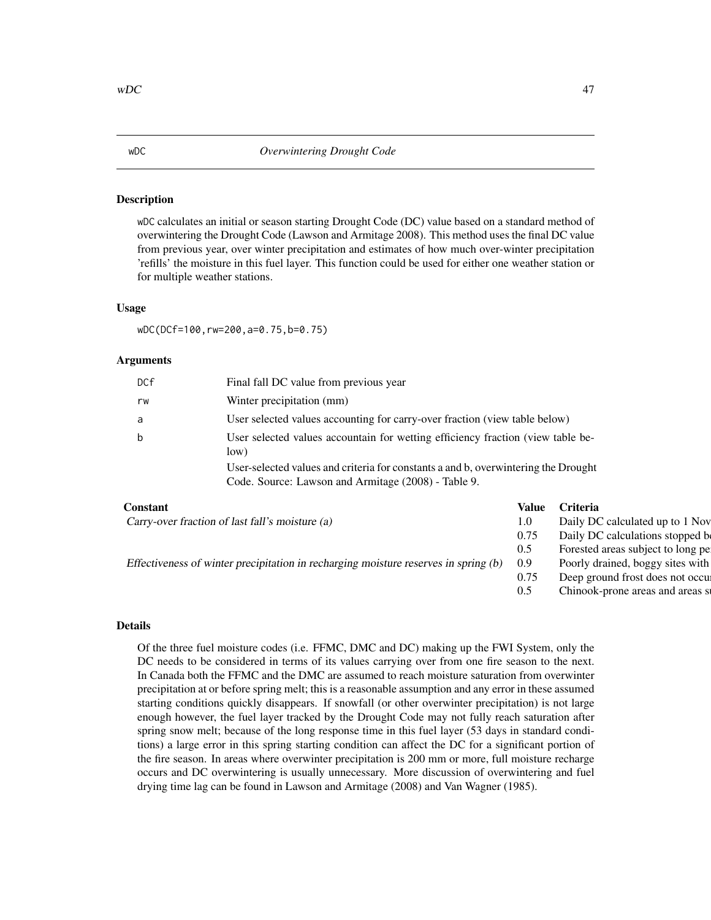## wDC — *Overwintering Drought Code*

### Description

wDC calculates an initial or season starting Drought Code (DC) value based on a standard method of overwintering the Drought Code (Lawson and Armitage 2008). This method uses the final DC value from previous year, over winter precipitation and estimates of how much over-winter precipitation 'refills' the moisture in this fuel layer. This function could be used for either one weather station or for multiple weather stations.

### Usage

```
wDC(DCf=100,rw=200,a=0.75,b=0.75)
```

### Arguments

| | |
|---|---|
| DCf | Final fall DC value from previous year |
| rw | Winter precipitation (mm) |
| a | User selected values accounting for carry-over fraction (view table below) |
| b | User selected values accountain for wetting efficiency fraction (view table below) |

User-selected values and criteria for constants a and b, overwintering the Drought Code. Source: Lawson and Armitage (2008) - Table 9.

| Constant | Value | Criteria |
|---|---|---|
| *Carry-over fraction of last fall's moisture (a)* | 1.0 | Daily DC calculated up to 1 Nov |
| | 0.75 | Daily DC calculations stopped b |
| | 0.5 | Forested areas subject to long pe |
| *Effectiveness of winter precipitation in recharging moisture reserves in spring (b)* | 0.9 | Poorly drained, boggy sites with |
| | 0.75 | Deep ground frost does not occu |
| | 0.5 | Chinook-prone areas and areas s |

### Details

Of the three fuel moisture codes (i.e. FFMC, DMC and DC) making up the FWI System, only the DC needs to be considered in terms of its values carrying over from one fire season to the next. In Canada both the FFMC and the DMC are assumed to reach moisture saturation from overwinter precipitation at or before spring melt; this is a reasonable assumption and any error in these assumed starting conditions quickly disappears. If snowfall (or other overwinter precipitation) is not large enough however, the fuel layer tracked by the Drought Code may not fully reach saturation after spring snow melt; because of the long response time in this fuel layer (53 days in standard conditions) a large error in this spring starting condition can affect the DC for a significant portion of the fire season. In areas where overwinter precipitation is 200 mm or more, full moisture recharge occurs and DC overwintering is usually unnecessary. More discussion of overwintering and fuel drying time lag can be found in Lawson and Armitage (2008) and Van Wagner (1985).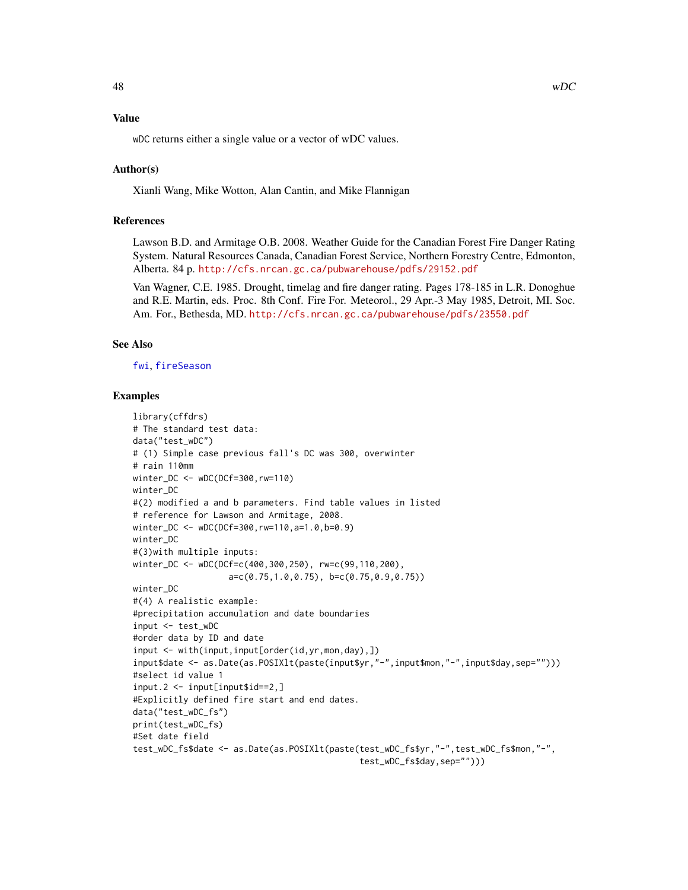### Value

wDC returns either a single value or a vector of wDC values.

### Author(s)

Xianli Wang, Mike Wotton, Alan Cantin, and Mike Flannigan

### References

Lawson B.D. and Armitage O.B. 2008. Weather Guide for the Canadian Forest Fire Danger Rating System. Natural Resources Canada, Canadian Forest Service, Northern Forestry Centre, Edmonton, Alberta. 84 p. http://cfs.nrcan.gc.ca/pubwarehouse/pdfs/29152.pdf

Van Wagner, C.E. 1985. Drought, timelag and fire danger rating. Pages 178-185 in L.R. Donoghue and R.E. Martin, eds. Proc. 8th Conf. Fire For. Meteorol., 29 Apr.-3 May 1985, Detroit, MI. Soc. Am. For., Bethesda, MD. http://cfs.nrcan.gc.ca/pubwarehouse/pdfs/23550.pdf

### See Also

fwi, fireSeason

### Examples

```
library(cffdrs)
# The standard test data:
data("test_wDC")
# (1) Simple case previous fall's DC was 300, overwinter
# rain 110mm
winter_DC <- wDC(DCf=300,rw=110)
winter_DC
#(2) modified a and b parameters. Find table values in listed
# reference for Lawson and Armitage, 2008.
winter_DC <- wDC(DCf=300,rw=110,a=1.0,b=0.9)
winter_DC
#(3)with multiple inputs:
winter_DC <- wDC(DCf=c(400,300,250), rw=c(99,110,200),
                 a=c(0.75,1.0,0.75), b=c(0.75,0.9,0.75))
winter_DC
#(4) A realistic example:
#precipitation accumulation and date boundaries
input <- test_wDC
#order data by ID and date
input <- with(input,input[order(id,yr,mon,day),])
input$date <- as.Date(as.POSIXlt(paste(input$yr,"-",input$mon,"-",input$day,sep="")))
#select id value 1
input.2 <- input[input$id==2,]
#Explicitly defined fire start and end dates.
data("test_wDC_fs")
print(test_wDC_fs)
#Set date field
test_wDC_fs$date <- as.Date(as.POSIXlt(paste(test_wDC_fs$yr,"-",test_wDC_fs$mon,"-",
                                              test_wDC_fs$day,sep="")))
```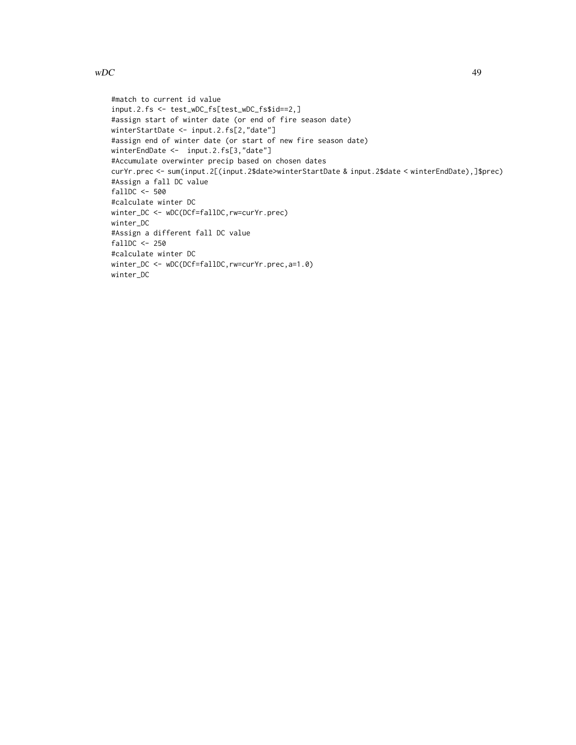```
#match to current id value
input.2.fs <- test_wDC_fs[test_wDC_fs$id==2,]
#assign start of winter date (or end of fire season date)
winterStartDate <- input.2.fs[2,"date"]
#assign end of winter date (or start of new fire season date)
winterEndDate <-  input.2.fs[3,"date"]
#Accumulate overwinter precip based on chosen dates
curYr.prec <- sum(input.2[(input.2$date>winterStartDate & input.2$date < winterEndDate),]$prec)
#Assign a fall DC value
fallDC <- 500
#calculate winter DC
winter_DC <- wDC(DCf=fallDC,rw=curYr.prec)
winter_DC
#Assign a different fall DC value
fallDC <- 250
#calculate winter DC
winter_DC <- wDC(DCf=fallDC,rw=curYr.prec,a=1.0)
winter_DC
```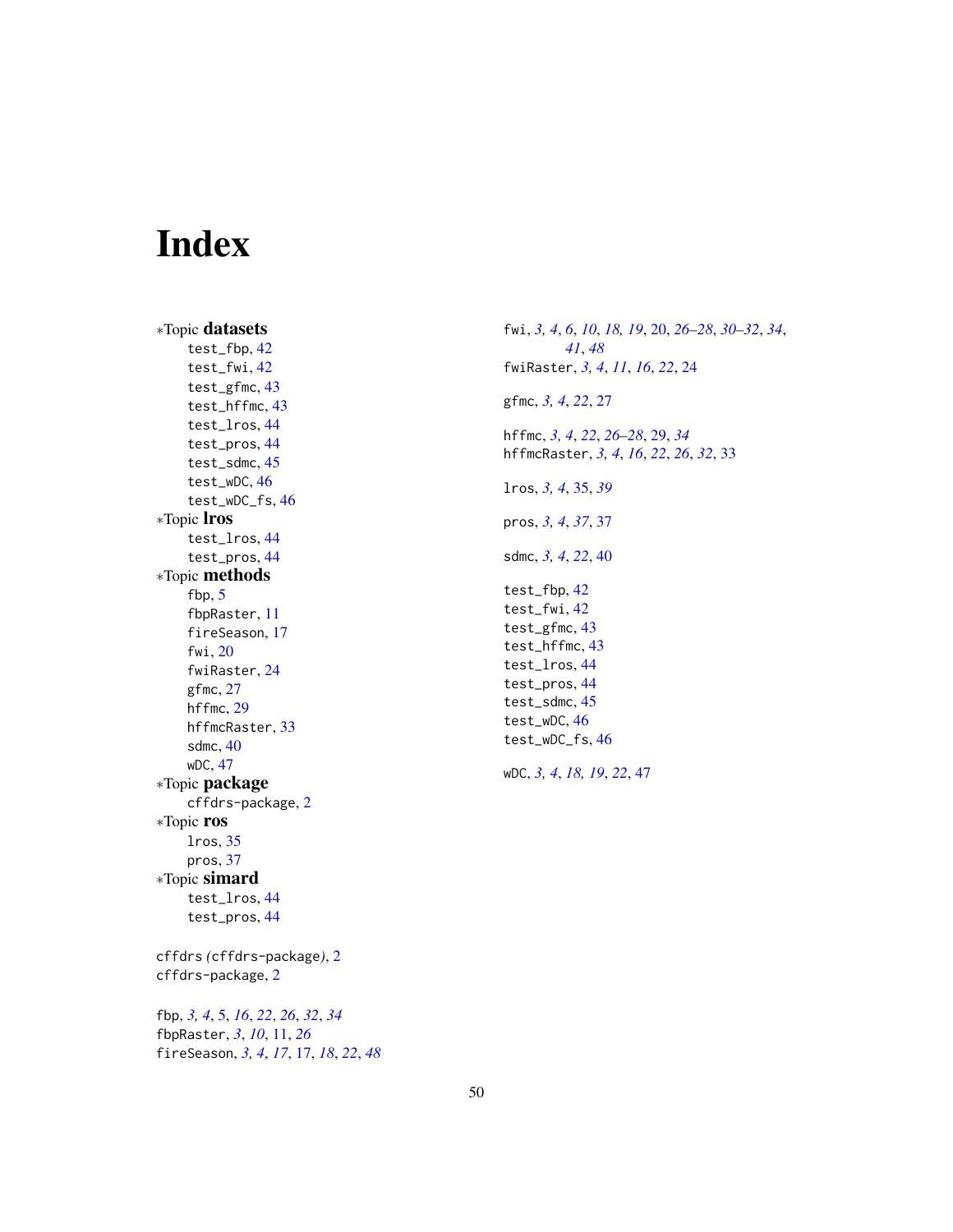# Index

∗Topic **datasets**
- test_fbp, 42
- test_fwi, 42
- test_gfmc, 43
- test_hffmc, 43
- test_lros, 44
- test_pros, 44
- test_sdmc, 45
- test_wDC, 46
- test_wDC_fs, 46

∗Topic **lros**
- test_lros, 44
- test_pros, 44

∗Topic **methods**
- fbp, 5
- fbpRaster, 11
- fireSeason, 17
- fwi, 20
- fwiRaster, 24
- gfmc, 27
- hffmc, 29
- hffmcRaster, 33
- sdmc, 40
- wDC, 47

∗Topic **package**
- cffdrs-package, 2

∗Topic **ros**
- lros, 35
- pros, 37

∗Topic **simard**
- test_lros, 44
- test_pros, 44

cffdrs *(*cffdrs-package*)*, 2
cffdrs-package, 2

fbp, *3, 4*, 5, *16*, *22*, *26*, *32*, *34*
fbpRaster, *3*, *10*, 11, *26*
fireSeason, *3, 4*, *17*, 17, *18*, *22*, *48*
fwi, *3, 4*, *6*, *10*, *18, 19*, 20, *26–28*, *30–32*, *34*, *41*, *48*
fwiRaster, *3, 4*, *11*, *16*, *22*, 24

gfmc, *3, 4*, *22*, 27

hffmc, *3, 4*, *22*, *26–28*, 29, *34*
hffmcRaster, *3, 4*, *16*, *22*, *26*, *32*, 33

lros, *3, 4*, 35, *39*

pros, *3, 4*, *37*, 37

sdmc, *3, 4*, *22*, 40

test_fbp, 42
test_fwi, 42
test_gfmc, 43
test_hffmc, 43
test_lros, 44
test_pros, 44
test_sdmc, 45
test_wDC, 46
test_wDC_fs, 46

wDC, *3, 4*, *18, 19*, *22*, 47